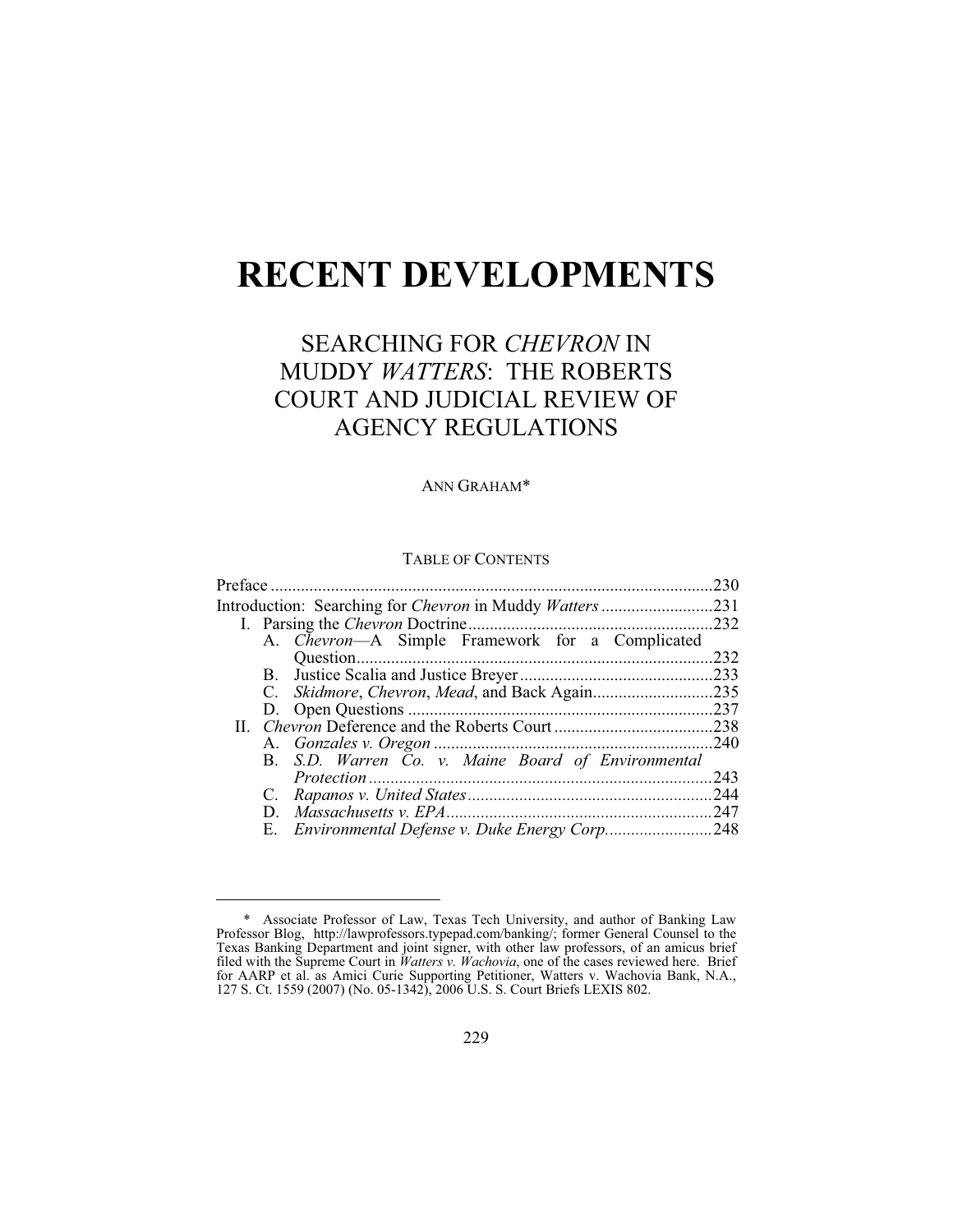# RECENT DEVELOPMENTS

## SEARCHING FOR *CHEVRON* IN MUDDY *WATTERS*: THE ROBERTS COURT AND JUDICIAL REVIEW OF AGENCY REGULATIONS

ANN GRAHAM*

TABLE OF CONTENTS

| | |
|---|---|
| Preface | 230 |
| Introduction: Searching for *Chevron* in Muddy *Watters* | 231 |
| I. Parsing the *Chevron* Doctrine | 232 |
| A. *Chevron*—A Simple Framework for a Complicated Question | 232 |
| B. Justice Scalia and Justice Breyer | 233 |
| C. *Skidmore*, *Chevron*, *Mead*, and Back Again | 235 |
| D. Open Questions | 237 |
| II. *Chevron* Deference and the Roberts Court | 238 |
| A. *Gonzales v. Oregon* | 240 |
| B. *S.D. Warren Co. v. Maine Board of Environmental Protection* | 243 |
| C. *Rapanos v. United States* | 244 |
| D. *Massachusetts v. EPA* | 247 |
| E. *Environmental Defense v. Duke Energy Corp.* | 248 |

\* Associate Professor of Law, Texas Tech University, and author of Banking Law Professor Blog, http://lawprofessors.typepad.com/banking/; former General Counsel to the Texas Banking Department and joint signer, with other law professors, of an amicus brief filed with the Supreme Court in *Watters v. Wachovia*, one of the cases reviewed here. Brief for AARP et al. as Amici Curie Supporting Petitioner, Watters v. Wachovia Bank, N.A., 127 S. Ct. 1559 (2007) (No. 05-1342), 2006 U.S. S. Court Briefs LEXIS 802.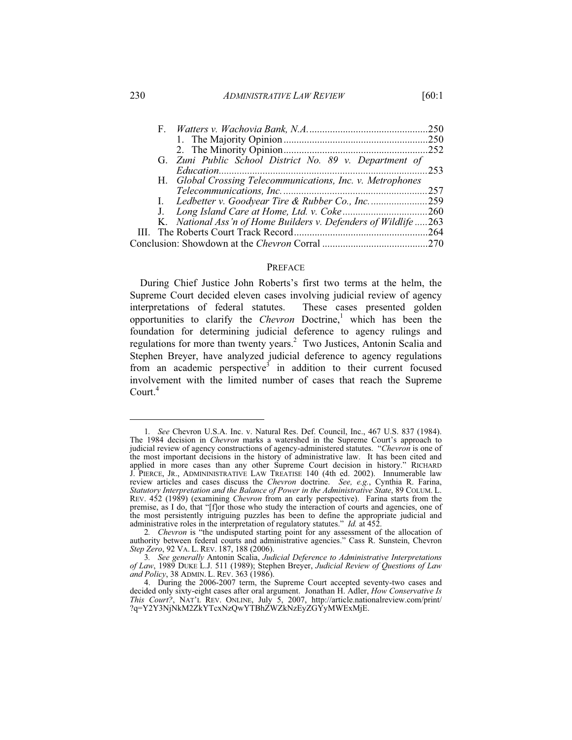F. *Watters v. Wachovia Bank, N.A.* ............................................... 250
   1. The Majority Opinion ........................................................ 250
   2. The Minority Opinion ........................................................ 252
G. *Zuni Public School District No. 89 v. Department of Education* ................................................................................ 253
H. *Global Crossing Telecommunications, Inc. v. Metrophones Telecommunications, Inc.* ....................................................... 257
I. *Ledbetter v. Goodyear Tire & Rubber Co., Inc.* ...................... 259
J. *Long Island Care at Home, Ltd. v. Coke* ................................ 260
K. *National Ass'n of Home Builders v. Defenders of Wildlife* ..... 263

III. The Roberts Court Track Record ................................................... 264

Conclusion: Showdown at the *Chevron* Corral ......................................... 270

## PREFACE

During Chief Justice John Roberts's first two terms at the helm, the Supreme Court decided eleven cases involving judicial review of agency interpretations of federal statutes. These cases presented golden opportunities to clarify the *Chevron* Doctrine,[1] which has been the foundation for determining judicial deference to agency rulings and regulations for more than twenty years.[2] Two Justices, Antonin Scalia and Stephen Breyer, have analyzed judicial deference to agency regulations from an academic perspective[3] in addition to their current focused involvement with the limited number of cases that reach the Supreme Court.[4]

---

1. *See* Chevron U.S.A. Inc. v. Natural Res. Def. Council, Inc., 467 U.S. 837 (1984). The 1984 decision in *Chevron* marks a watershed in the Supreme Court's approach to judicial review of agency constructions of agency-administered statutes. "*Chevron* is one of the most important decisions in the history of administrative law. It has been cited and applied in more cases than any other Supreme Court decision in history." RICHARD J. PIERCE, JR., ADMININISTRATIVE LAW TREATISE 140 (4th ed. 2002). Innumerable law review articles and cases discuss the *Chevron* doctrine. *See, e.g.*, Cynthia R. Farina, *Statutory Interpretation and the Balance of Power in the Administrative State*, 89 COLUM. L. REV. 452 (1989) (examining *Chevron* from an early perspective). Farina starts from the premise, as I do, that "[f]or those who study the interaction of courts and agencies, one of the most persistently intriguing puzzles has been to define the appropriate judicial and administrative roles in the interpretation of regulatory statutes." *Id.* at 452.

2. *Chevron* is "the undisputed starting point for any assessment of the allocation of authority between federal courts and administrative agencies." Cass R. Sunstein, Chevron *Step Zero*, 92 VA. L. REV. 187, 188 (2006).

3. *See generally* Antonin Scalia, *Judicial Deference to Administrative Interpretations of Law*, 1989 DUKE L.J. 511 (1989); Stephen Breyer, *Judicial Review of Questions of Law and Policy*, 38 ADMIN. L. REV. 363 (1986).

4. During the 2006-2007 term, the Supreme Court accepted seventy-two cases and decided only sixty-eight cases after oral argument. Jonathan H. Adler, *How Conservative Is This Court?*, NAT'L REV. ONLINE, July 5, 2007, http://article.nationalreview.com/print/?q=Y2Y3NjNkM2ZkYTcxNzQwYTBhZWZkNzEyZGYyMWExMjE.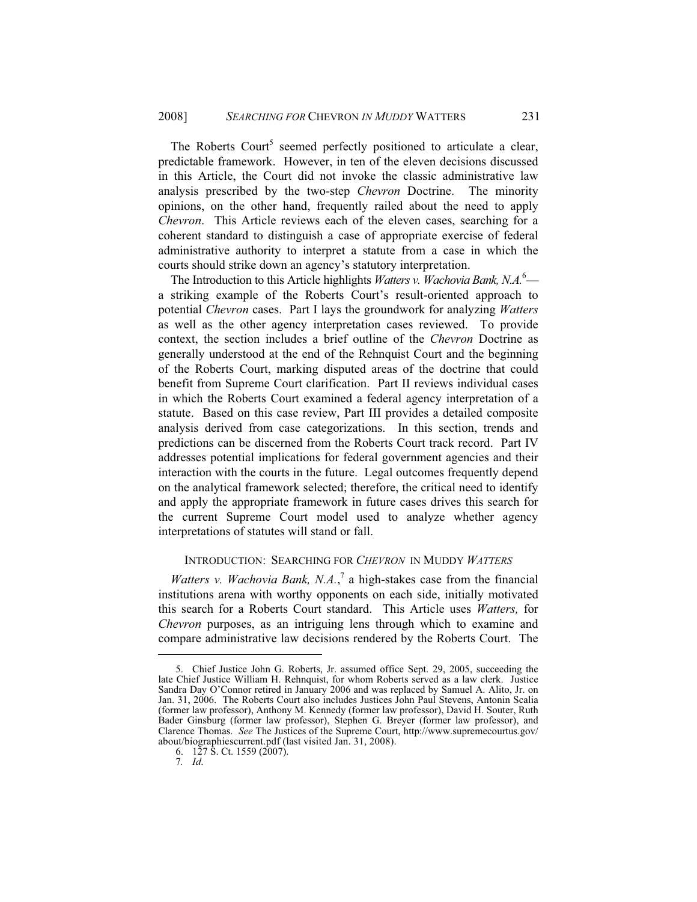The Roberts Court[5] seemed perfectly positioned to articulate a clear, predictable framework. However, in ten of the eleven decisions discussed in this Article, the Court did not invoke the classic administrative law analysis prescribed by the two-step *Chevron* Doctrine. The minority opinions, on the other hand, frequently railed about the need to apply *Chevron*. This Article reviews each of the eleven cases, searching for a coherent standard to distinguish a case of appropriate exercise of federal administrative authority to interpret a statute from a case in which the courts should strike down an agency's statutory interpretation.

The Introduction to this Article highlights *Watters v. Wachovia Bank, N.A.*[6]—a striking example of the Roberts Court's result-oriented approach to potential *Chevron* cases. Part I lays the groundwork for analyzing *Watters* as well as the other agency interpretation cases reviewed. To provide context, the section includes a brief outline of the *Chevron* Doctrine as generally understood at the end of the Rehnquist Court and the beginning of the Roberts Court, marking disputed areas of the doctrine that could benefit from Supreme Court clarification. Part II reviews individual cases in which the Roberts Court examined a federal agency interpretation of a statute. Based on this case review, Part III provides a detailed composite analysis derived from case categorizations. In this section, trends and predictions can be discerned from the Roberts Court track record. Part IV addresses potential implications for federal government agencies and their interaction with the courts in the future. Legal outcomes frequently depend on the analytical framework selected; therefore, the critical need to identify and apply the appropriate framework in future cases drives this search for the current Supreme Court model used to analyze whether agency interpretations of statutes will stand or fall.

## INTRODUCTION: SEARCHING FOR *CHEVRON* IN MUDDY *WATTERS*

*Watters v. Wachovia Bank, N.A.*,[7] a high-stakes case from the financial institutions arena with worthy opponents on each side, initially motivated this search for a Roberts Court standard. This Article uses *Watters,* for *Chevron* purposes, as an intriguing lens through which to examine and compare administrative law decisions rendered by the Roberts Court. The

---

5. Chief Justice John G. Roberts, Jr. assumed office Sept. 29, 2005, succeeding the late Chief Justice William H. Rehnquist, for whom Roberts served as a law clerk. Justice Sandra Day O'Connor retired in January 2006 and was replaced by Samuel A. Alito, Jr. on Jan. 31, 2006. The Roberts Court also includes Justices John Paul Stevens, Antonin Scalia (former law professor), Anthony M. Kennedy (former law professor), David H. Souter, Ruth Bader Ginsburg (former law professor), Stephen G. Breyer (former law professor), and Clarence Thomas. *See* The Justices of the Supreme Court, http://www.supremecourtus.gov/about/biographiescurrent.pdf (last visited Jan. 31, 2008).

6. 127 S. Ct. 1559 (2007).

7. *Id.*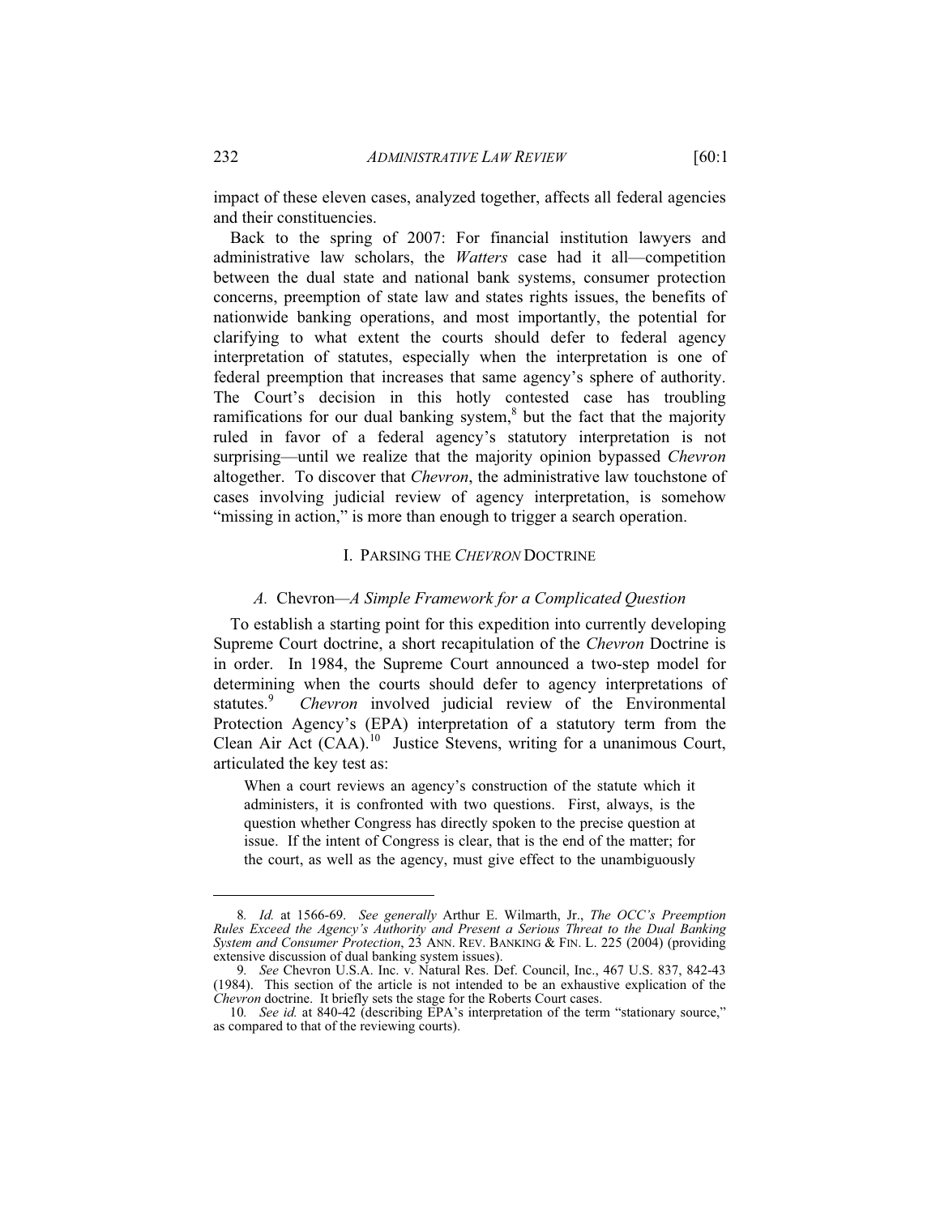impact of these eleven cases, analyzed together, affects all federal agencies and their constituencies.

Back to the spring of 2007: For financial institution lawyers and administrative law scholars, the *Watters* case had it all—competition between the dual state and national bank systems, consumer protection concerns, preemption of state law and states rights issues, the benefits of nationwide banking operations, and most importantly, the potential for clarifying to what extent the courts should defer to federal agency interpretation of statutes, especially when the interpretation is one of federal preemption that increases that same agency's sphere of authority. The Court's decision in this hotly contested case has troubling ramifications for our dual banking system,[8] but the fact that the majority ruled in favor of a federal agency's statutory interpretation is not surprising—until we realize that the majority opinion bypassed *Chevron* altogether. To discover that *Chevron*, the administrative law touchstone of cases involving judicial review of agency interpretation, is somehow "missing in action," is more than enough to trigger a search operation.

## I. PARSING THE *CHEVRON* DOCTRINE

### *A.* Chevron—*A Simple Framework for a Complicated Question*

To establish a starting point for this expedition into currently developing Supreme Court doctrine, a short recapitulation of the *Chevron* Doctrine is in order. In 1984, the Supreme Court announced a two-step model for determining when the courts should defer to agency interpretations of statutes.[9] *Chevron* involved judicial review of the Environmental Protection Agency's (EPA) interpretation of a statutory term from the Clean Air Act (CAA).[10] Justice Stevens, writing for a unanimous Court, articulated the key test as:

> When a court reviews an agency's construction of the statute which it administers, it is confronted with two questions. First, always, is the question whether Congress has directly spoken to the precise question at issue. If the intent of Congress is clear, that is the end of the matter; for the court, as well as the agency, must give effect to the unambiguously

---

8. *Id.* at 1566-69. *See generally* Arthur E. Wilmarth, Jr., *The OCC's Preemption Rules Exceed the Agency's Authority and Present a Serious Threat to the Dual Banking System and Consumer Protection*, 23 ANN. REV. BANKING & FIN. L. 225 (2004) (providing extensive discussion of dual banking system issues).

9. *See* Chevron U.S.A. Inc. v. Natural Res. Def. Council, Inc., 467 U.S. 837, 842-43 (1984). This section of the article is not intended to be an exhaustive explication of the *Chevron* doctrine. It briefly sets the stage for the Roberts Court cases.

10. *See id.* at 840-42 (describing EPA's interpretation of the term "stationary source," as compared to that of the reviewing courts).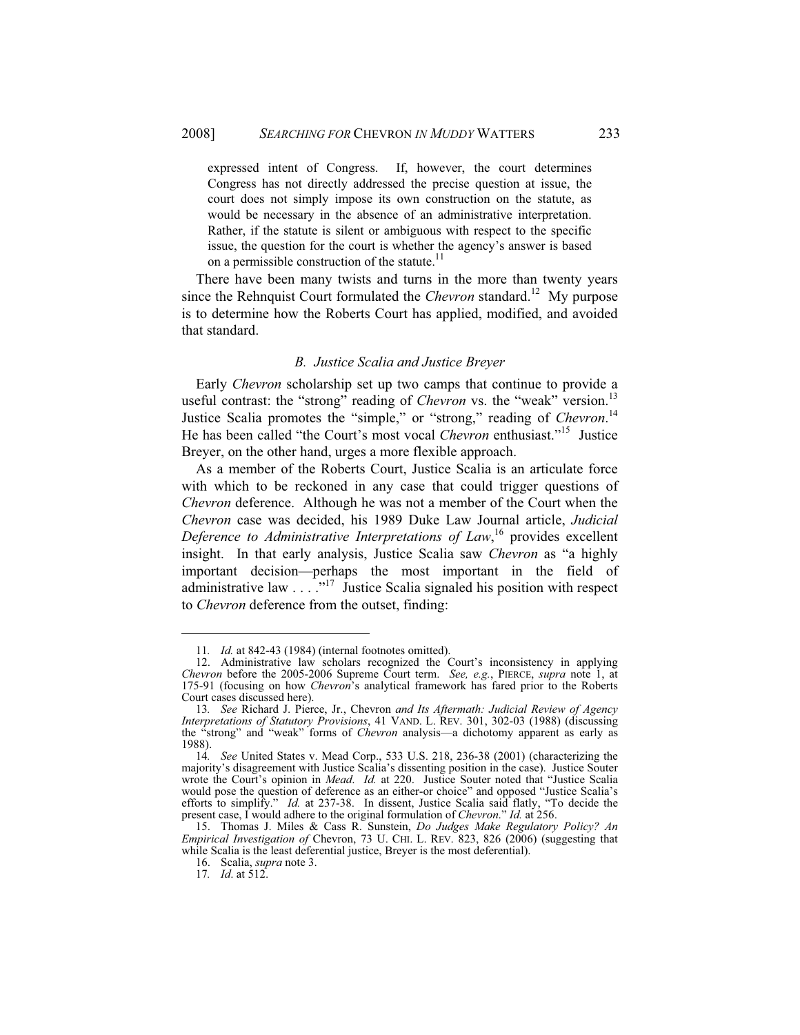> expressed intent of Congress. If, however, the court determines Congress has not directly addressed the precise question at issue, the court does not simply impose its own construction on the statute, as would be necessary in the absence of an administrative interpretation. Rather, if the statute is silent or ambiguous with respect to the specific issue, the question for the court is whether the agency's answer is based on a permissible construction of the statute.[11]

There have been many twists and turns in the more than twenty years since the Rehnquist Court formulated the *Chevron* standard.[12] My purpose is to determine how the Roberts Court has applied, modified, and avoided that standard.

### *B. Justice Scalia and Justice Breyer*

Early *Chevron* scholarship set up two camps that continue to provide a useful contrast: the "strong" reading of *Chevron* vs. the "weak" version.[13] Justice Scalia promotes the "simple," or "strong," reading of *Chevron*.[14] He has been called "the Court's most vocal *Chevron* enthusiast."[15] Justice Breyer, on the other hand, urges a more flexible approach.

As a member of the Roberts Court, Justice Scalia is an articulate force with which to be reckoned in any case that could trigger questions of *Chevron* deference. Although he was not a member of the Court when the *Chevron* case was decided, his 1989 Duke Law Journal article, *Judicial Deference to Administrative Interpretations of Law*,[16] provides excellent insight. In that early analysis, Justice Scalia saw *Chevron* as "a highly important decision—perhaps the most important in the field of administrative law . . . ."[17] Justice Scalia signaled his position with respect to *Chevron* deference from the outset, finding:

---

11. *Id.* at 842-43 (1984) (internal footnotes omitted).

12. Administrative law scholars recognized the Court's inconsistency in applying *Chevron* before the 2005-2006 Supreme Court term. *See, e.g.*, PIERCE, *supra* note 1, at 175-91 (focusing on how *Chevron*'s analytical framework has fared prior to the Roberts Court cases discussed here).

13. *See* Richard J. Pierce, Jr., Chevron *and Its Aftermath: Judicial Review of Agency Interpretations of Statutory Provisions*, 41 VAND. L. REV. 301, 302-03 (1988) (discussing the "strong" and "weak" forms of *Chevron* analysis—a dichotomy apparent as early as 1988).

14. *See* United States v. Mead Corp., 533 U.S. 218, 236-38 (2001) (characterizing the majority's disagreement with Justice Scalia's dissenting position in the case). Justice Souter wrote the Court's opinion in *Mead*. *Id.* at 220. Justice Souter noted that "Justice Scalia would pose the question of deference as an either-or choice" and opposed "Justice Scalia's efforts to simplify." *Id.* at 237-38. In dissent, Justice Scalia said flatly, "To decide the present case, I would adhere to the original formulation of *Chevron*." *Id.* at 256.

15. Thomas J. Miles & Cass R. Sunstein, *Do Judges Make Regulatory Policy? An Empirical Investigation of* Chevron, 73 U. CHI. L. REV. 823, 826 (2006) (suggesting that while Scalia is the least deferential justice, Breyer is the most deferential).

16. Scalia, *supra* note 3.

17. *Id.* at 512.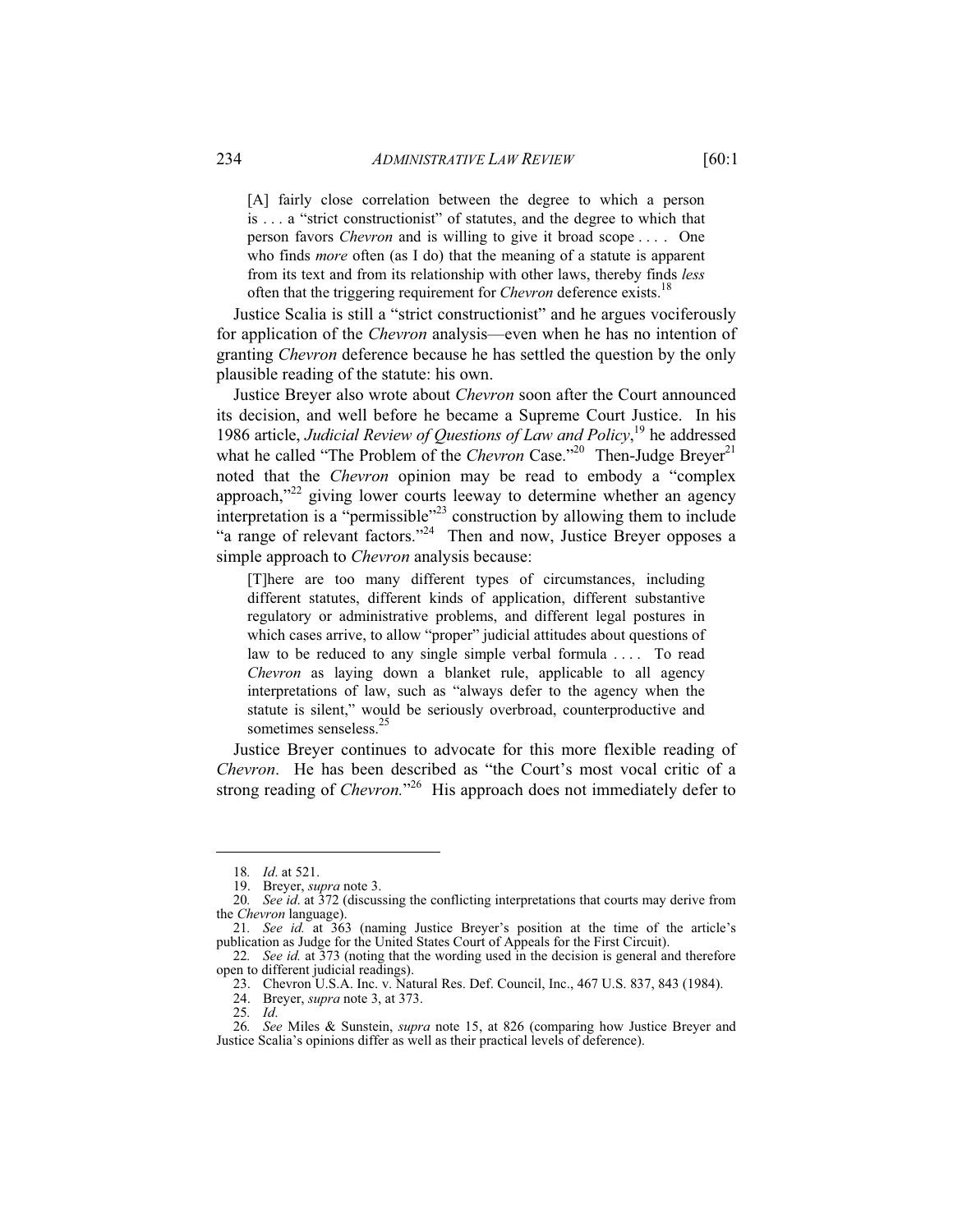> [A] fairly close correlation between the degree to which a person is . . . a "strict constructionist" of statutes, and the degree to which that person favors *Chevron* and is willing to give it broad scope . . . . One who finds *more* often (as I do) that the meaning of a statute is apparent from its text and from its relationship with other laws, thereby finds *less* often that the triggering requirement for *Chevron* deference exists.[18]

Justice Scalia is still a "strict constructionist" and he argues vociferously for application of the *Chevron* analysis—even when he has no intention of granting *Chevron* deference because he has settled the question by the only plausible reading of the statute: his own.

Justice Breyer also wrote about *Chevron* soon after the Court announced its decision, and well before he became a Supreme Court Justice. In his 1986 article, *Judicial Review of Questions of Law and Policy*,[19] he addressed what he called "The Problem of the *Chevron* Case."[20] Then-Judge Breyer[21] noted that the *Chevron* opinion may be read to embody a "complex approach,"[22] giving lower courts leeway to determine whether an agency interpretation is a "permissible"[23] construction by allowing them to include "a range of relevant factors."[24] Then and now, Justice Breyer opposes a simple approach to *Chevron* analysis because:

> [T]here are too many different types of circumstances, including different statutes, different kinds of application, different substantive regulatory or administrative problems, and different legal postures in which cases arrive, to allow "proper" judicial attitudes about questions of law to be reduced to any single simple verbal formula . . . . To read *Chevron* as laying down a blanket rule, applicable to all agency interpretations of law, such as "always defer to the agency when the statute is silent," would be seriously overbroad, counterproductive and sometimes senseless.[25]

Justice Breyer continues to advocate for this more flexible reading of *Chevron*. He has been described as "the Court's most vocal critic of a strong reading of *Chevron*."[26] His approach does not immediately defer to

---

18. *Id*. at 521.
19. Breyer, *supra* note 3.
20. *See id*. at 372 (discussing the conflicting interpretations that courts may derive from the *Chevron* language).
21. *See id.* at 363 (naming Justice Breyer's position at the time of the article's publication as Judge for the United States Court of Appeals for the First Circuit).
22. *See id.* at 373 (noting that the wording used in the decision is general and therefore open to different judicial readings).
23. Chevron U.S.A. Inc. v. Natural Res. Def. Council, Inc., 467 U.S. 837, 843 (1984).
24. Breyer, *supra* note 3, at 373.
25. *Id.*
26. *See* Miles & Sunstein, *supra* note 15, at 826 (comparing how Justice Breyer and Justice Scalia's opinions differ as well as their practical levels of deference).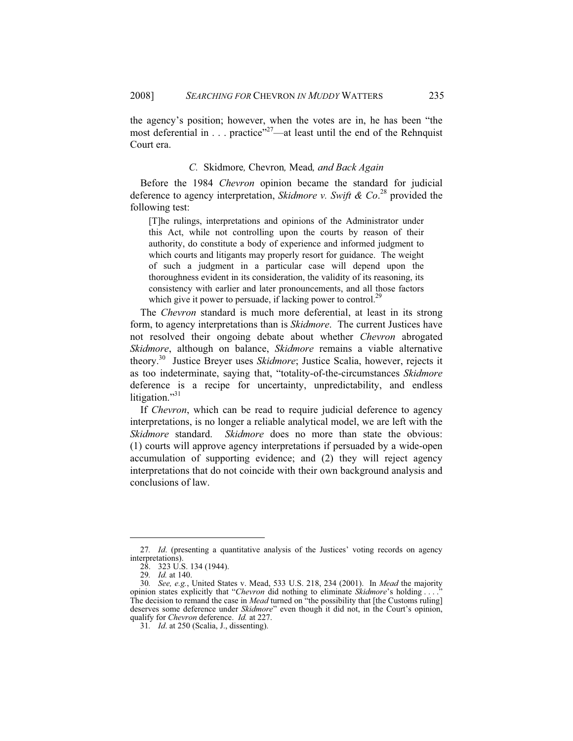the agency's position; however, when the votes are in, he has been "the most deferential in . . . practice"[27]—at least until the end of the Rehnquist Court era.

### *C.* Skidmore*,* Chevron*,* Mead*, and Back Again*

Before the 1984 *Chevron* opinion became the standard for judicial deference to agency interpretation, *Skidmore v. Swift & Co*.[28] provided the following test:

> [T]he rulings, interpretations and opinions of the Administrator under this Act, while not controlling upon the courts by reason of their authority, do constitute a body of experience and informed judgment to which courts and litigants may properly resort for guidance. The weight of such a judgment in a particular case will depend upon the thoroughness evident in its consideration, the validity of its reasoning, its consistency with earlier and later pronouncements, and all those factors which give it power to persuade, if lacking power to control.[29]

The *Chevron* standard is much more deferential, at least in its strong form, to agency interpretations than is *Skidmore*. The current Justices have not resolved their ongoing debate about whether *Chevron* abrogated *Skidmore*, although on balance, *Skidmore* remains a viable alternative theory.[30] Justice Breyer uses *Skidmore*; Justice Scalia, however, rejects it as too indeterminate, saying that, "totality-of-the-circumstances *Skidmore* deference is a recipe for uncertainty, unpredictability, and endless litigation."[31]

If *Chevron*, which can be read to require judicial deference to agency interpretations, is no longer a reliable analytical model, we are left with the *Skidmore* standard. *Skidmore* does no more than state the obvious: (1) courts will approve agency interpretations if persuaded by a wide-open accumulation of supporting evidence; and (2) they will reject agency interpretations that do not coincide with their own background analysis and conclusions of law.

---

27. *Id*. (presenting a quantitative analysis of the Justices' voting records on agency interpretations).

28. 323 U.S. 134 (1944).

29. *Id.* at 140.

30. *See, e.g.*, United States v. Mead, 533 U.S. 218, 234 (2001). In *Mead* the majority opinion states explicitly that "*Chevron* did nothing to eliminate *Skidmore*'s holding . . . ." The decision to remand the case in *Mead* turned on "the possibility that [the Customs ruling] deserves some deference under *Skidmore*" even though it did not, in the Court's opinion, qualify for *Chevron* deference. *Id.* at 227.

31. *Id*. at 250 (Scalia, J., dissenting).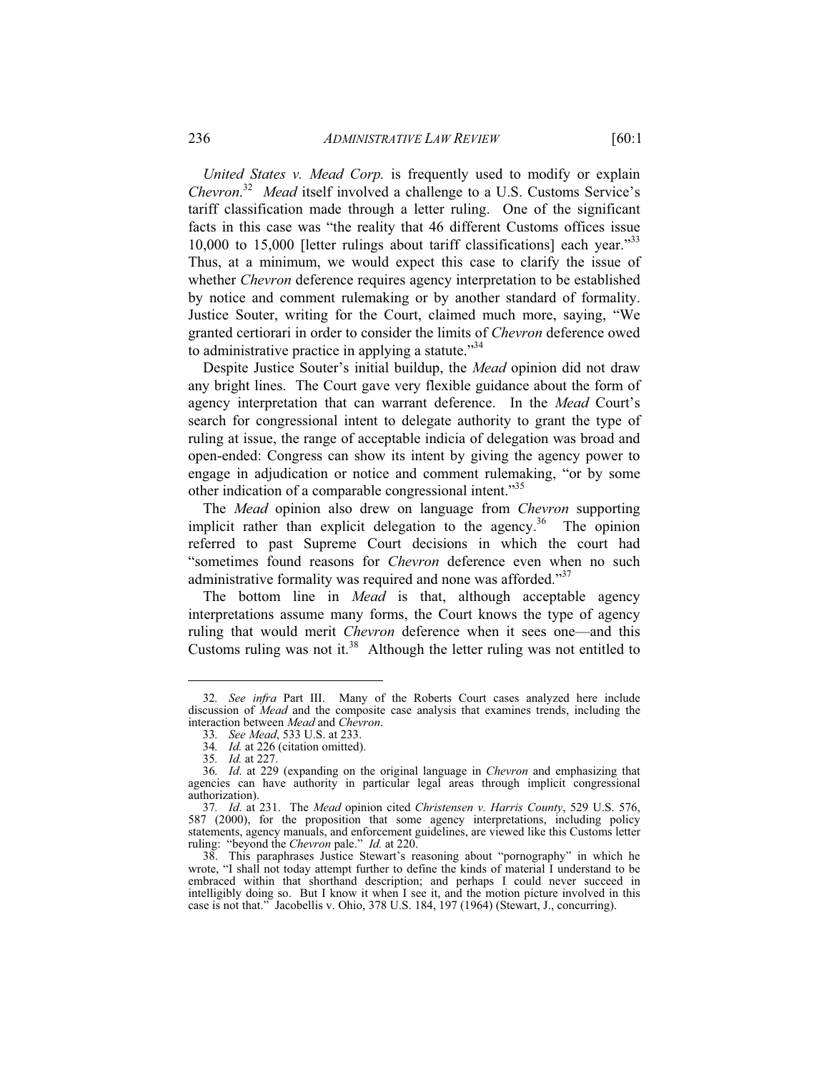*United States v. Mead Corp.* is frequently used to modify or explain *Chevron*.[32] *Mead* itself involved a challenge to a U.S. Customs Service's tariff classification made through a letter ruling. One of the significant facts in this case was "the reality that 46 different Customs offices issue 10,000 to 15,000 [letter rulings about tariff classifications] each year."[33] Thus, at a minimum, we would expect this case to clarify the issue of whether *Chevron* deference requires agency interpretation to be established by notice and comment rulemaking or by another standard of formality. Justice Souter, writing for the Court, claimed much more, saying, "We granted certiorari in order to consider the limits of *Chevron* deference owed to administrative practice in applying a statute."[34]

Despite Justice Souter's initial buildup, the *Mead* opinion did not draw any bright lines. The Court gave very flexible guidance about the form of agency interpretation that can warrant deference. In the *Mead* Court's search for congressional intent to delegate authority to grant the type of ruling at issue, the range of acceptable indicia of delegation was broad and open-ended: Congress can show its intent by giving the agency power to engage in adjudication or notice and comment rulemaking, "or by some other indication of a comparable congressional intent."[35]

The *Mead* opinion also drew on language from *Chevron* supporting implicit rather than explicit delegation to the agency.[36] The opinion referred to past Supreme Court decisions in which the court had "sometimes found reasons for *Chevron* deference even when no such administrative formality was required and none was afforded."[37]

The bottom line in *Mead* is that, although acceptable agency interpretations assume many forms, the Court knows the type of agency ruling that would merit *Chevron* deference when it sees one—and this Customs ruling was not it.[38] Although the letter ruling was not entitled to

---

32. *See infra* Part III. Many of the Roberts Court cases analyzed here include discussion of *Mead* and the composite case analysis that examines trends, including the interaction between *Mead* and *Chevron*.

33. *See Mead*, 533 U.S. at 233.

34. *Id.* at 226 (citation omitted).

35. *Id.* at 227.

36. *Id.* at 229 (expanding on the original language in *Chevron* and emphasizing that agencies can have authority in particular legal areas through implicit congressional authorization).

37. *Id.* at 231. The *Mead* opinion cited *Christensen v. Harris County*, 529 U.S. 576, 587 (2000), for the proposition that some agency interpretations, including policy statements, agency manuals, and enforcement guidelines, are viewed like this Customs letter ruling: "beyond the *Chevron* pale." *Id.* at 220.

38. This paraphrases Justice Stewart's reasoning about "pornography" in which he wrote, "I shall not today attempt further to define the kinds of material I understand to be embraced within that shorthand description; and perhaps I could never succeed in intelligibly doing so. But I know it when I see it, and the motion picture involved in this case is not that." Jacobellis v. Ohio, 378 U.S. 184, 197 (1964) (Stewart, J., concurring).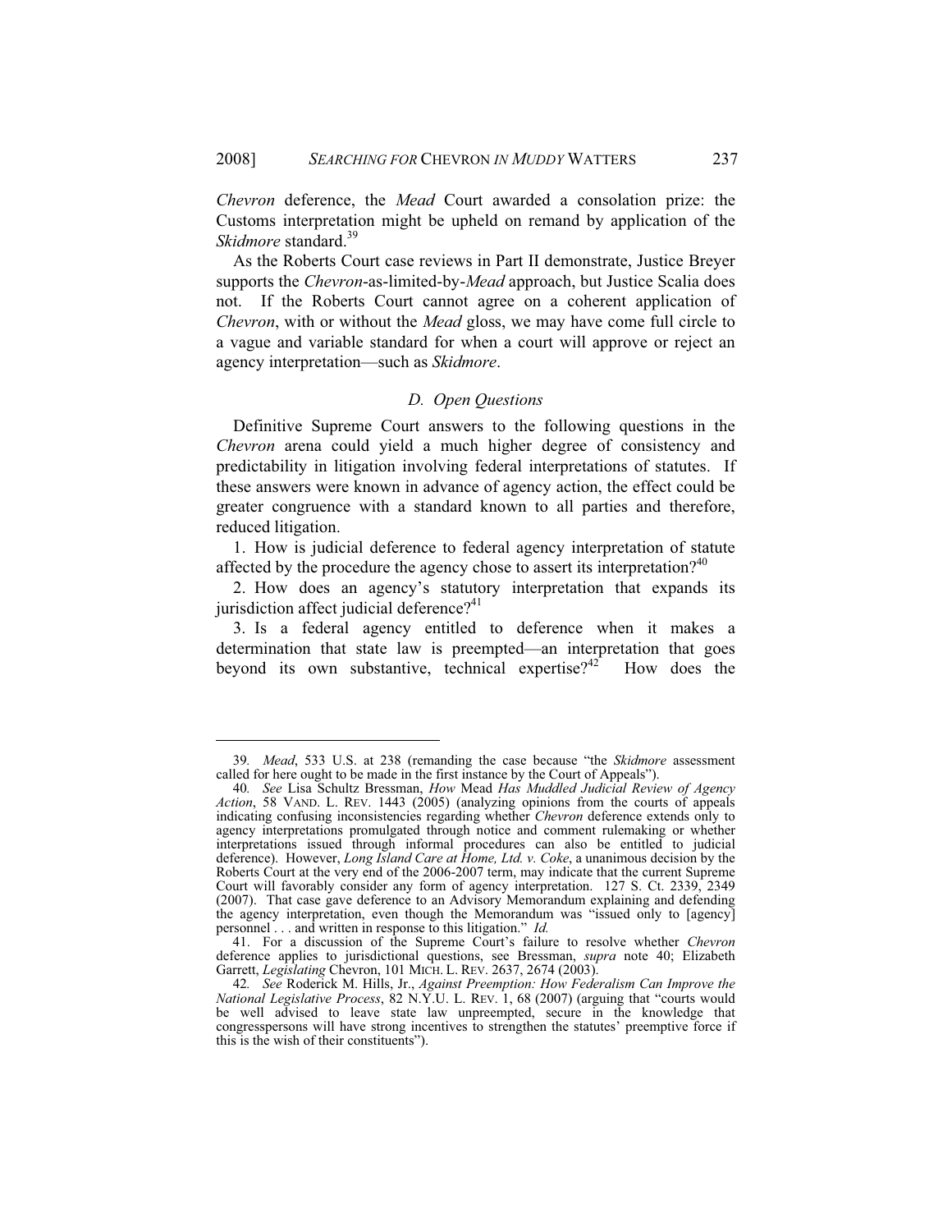*Chevron* deference, the *Mead* Court awarded a consolation prize: the Customs interpretation might be upheld on remand by application of the *Skidmore* standard.[39]

As the Roberts Court case reviews in Part II demonstrate, Justice Breyer supports the *Chevron*-as-limited-by-*Mead* approach, but Justice Scalia does not. If the Roberts Court cannot agree on a coherent application of *Chevron*, with or without the *Mead* gloss, we may have come full circle to a vague and variable standard for when a court will approve or reject an agency interpretation—such as *Skidmore*.

### *D. Open Questions*

Definitive Supreme Court answers to the following questions in the *Chevron* arena could yield a much higher degree of consistency and predictability in litigation involving federal interpretations of statutes. If these answers were known in advance of agency action, the effect could be greater congruence with a standard known to all parties and therefore, reduced litigation.

1. How is judicial deference to federal agency interpretation of statute affected by the procedure the agency chose to assert its interpretation?[40]

2. How does an agency's statutory interpretation that expands its jurisdiction affect judicial deference?[41]

3. Is a federal agency entitled to deference when it makes a determination that state law is preempted—an interpretation that goes beyond its own substantive, technical expertise?[42] How does the

---

39. *Mead*, 533 U.S. at 238 (remanding the case because "the *Skidmore* assessment called for here ought to be made in the first instance by the Court of Appeals").

40. *See* Lisa Schultz Bressman, *How* Mead *Has Muddled Judicial Review of Agency Action*, 58 VAND. L. REV. 1443 (2005) (analyzing opinions from the courts of appeals indicating confusing inconsistencies regarding whether *Chevron* deference extends only to agency interpretations promulgated through notice and comment rulemaking or whether interpretations issued through informal procedures can also be entitled to judicial deference). However, *Long Island Care at Home, Ltd. v. Coke*, a unanimous decision by the Roberts Court at the very end of the 2006-2007 term, may indicate that the current Supreme Court will favorably consider any form of agency interpretation. 127 S. Ct. 2339, 2349 (2007). That case gave deference to an Advisory Memorandum explaining and defending the agency interpretation, even though the Memorandum was "issued only to [agency] personnel . . . and written in response to this litigation." *Id.*

41. For a discussion of the Supreme Court's failure to resolve whether *Chevron* deference applies to jurisdictional questions, see Bressman, *supra* note 40; Elizabeth Garrett, *Legislating* Chevron, 101 MICH. L. REV. 2637, 2674 (2003).

42. *See* Roderick M. Hills, Jr., *Against Preemption: How Federalism Can Improve the National Legislative Process*, 82 N.Y.U. L. REV. 1, 68 (2007) (arguing that "courts would be well advised to leave state law unpreempted, secure in the knowledge that congresspersons will have strong incentives to strengthen the statutes' preemptive force if this is the wish of their constituents").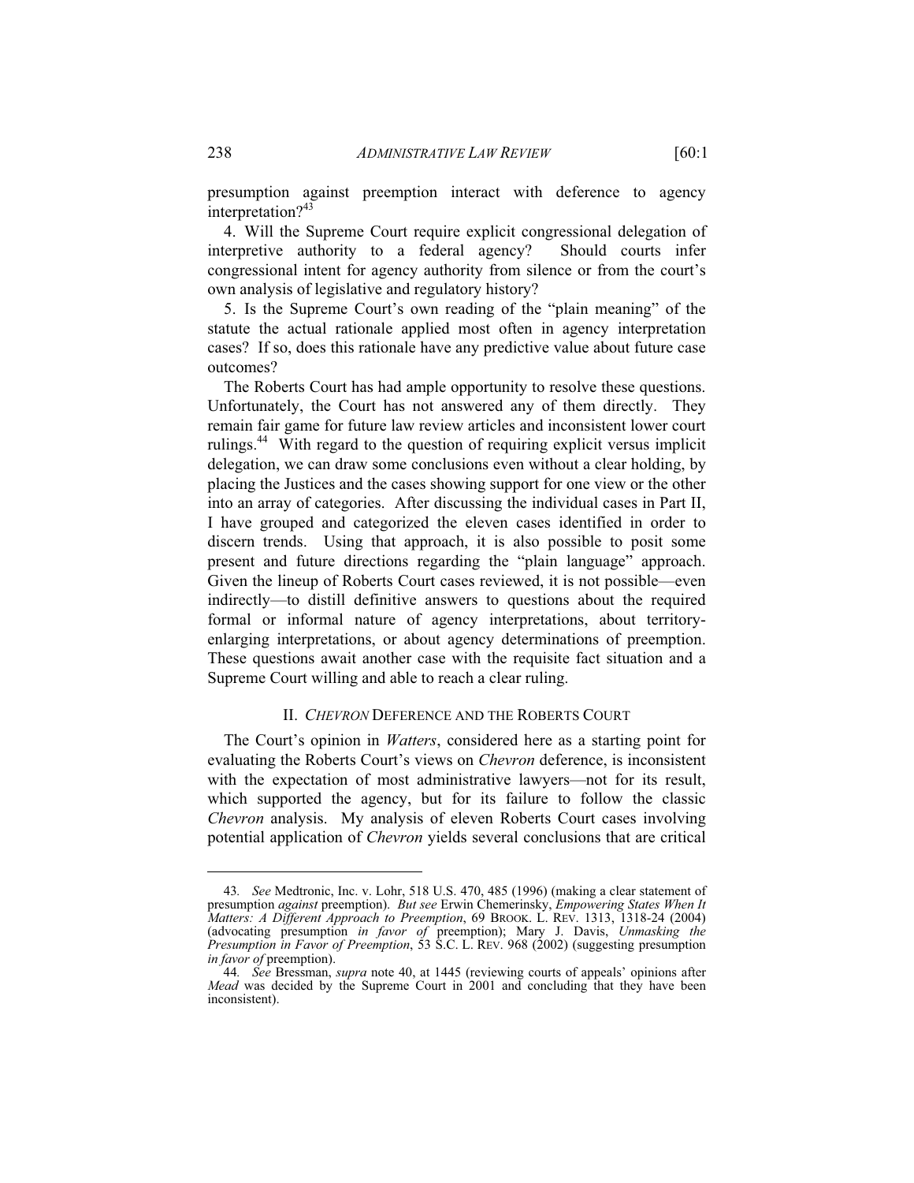presumption against preemption interact with deference to agency interpretation?[43]

4. Will the Supreme Court require explicit congressional delegation of interpretive authority to a federal agency? Should courts infer congressional intent for agency authority from silence or from the court's own analysis of legislative and regulatory history?

5. Is the Supreme Court's own reading of the "plain meaning" of the statute the actual rationale applied most often in agency interpretation cases? If so, does this rationale have any predictive value about future case outcomes?

The Roberts Court has had ample opportunity to resolve these questions. Unfortunately, the Court has not answered any of them directly. They remain fair game for future law review articles and inconsistent lower court rulings.[44] With regard to the question of requiring explicit versus implicit delegation, we can draw some conclusions even without a clear holding, by placing the Justices and the cases showing support for one view or the other into an array of categories. After discussing the individual cases in Part II, I have grouped and categorized the eleven cases identified in order to discern trends. Using that approach, it is also possible to posit some present and future directions regarding the "plain language" approach. Given the lineup of Roberts Court cases reviewed, it is not possible—even indirectly—to distill definitive answers to questions about the required formal or informal nature of agency interpretations, about territory-enlarging interpretations, or about agency determinations of preemption. These questions await another case with the requisite fact situation and a Supreme Court willing and able to reach a clear ruling.

## II. *CHEVRON* DEFERENCE AND THE ROBERTS COURT

The Court's opinion in *Watters*, considered here as a starting point for evaluating the Roberts Court's views on *Chevron* deference, is inconsistent with the expectation of most administrative lawyers—not for its result, which supported the agency, but for its failure to follow the classic *Chevron* analysis. My analysis of eleven Roberts Court cases involving potential application of *Chevron* yields several conclusions that are critical

---

43. *See* Medtronic, Inc. v. Lohr, 518 U.S. 470, 485 (1996) (making a clear statement of presumption *against* preemption). *But see* Erwin Chemerinsky, *Empowering States When It Matters: A Different Approach to Preemption*, 69 BROOK. L. REV. 1313, 1318-24 (2004) (advocating presumption *in favor of* preemption); Mary J. Davis, *Unmasking the Presumption in Favor of Preemption*, 53 S.C. L. REV. 968 (2002) (suggesting presumption *in favor of* preemption).

44. *See* Bressman, *supra* note 40, at 1445 (reviewing courts of appeals' opinions after *Mead* was decided by the Supreme Court in 2001 and concluding that they have been inconsistent).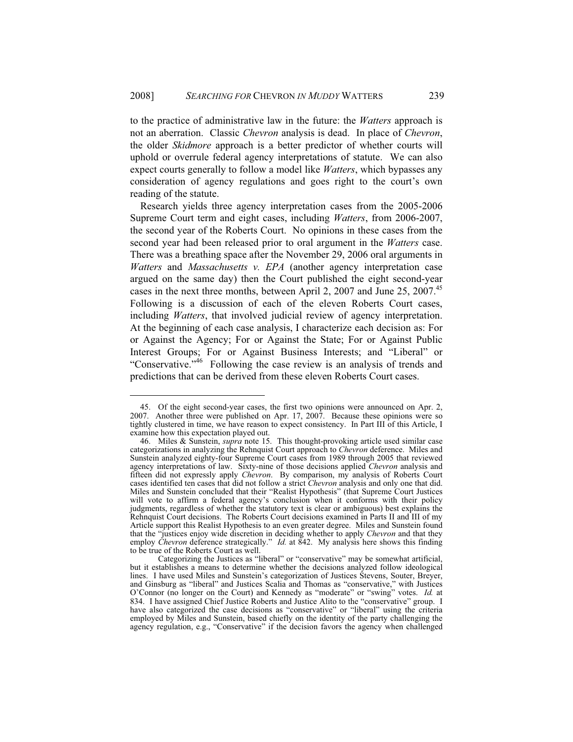to the practice of administrative law in the future: the *Watters* approach is not an aberration. Classic *Chevron* analysis is dead. In place of *Chevron*, the older *Skidmore* approach is a better predictor of whether courts will uphold or overrule federal agency interpretations of statute. We can also expect courts generally to follow a model like *Watters*, which bypasses any consideration of agency regulations and goes right to the court's own reading of the statute.

Research yields three agency interpretation cases from the 2005-2006 Supreme Court term and eight cases, including *Watters*, from 2006-2007, the second year of the Roberts Court. No opinions in these cases from the second year had been released prior to oral argument in the *Watters* case. There was a breathing space after the November 29, 2006 oral arguments in *Watters* and *Massachusetts v. EPA* (another agency interpretation case argued on the same day) then the Court published the eight second-year cases in the next three months, between April 2, 2007 and June 25, 2007.[45] Following is a discussion of each of the eleven Roberts Court cases, including *Watters*, that involved judicial review of agency interpretation. At the beginning of each case analysis, I characterize each decision as: For or Against the Agency; For or Against the State; For or Against Public Interest Groups; For or Against Business Interests; and "Liberal" or "Conservative."[46] Following the case review is an analysis of trends and predictions that can be derived from these eleven Roberts Court cases.

---

45. Of the eight second-year cases, the first two opinions were announced on Apr. 2, 2007. Another three were published on Apr. 17, 2007. Because these opinions were so tightly clustered in time, we have reason to expect consistency. In Part III of this Article, I examine how this expectation played out.

46. Miles & Sunstein, *supra* note 15. This thought-provoking article used similar case categorizations in analyzing the Rehnquist Court approach to *Chevron* deference. Miles and Sunstein analyzed eighty-four Supreme Court cases from 1989 through 2005 that reviewed agency interpretations of law. Sixty-nine of those decisions applied *Chevron* analysis and fifteen did not expressly apply *Chevron*. By comparison, my analysis of Roberts Court cases identified ten cases that did not follow a strict *Chevron* analysis and only one that did. Miles and Sunstein concluded that their "Realist Hypothesis" (that Supreme Court Justices will vote to affirm a federal agency's conclusion when it conforms with their policy judgments, regardless of whether the statutory text is clear or ambiguous) best explains the Rehnquist Court decisions. The Roberts Court decisions examined in Parts II and III of my Article support this Realist Hypothesis to an even greater degree. Miles and Sunstein found that the "justices enjoy wide discretion in deciding whether to apply *Chevron* and that they employ *Chevron* deference strategically." *Id.* at 842. My analysis here shows this finding to be true of the Roberts Court as well.

Categorizing the Justices as "liberal" or "conservative" may be somewhat artificial, but it establishes a means to determine whether the decisions analyzed follow ideological lines. I have used Miles and Sunstein's categorization of Justices Stevens, Souter, Breyer, and Ginsburg as "liberal" and Justices Scalia and Thomas as "conservative," with Justices O'Connor (no longer on the Court) and Kennedy as "moderate" or "swing" votes. *Id.* at 834. I have assigned Chief Justice Roberts and Justice Alito to the "conservative" group. I have also categorized the case decisions as "conservative" or "liberal" using the criteria employed by Miles and Sunstein, based chiefly on the identity of the party challenging the agency regulation, e.g., "Conservative" if the decision favors the agency when challenged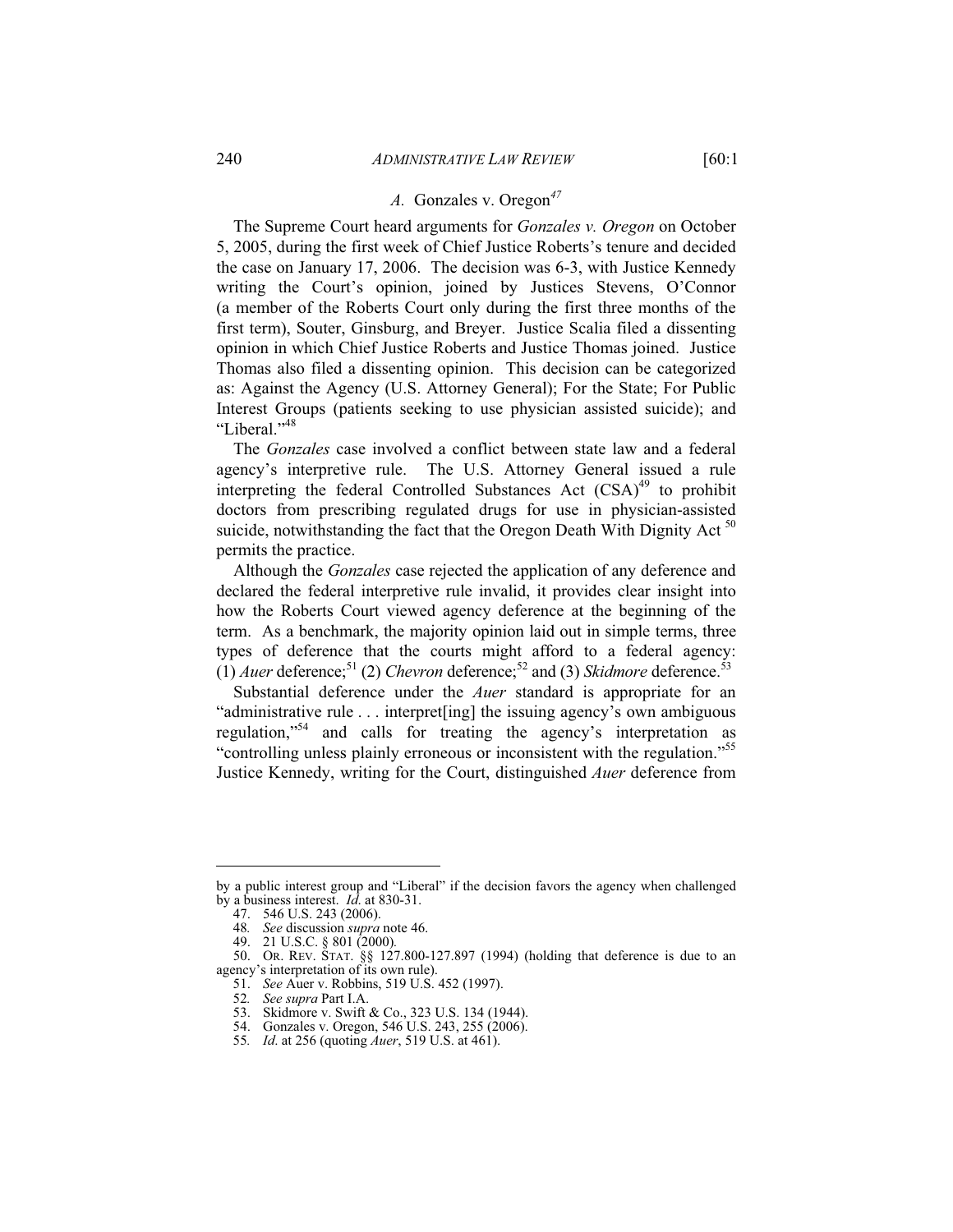### *A.* Gonzales v. Oregon[47]

The Supreme Court heard arguments for *Gonzales v. Oregon* on October 5, 2005, during the first week of Chief Justice Roberts's tenure and decided the case on January 17, 2006. The decision was 6-3, with Justice Kennedy writing the Court's opinion, joined by Justices Stevens, O'Connor (a member of the Roberts Court only during the first three months of the first term), Souter, Ginsburg, and Breyer. Justice Scalia filed a dissenting opinion in which Chief Justice Roberts and Justice Thomas joined. Justice Thomas also filed a dissenting opinion. This decision can be categorized as: Against the Agency (U.S. Attorney General); For the State; For Public Interest Groups (patients seeking to use physician assisted suicide); and "Liberal."[48]

The *Gonzales* case involved a conflict between state law and a federal agency's interpretive rule. The U.S. Attorney General issued a rule interpreting the federal Controlled Substances Act (CSA)[49] to prohibit doctors from prescribing regulated drugs for use in physician-assisted suicide, notwithstanding the fact that the Oregon Death With Dignity Act [50] permits the practice.

Although the *Gonzales* case rejected the application of any deference and declared the federal interpretive rule invalid, it provides clear insight into how the Roberts Court viewed agency deference at the beginning of the term. As a benchmark, the majority opinion laid out in simple terms, three types of deference that the courts might afford to a federal agency: (1) *Auer* deference;[51] (2) *Chevron* deference;[52] and (3) *Skidmore* deference.[53]

Substantial deference under the *Auer* standard is appropriate for an "administrative rule . . . interpret[ing] the issuing agency's own ambiguous regulation,"[54] and calls for treating the agency's interpretation as "controlling unless plainly erroneous or inconsistent with the regulation."[55] Justice Kennedy, writing for the Court, distinguished *Auer* deference from

---

by a public interest group and "Liberal" if the decision favors the agency when challenged by a business interest. *Id.* at 830-31.

47. 546 U.S. 243 (2006).

48. *See* discussion *supra* note 46.

49. 21 U.S.C. § 801 (2000).

50. OR. REV. STAT. §§ 127.800-127.897 (1994) (holding that deference is due to an agency's interpretation of its own rule).

51. *See* Auer v. Robbins, 519 U.S. 452 (1997).

52. *See supra* Part I.A.

53. Skidmore v. Swift & Co., 323 U.S. 134 (1944).

54. Gonzales v. Oregon, 546 U.S. 243, 255 (2006).

55. *Id.* at 256 (quoting *Auer*, 519 U.S. at 461).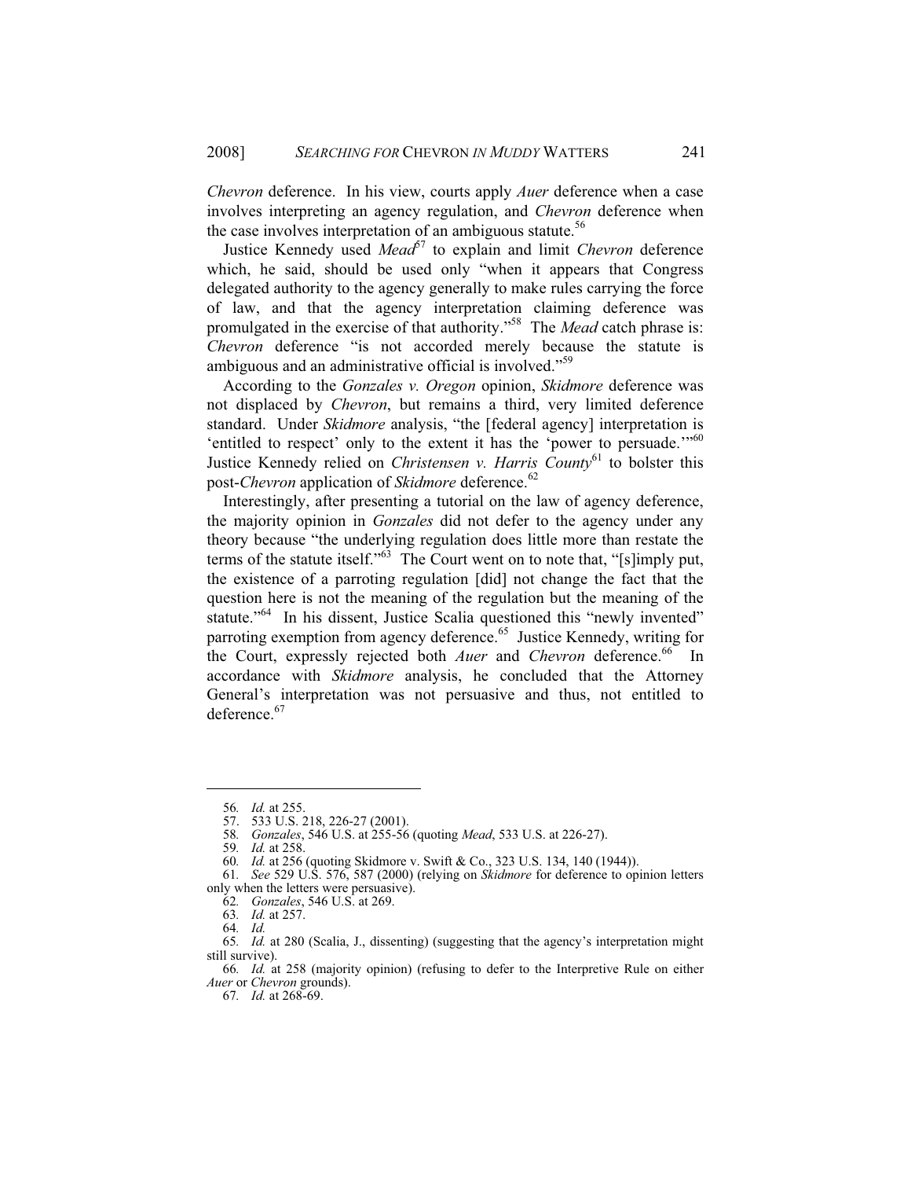*Chevron* deference. In his view, courts apply *Auer* deference when a case involves interpreting an agency regulation, and *Chevron* deference when the case involves interpretation of an ambiguous statute.[56]

Justice Kennedy used *Mead*[57] to explain and limit *Chevron* deference which, he said, should be used only "when it appears that Congress delegated authority to the agency generally to make rules carrying the force of law, and that the agency interpretation claiming deference was promulgated in the exercise of that authority."[58] The *Mead* catch phrase is: *Chevron* deference "is not accorded merely because the statute is ambiguous and an administrative official is involved."[59]

According to the *Gonzales v. Oregon* opinion, *Skidmore* deference was not displaced by *Chevron*, but remains a third, very limited deference standard. Under *Skidmore* analysis, "the [federal agency] interpretation is 'entitled to respect' only to the extent it has the 'power to persuade.'"[60] Justice Kennedy relied on *Christensen v. Harris County*[61] to bolster this post-*Chevron* application of *Skidmore* deference.[62]

Interestingly, after presenting a tutorial on the law of agency deference, the majority opinion in *Gonzales* did not defer to the agency under any theory because "the underlying regulation does little more than restate the terms of the statute itself."[63] The Court went on to note that, "[s]imply put, the existence of a parroting regulation [did] not change the fact that the question here is not the meaning of the regulation but the meaning of the statute."[64] In his dissent, Justice Scalia questioned this "newly invented" parroting exemption from agency deference.[65] Justice Kennedy, writing for the Court, expressly rejected both *Auer* and *Chevron* deference.[66] In accordance with *Skidmore* analysis, he concluded that the Attorney General's interpretation was not persuasive and thus, not entitled to deference.[67]

---

56. *Id.* at 255.

57. 533 U.S. 218, 226-27 (2001).

58. *Gonzales*, 546 U.S. at 255-56 (quoting *Mead*, 533 U.S. at 226-27).

59. *Id.* at 258.

60. *Id.* at 256 (quoting Skidmore v. Swift & Co., 323 U.S. 134, 140 (1944)).

61. *See* 529 U.S. 576, 587 (2000) (relying on *Skidmore* for deference to opinion letters only when the letters were persuasive).

62. *Gonzales*, 546 U.S. at 269.

63. *Id.* at 257.

64. *Id.*

65. *Id.* at 280 (Scalia, J., dissenting) (suggesting that the agency's interpretation might still survive).

66. *Id.* at 258 (majority opinion) (refusing to defer to the Interpretive Rule on either *Auer* or *Chevron* grounds).

67. *Id.* at 268-69.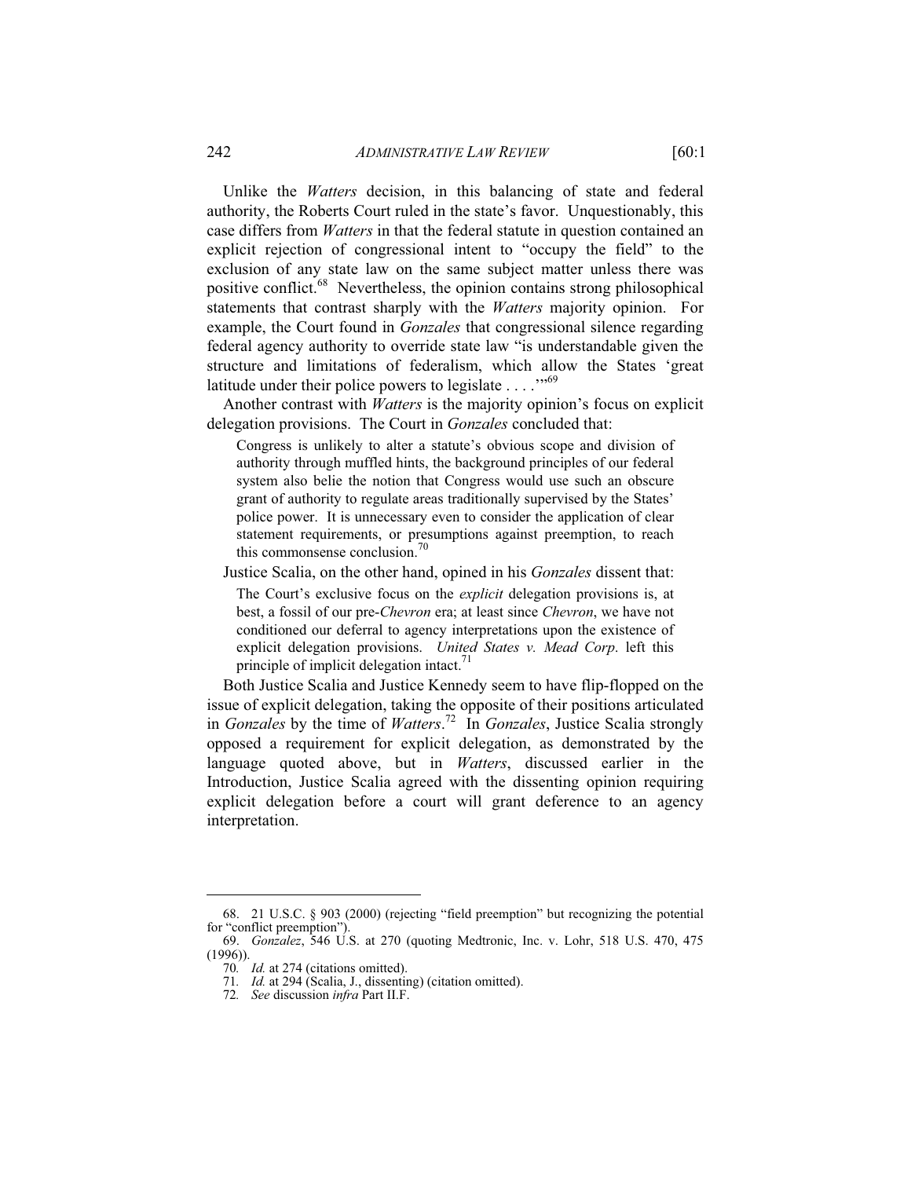Unlike the *Watters* decision, in this balancing of state and federal authority, the Roberts Court ruled in the state's favor. Unquestionably, this case differs from *Watters* in that the federal statute in question contained an explicit rejection of congressional intent to "occupy the field" to the exclusion of any state law on the same subject matter unless there was positive conflict.[68] Nevertheless, the opinion contains strong philosophical statements that contrast sharply with the *Watters* majority opinion. For example, the Court found in *Gonzales* that congressional silence regarding federal agency authority to override state law "is understandable given the structure and limitations of federalism, which allow the States 'great latitude under their police powers to legislate . . . .'"[69]

Another contrast with *Watters* is the majority opinion's focus on explicit delegation provisions. The Court in *Gonzales* concluded that:

> Congress is unlikely to alter a statute's obvious scope and division of authority through muffled hints, the background principles of our federal system also belie the notion that Congress would use such an obscure grant of authority to regulate areas traditionally supervised by the States' police power. It is unnecessary even to consider the application of clear statement requirements, or presumptions against preemption, to reach this commonsense conclusion.[70]

Justice Scalia, on the other hand, opined in his *Gonzales* dissent that:

> The Court's exclusive focus on the *explicit* delegation provisions is, at best, a fossil of our pre-*Chevron* era; at least since *Chevron*, we have not conditioned our deferral to agency interpretations upon the existence of explicit delegation provisions. *United States v. Mead Corp*. left this principle of implicit delegation intact.[71]

Both Justice Scalia and Justice Kennedy seem to have flip-flopped on the issue of explicit delegation, taking the opposite of their positions articulated in *Gonzales* by the time of *Watters*.[72] In *Gonzales*, Justice Scalia strongly opposed a requirement for explicit delegation, as demonstrated by the language quoted above, but in *Watters*, discussed earlier in the Introduction, Justice Scalia agreed with the dissenting opinion requiring explicit delegation before a court will grant deference to an agency interpretation.

---

68. 21 U.S.C. § 903 (2000) (rejecting "field preemption" but recognizing the potential for "conflict preemption").

69. *Gonzalez*, 546 U.S. at 270 (quoting Medtronic, Inc. v. Lohr, 518 U.S. 470, 475 (1996)).

70. *Id.* at 274 (citations omitted).

71. *Id.* at 294 (Scalia, J., dissenting) (citation omitted).

72. *See* discussion *infra* Part II.F.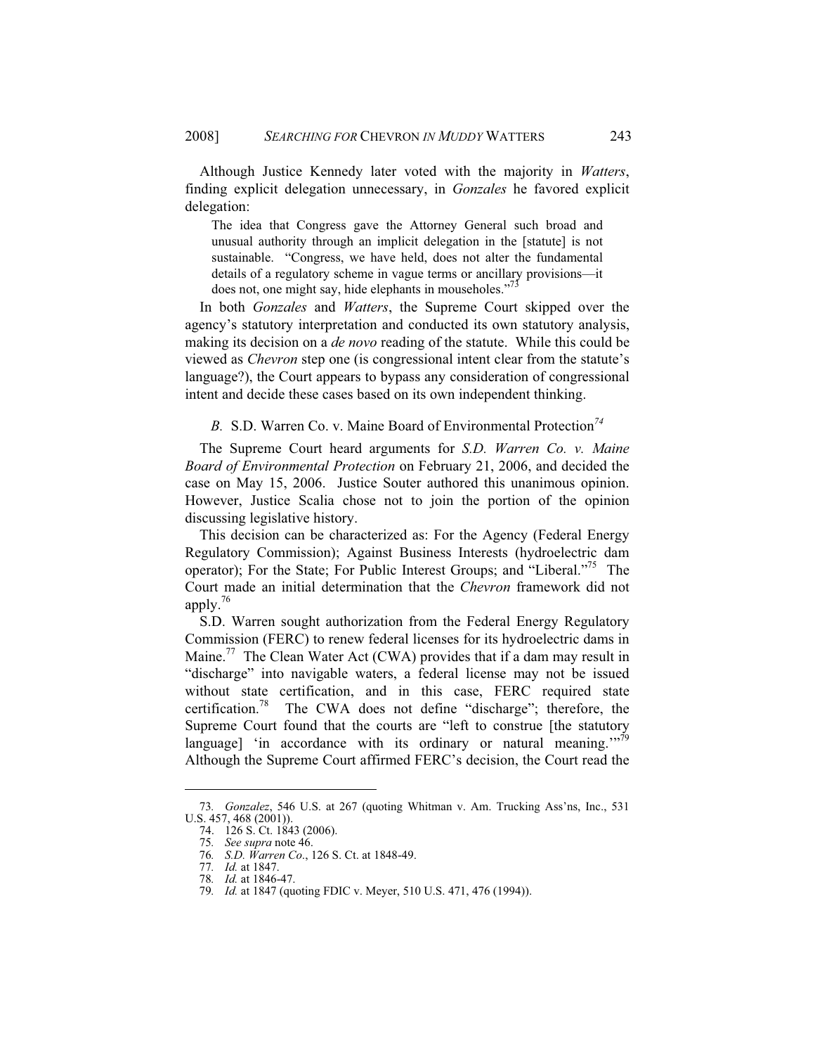Although Justice Kennedy later voted with the majority in *Watters*, finding explicit delegation unnecessary, in *Gonzales* he favored explicit delegation:

> The idea that Congress gave the Attorney General such broad and unusual authority through an implicit delegation in the [statute] is not sustainable. "Congress, we have held, does not alter the fundamental details of a regulatory scheme in vague terms or ancillary provisions—it does not, one might say, hide elephants in mouseholes."[73]

In both *Gonzales* and *Watters*, the Supreme Court skipped over the agency's statutory interpretation and conducted its own statutory analysis, making its decision on a *de novo* reading of the statute. While this could be viewed as *Chevron* step one (is congressional intent clear from the statute's language?), the Court appears to bypass any consideration of congressional intent and decide these cases based on its own independent thinking.

### *B.* S.D. Warren Co. v. Maine Board of Environmental Protection[74]

The Supreme Court heard arguments for *S.D. Warren Co. v. Maine Board of Environmental Protection* on February 21, 2006, and decided the case on May 15, 2006. Justice Souter authored this unanimous opinion. However, Justice Scalia chose not to join the portion of the opinion discussing legislative history.

This decision can be characterized as: For the Agency (Federal Energy Regulatory Commission); Against Business Interests (hydroelectric dam operator); For the State; For Public Interest Groups; and "Liberal."[75] The Court made an initial determination that the *Chevron* framework did not apply.[76]

S.D. Warren sought authorization from the Federal Energy Regulatory Commission (FERC) to renew federal licenses for its hydroelectric dams in Maine.[77] The Clean Water Act (CWA) provides that if a dam may result in "discharge" into navigable waters, a federal license may not be issued without state certification, and in this case, FERC required state certification.[78] The CWA does not define "discharge"; therefore, the Supreme Court found that the courts are "left to construe [the statutory language] 'in accordance with its ordinary or natural meaning.'"[79] Although the Supreme Court affirmed FERC's decision, the Court read the

---

73. *Gonzalez*, 546 U.S. at 267 (quoting Whitman v. Am. Trucking Ass'ns, Inc., 531 U.S. 457, 468 (2001)).
74. 126 S. Ct. 1843 (2006).
75. *See supra* note 46.
76. *S.D. Warren Co*., 126 S. Ct. at 1848-49.
77. *Id.* at 1847.
78. *Id.* at 1846-47.
79. *Id.* at 1847 (quoting FDIC v. Meyer, 510 U.S. 471, 476 (1994)).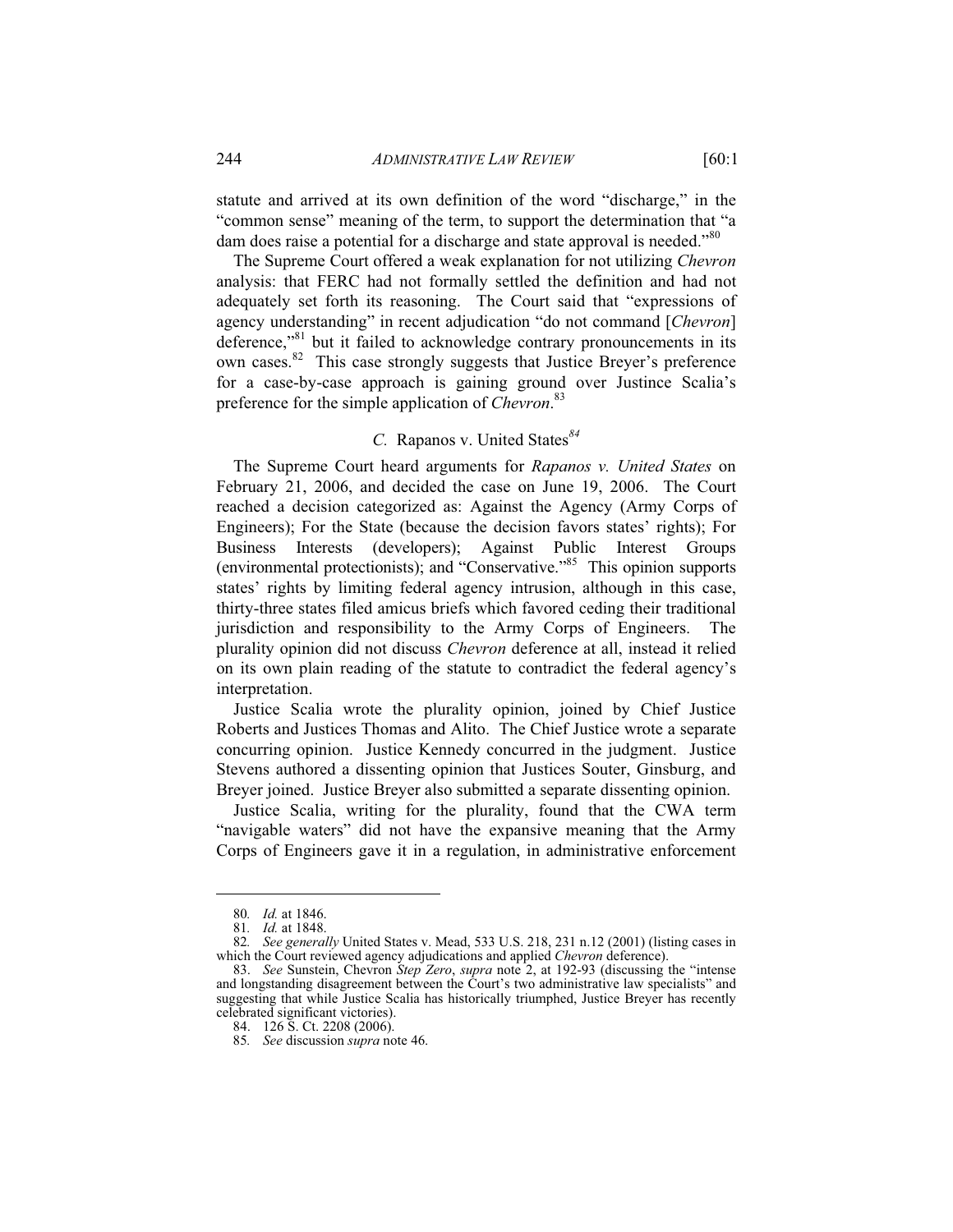statute and arrived at its own definition of the word "discharge," in the "common sense" meaning of the term, to support the determination that "a dam does raise a potential for a discharge and state approval is needed."[80]

The Supreme Court offered a weak explanation for not utilizing *Chevron* analysis: that FERC had not formally settled the definition and had not adequately set forth its reasoning. The Court said that "expressions of agency understanding" in recent adjudication "do not command [*Chevron*] deference,"[81] but it failed to acknowledge contrary pronouncements in its own cases.[82] This case strongly suggests that Justice Breyer's preference for a case-by-case approach is gaining ground over Justince Scalia's preference for the simple application of *Chevron*.[83]

### *C.* Rapanos v. United States[84]

The Supreme Court heard arguments for *Rapanos v. United States* on February 21, 2006, and decided the case on June 19, 2006. The Court reached a decision categorized as: Against the Agency (Army Corps of Engineers); For the State (because the decision favors states' rights); For Business Interests (developers); Against Public Interest Groups (environmental protectionists); and "Conservative."[85] This opinion supports states' rights by limiting federal agency intrusion, although in this case, thirty-three states filed amicus briefs which favored ceding their traditional jurisdiction and responsibility to the Army Corps of Engineers. The plurality opinion did not discuss *Chevron* deference at all, instead it relied on its own plain reading of the statute to contradict the federal agency's interpretation.

Justice Scalia wrote the plurality opinion, joined by Chief Justice Roberts and Justices Thomas and Alito. The Chief Justice wrote a separate concurring opinion. Justice Kennedy concurred in the judgment. Justice Stevens authored a dissenting opinion that Justices Souter, Ginsburg, and Breyer joined. Justice Breyer also submitted a separate dissenting opinion.

Justice Scalia, writing for the plurality, found that the CWA term "navigable waters" did not have the expansive meaning that the Army Corps of Engineers gave it in a regulation, in administrative enforcement

---

80. *Id.* at 1846.

81. *Id.* at 1848.

82. *See generally* United States v. Mead, 533 U.S. 218, 231 n.12 (2001) (listing cases in which the Court reviewed agency adjudications and applied *Chevron* deference).

83. *See* Sunstein, Chevron *Step Zero*, *supra* note 2, at 192-93 (discussing the "intense and longstanding disagreement between the Court's two administrative law specialists" and suggesting that while Justice Scalia has historically triumphed, Justice Breyer has recently celebrated significant victories).

84. 126 S. Ct. 2208 (2006).

85. *See* discussion *supra* note 46.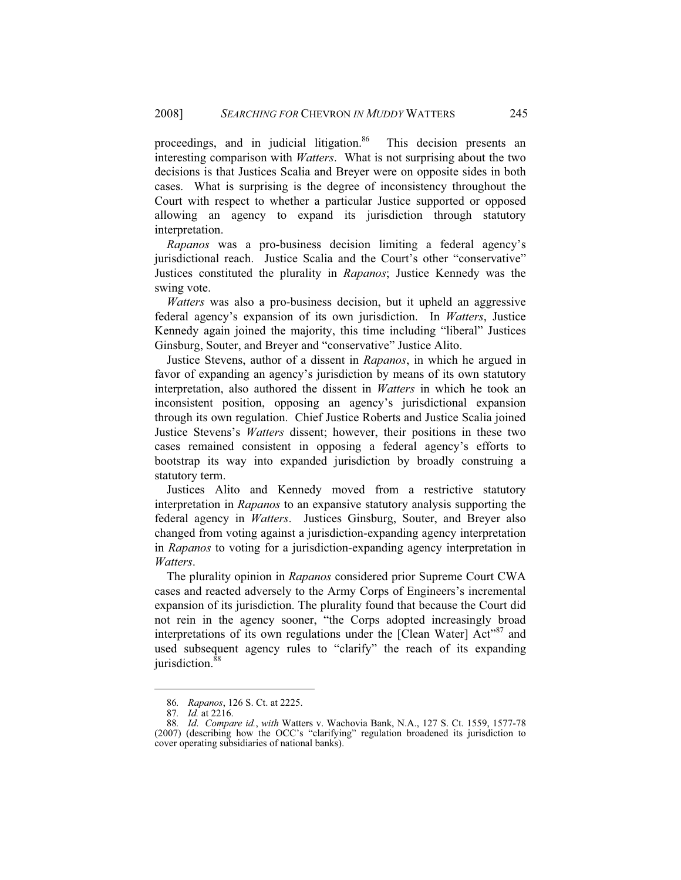proceedings, and in judicial litigation.[86] This decision presents an interesting comparison with *Watters*. What is not surprising about the two decisions is that Justices Scalia and Breyer were on opposite sides in both cases. What is surprising is the degree of inconsistency throughout the Court with respect to whether a particular Justice supported or opposed allowing an agency to expand its jurisdiction through statutory interpretation.

*Rapanos* was a pro-business decision limiting a federal agency's jurisdictional reach. Justice Scalia and the Court's other "conservative" Justices constituted the plurality in *Rapanos*; Justice Kennedy was the swing vote.

*Watters* was also a pro-business decision, but it upheld an aggressive federal agency's expansion of its own jurisdiction. In *Watters*, Justice Kennedy again joined the majority, this time including "liberal" Justices Ginsburg, Souter, and Breyer and "conservative" Justice Alito.

Justice Stevens, author of a dissent in *Rapanos*, in which he argued in favor of expanding an agency's jurisdiction by means of its own statutory interpretation, also authored the dissent in *Watters* in which he took an inconsistent position, opposing an agency's jurisdictional expansion through its own regulation. Chief Justice Roberts and Justice Scalia joined Justice Stevens's *Watters* dissent; however, their positions in these two cases remained consistent in opposing a federal agency's efforts to bootstrap its way into expanded jurisdiction by broadly construing a statutory term.

Justices Alito and Kennedy moved from a restrictive statutory interpretation in *Rapanos* to an expansive statutory analysis supporting the federal agency in *Watters*. Justices Ginsburg, Souter, and Breyer also changed from voting against a jurisdiction-expanding agency interpretation in *Rapanos* to voting for a jurisdiction-expanding agency interpretation in *Watters*.

The plurality opinion in *Rapanos* considered prior Supreme Court CWA cases and reacted adversely to the Army Corps of Engineers's incremental expansion of its jurisdiction. The plurality found that because the Court did not rein in the agency sooner, "the Corps adopted increasingly broad interpretations of its own regulations under the [Clean Water] Act"[87] and used subsequent agency rules to "clarify" the reach of its expanding jurisdiction.[88]

---

86. *Rapanos*, 126 S. Ct. at 2225.

87. *Id.* at 2216.

88. *Id*. *Compare id.*, *with* Watters v. Wachovia Bank, N.A., 127 S. Ct. 1559, 1577-78 (2007) (describing how the OCC's "clarifying" regulation broadened its jurisdiction to cover operating subsidiaries of national banks).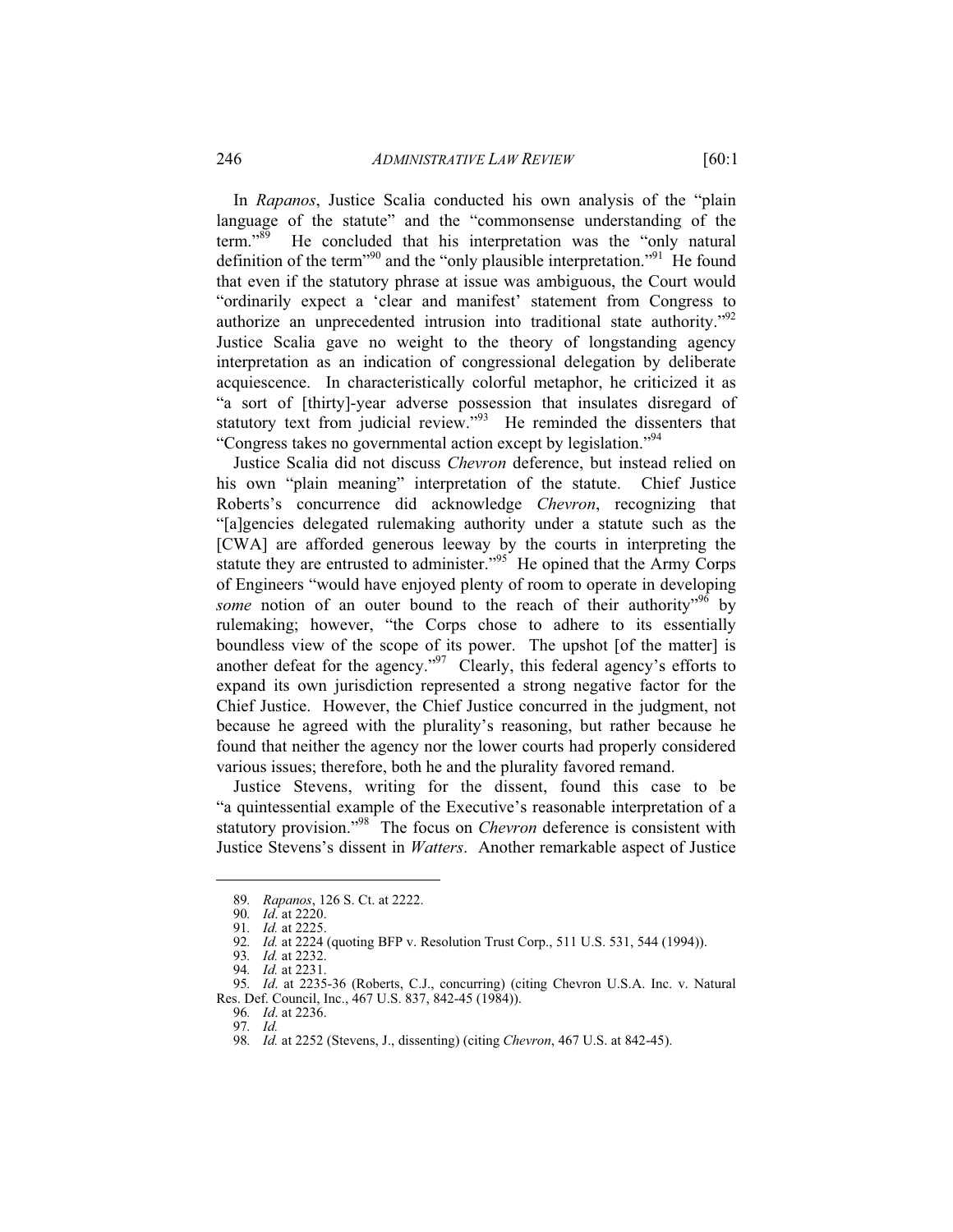In *Rapanos*, Justice Scalia conducted his own analysis of the "plain language of the statute" and the "commonsense understanding of the term."[89] He concluded that his interpretation was the "only natural definition of the term"[90] and the "only plausible interpretation."[91] He found that even if the statutory phrase at issue was ambiguous, the Court would "ordinarily expect a 'clear and manifest' statement from Congress to authorize an unprecedented intrusion into traditional state authority."[92] Justice Scalia gave no weight to the theory of longstanding agency interpretation as an indication of congressional delegation by deliberate acquiescence. In characteristically colorful metaphor, he criticized it as "a sort of [thirty]-year adverse possession that insulates disregard of statutory text from judicial review."[93] He reminded the dissenters that "Congress takes no governmental action except by legislation."[94]

Justice Scalia did not discuss *Chevron* deference, but instead relied on his own "plain meaning" interpretation of the statute. Chief Justice Roberts's concurrence did acknowledge *Chevron*, recognizing that "[a]gencies delegated rulemaking authority under a statute such as the [CWA] are afforded generous leeway by the courts in interpreting the statute they are entrusted to administer."[95] He opined that the Army Corps of Engineers "would have enjoyed plenty of room to operate in developing *some* notion of an outer bound to the reach of their authority"[96] by rulemaking; however, "the Corps chose to adhere to its essentially boundless view of the scope of its power. The upshot [of the matter] is another defeat for the agency."[97] Clearly, this federal agency's efforts to expand its own jurisdiction represented a strong negative factor for the Chief Justice. However, the Chief Justice concurred in the judgment, not because he agreed with the plurality's reasoning, but rather because he found that neither the agency nor the lower courts had properly considered various issues; therefore, both he and the plurality favored remand.

Justice Stevens, writing for the dissent, found this case to be "a quintessential example of the Executive's reasonable interpretation of a statutory provision."[98] The focus on *Chevron* deference is consistent with Justice Stevens's dissent in *Watters*. Another remarkable aspect of Justice

---

89. *Rapanos*, 126 S. Ct. at 2222.
90. *Id.* at 2220.
91. *Id.* at 2225.
92. *Id.* at 2224 (quoting BFP v. Resolution Trust Corp., 511 U.S. 531, 544 (1994)).
93. *Id.* at 2232.
94. *Id.* at 2231.
95. *Id.* at 2235-36 (Roberts, C.J., concurring) (citing Chevron U.S.A. Inc. v. Natural Res. Def. Council, Inc., 467 U.S. 837, 842-45 (1984)).
96. *Id.* at 2236.
97. *Id.*
98. *Id.* at 2252 (Stevens, J., dissenting) (citing *Chevron*, 467 U.S. at 842-45).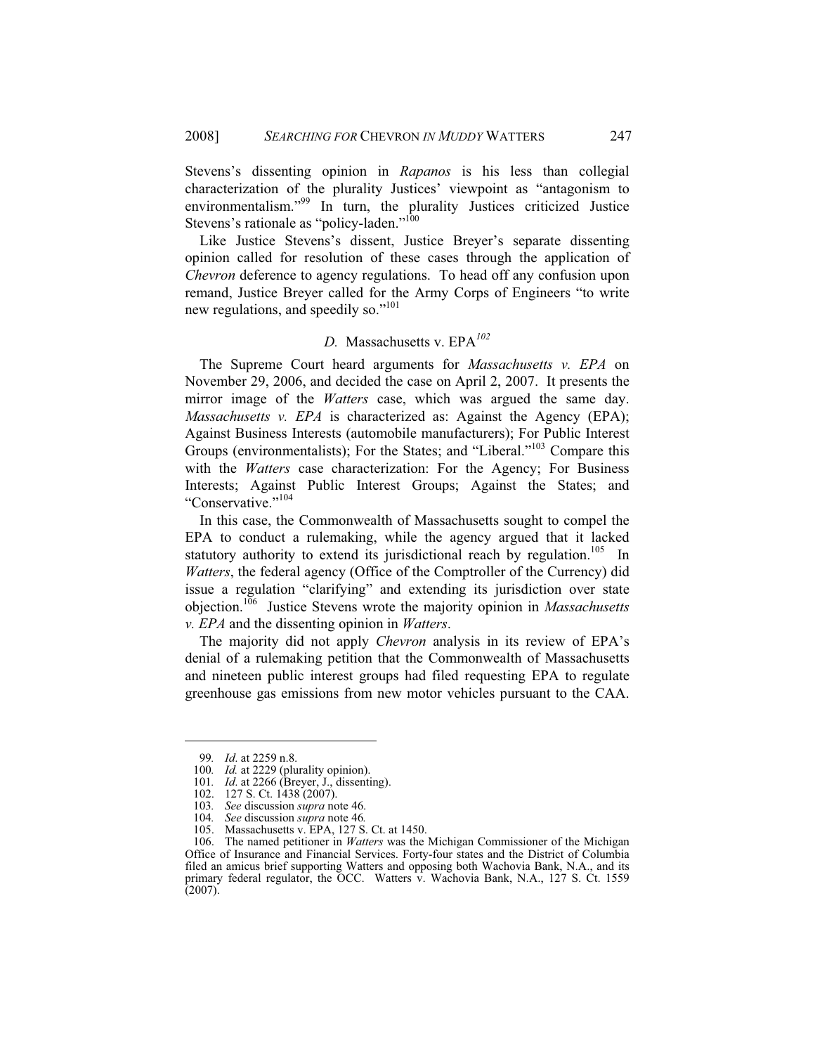Stevens's dissenting opinion in *Rapanos* is his less than collegial characterization of the plurality Justices' viewpoint as "antagonism to environmentalism."[99] In turn, the plurality Justices criticized Justice Stevens's rationale as "policy-laden."[100]

Like Justice Stevens's dissent, Justice Breyer's separate dissenting opinion called for resolution of these cases through the application of *Chevron* deference to agency regulations. To head off any confusion upon remand, Justice Breyer called for the Army Corps of Engineers "to write new regulations, and speedily so."[101]

### *D.* Massachusetts v. EPA[102]

The Supreme Court heard arguments for *Massachusetts v. EPA* on November 29, 2006, and decided the case on April 2, 2007. It presents the mirror image of the *Watters* case, which was argued the same day. *Massachusetts v. EPA* is characterized as: Against the Agency (EPA); Against Business Interests (automobile manufacturers); For Public Interest Groups (environmentalists); For the States; and "Liberal."[103] Compare this with the *Watters* case characterization: For the Agency; For Business Interests; Against Public Interest Groups; Against the States; and "Conservative."[104]

In this case, the Commonwealth of Massachusetts sought to compel the EPA to conduct a rulemaking, while the agency argued that it lacked statutory authority to extend its jurisdictional reach by regulation.[105] In *Watters*, the federal agency (Office of the Comptroller of the Currency) did issue a regulation "clarifying" and extending its jurisdiction over state objection.[106] Justice Stevens wrote the majority opinion in *Massachusetts v. EPA* and the dissenting opinion in *Watters*.

The majority did not apply *Chevron* analysis in its review of EPA's denial of a rulemaking petition that the Commonwealth of Massachusetts and nineteen public interest groups had filed requesting EPA to regulate greenhouse gas emissions from new motor vehicles pursuant to the CAA.

---

99. *Id.* at 2259 n.8.
100. *Id.* at 2229 (plurality opinion).
101. *Id.* at 2266 (Breyer, J., dissenting).
102. 127 S. Ct. 1438 (2007).
103. *See* discussion *supra* note 46.
104. *See* discussion *supra* note 46*.*
105. Massachusetts v. EPA, 127 S. Ct. at 1450.
106. The named petitioner in *Watters* was the Michigan Commissioner of the Michigan Office of Insurance and Financial Services. Forty-four states and the District of Columbia filed an amicus brief supporting Watters and opposing both Wachovia Bank, N.A., and its primary federal regulator, the OCC. Watters v. Wachovia Bank, N.A., 127 S. Ct. 1559 (2007).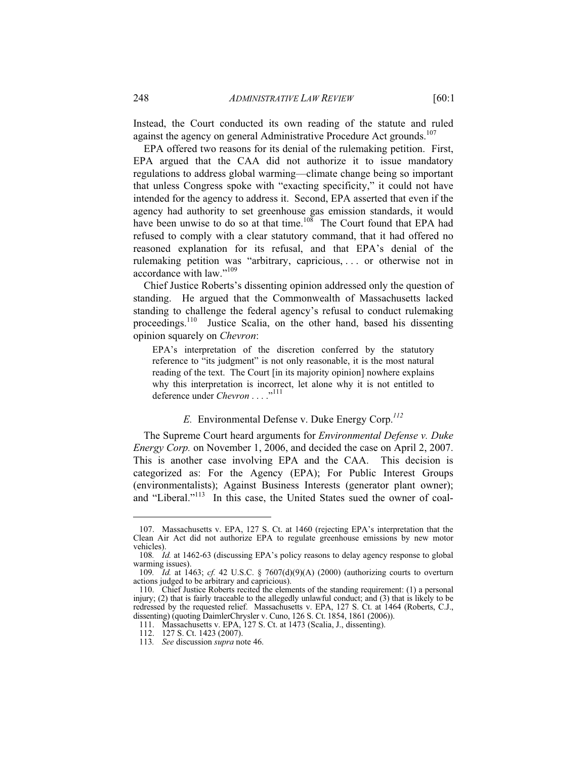Instead, the Court conducted its own reading of the statute and ruled against the agency on general Administrative Procedure Act grounds.[107]

EPA offered two reasons for its denial of the rulemaking petition. First, EPA argued that the CAA did not authorize it to issue mandatory regulations to address global warming—climate change being so important that unless Congress spoke with "exacting specificity," it could not have intended for the agency to address it. Second, EPA asserted that even if the agency had authority to set greenhouse gas emission standards, it would have been unwise to do so at that time.[108] The Court found that EPA had refused to comply with a clear statutory command, that it had offered no reasoned explanation for its refusal, and that EPA's denial of the rulemaking petition was "arbitrary, capricious, . . . or otherwise not in accordance with law."[109]

Chief Justice Roberts's dissenting opinion addressed only the question of standing. He argued that the Commonwealth of Massachusetts lacked standing to challenge the federal agency's refusal to conduct rulemaking proceedings.[110] Justice Scalia, on the other hand, based his dissenting opinion squarely on *Chevron*:

> EPA's interpretation of the discretion conferred by the statutory reference to "its judgment" is not only reasonable, it is the most natural reading of the text. The Court [in its majority opinion] nowhere explains why this interpretation is incorrect, let alone why it is not entitled to deference under *Chevron* . . . ."[111]

### *E.* Environmental Defense v. Duke Energy Corp.[112]

The Supreme Court heard arguments for *Environmental Defense v. Duke Energy Corp.* on November 1, 2006, and decided the case on April 2, 2007. This is another case involving EPA and the CAA. This decision is categorized as: For the Agency (EPA); For Public Interest Groups (environmentalists); Against Business Interests (generator plant owner); and "Liberal."[113] In this case, the United States sued the owner of coal-

---

107. Massachusetts v. EPA, 127 S. Ct. at 1460 (rejecting EPA's interpretation that the Clean Air Act did not authorize EPA to regulate greenhouse emissions by new motor vehicles).

108. *Id.* at 1462-63 (discussing EPA's policy reasons to delay agency response to global warming issues).

109. *Id.* at 1463; *cf.* 42 U.S.C. § 7607(d)(9)(A) (2000) (authorizing courts to overturn actions judged to be arbitrary and capricious).

110. Chief Justice Roberts recited the elements of the standing requirement: (1) a personal injury; (2) that is fairly traceable to the allegedly unlawful conduct; and (3) that is likely to be redressed by the requested relief. Massachusetts v. EPA, 127 S. Ct. at 1464 (Roberts, C.J., dissenting) (quoting DaimlerChrysler v. Cuno, 126 S. Ct. 1854, 1861 (2006)).

111. Massachusetts v. EPA, 127 S. Ct. at 1473 (Scalia, J., dissenting).

112. 127 S. Ct. 1423 (2007).

113. *See* discussion *supra* note 46.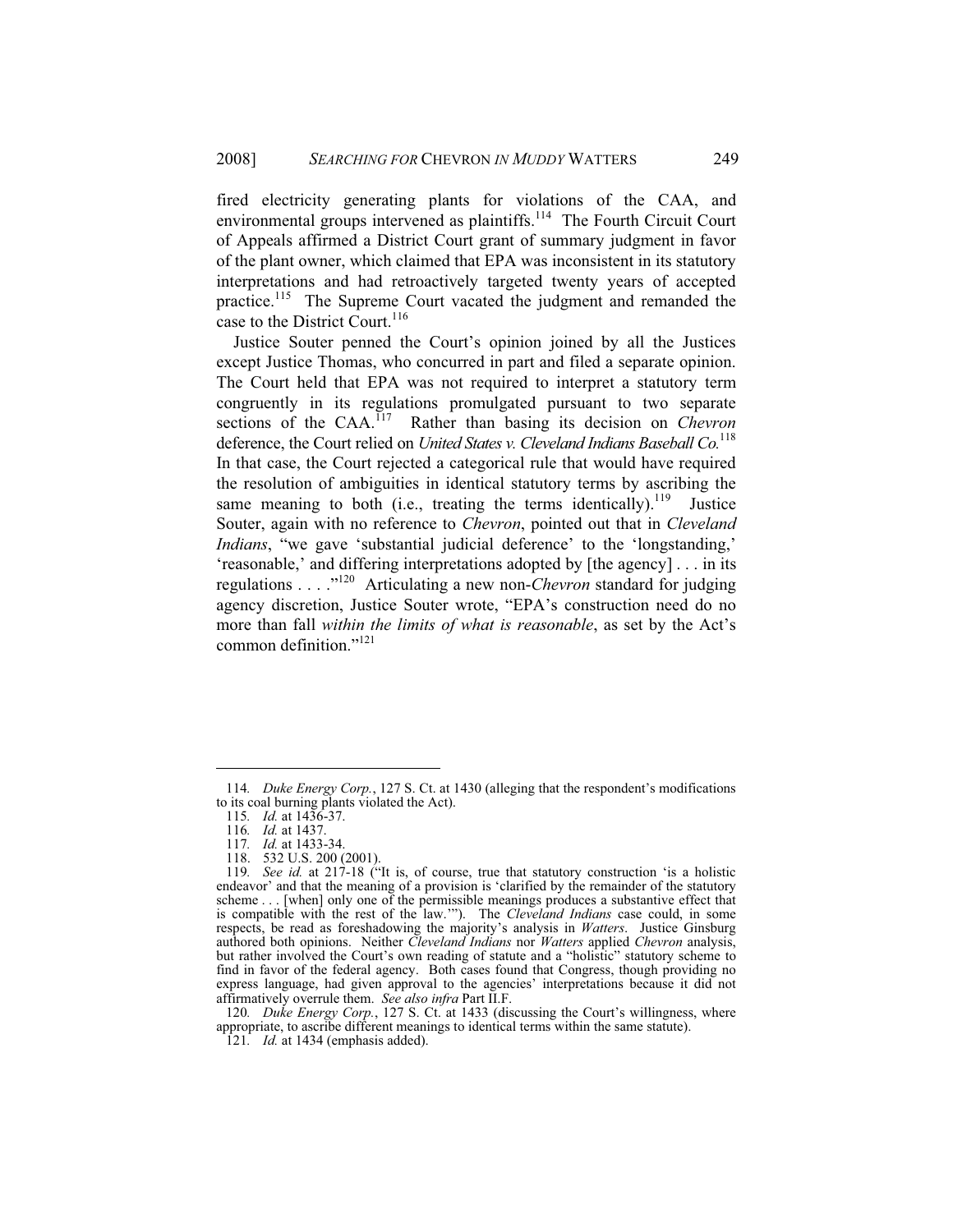fired electricity generating plants for violations of the CAA, and environmental groups intervened as plaintiffs.[114] The Fourth Circuit Court of Appeals affirmed a District Court grant of summary judgment in favor of the plant owner, which claimed that EPA was inconsistent in its statutory interpretations and had retroactively targeted twenty years of accepted practice.[115] The Supreme Court vacated the judgment and remanded the case to the District Court.[116]

Justice Souter penned the Court's opinion joined by all the Justices except Justice Thomas, who concurred in part and filed a separate opinion. The Court held that EPA was not required to interpret a statutory term congruently in its regulations promulgated pursuant to two separate sections of the CAA.[117] Rather than basing its decision on *Chevron* deference, the Court relied on *United States v. Cleveland Indians Baseball Co.*[118] In that case, the Court rejected a categorical rule that would have required the resolution of ambiguities in identical statutory terms by ascribing the same meaning to both (i.e., treating the terms identically).[119] Justice Souter, again with no reference to *Chevron*, pointed out that in *Cleveland Indians*, "we gave 'substantial judicial deference' to the 'longstanding,' 'reasonable,' and differing interpretations adopted by [the agency] . . . in its regulations . . . ."[120] Articulating a new non-*Chevron* standard for judging agency discretion, Justice Souter wrote, "EPA's construction need do no more than fall *within the limits of what is reasonable*, as set by the Act's common definition."[121]

---

114. *Duke Energy Corp.*, 127 S. Ct. at 1430 (alleging that the respondent's modifications to its coal burning plants violated the Act).

115. *Id.* at 1436-37.

116. *Id.* at 1437.

117. *Id.* at 1433-34.

118. 532 U.S. 200 (2001).

119. *See id.* at 217-18 ("It is, of course, true that statutory construction 'is a holistic endeavor' and that the meaning of a provision is 'clarified by the remainder of the statutory scheme . . . [when] only one of the permissible meanings produces a substantive effect that is compatible with the rest of the law.'"). The *Cleveland Indians* case could, in some respects, be read as foreshadowing the majority's analysis in *Watters*. Justice Ginsburg authored both opinions. Neither *Cleveland Indians* nor *Watters* applied *Chevron* analysis, but rather involved the Court's own reading of statute and a "holistic" statutory scheme to find in favor of the federal agency. Both cases found that Congress, though providing no express language, had given approval to the agencies' interpretations because it did not affirmatively overrule them. *See also infra* Part II.F.

120. *Duke Energy Corp.*, 127 S. Ct. at 1433 (discussing the Court's willingness, where appropriate, to ascribe different meanings to identical terms within the same statute).

121. *Id.* at 1434 (emphasis added).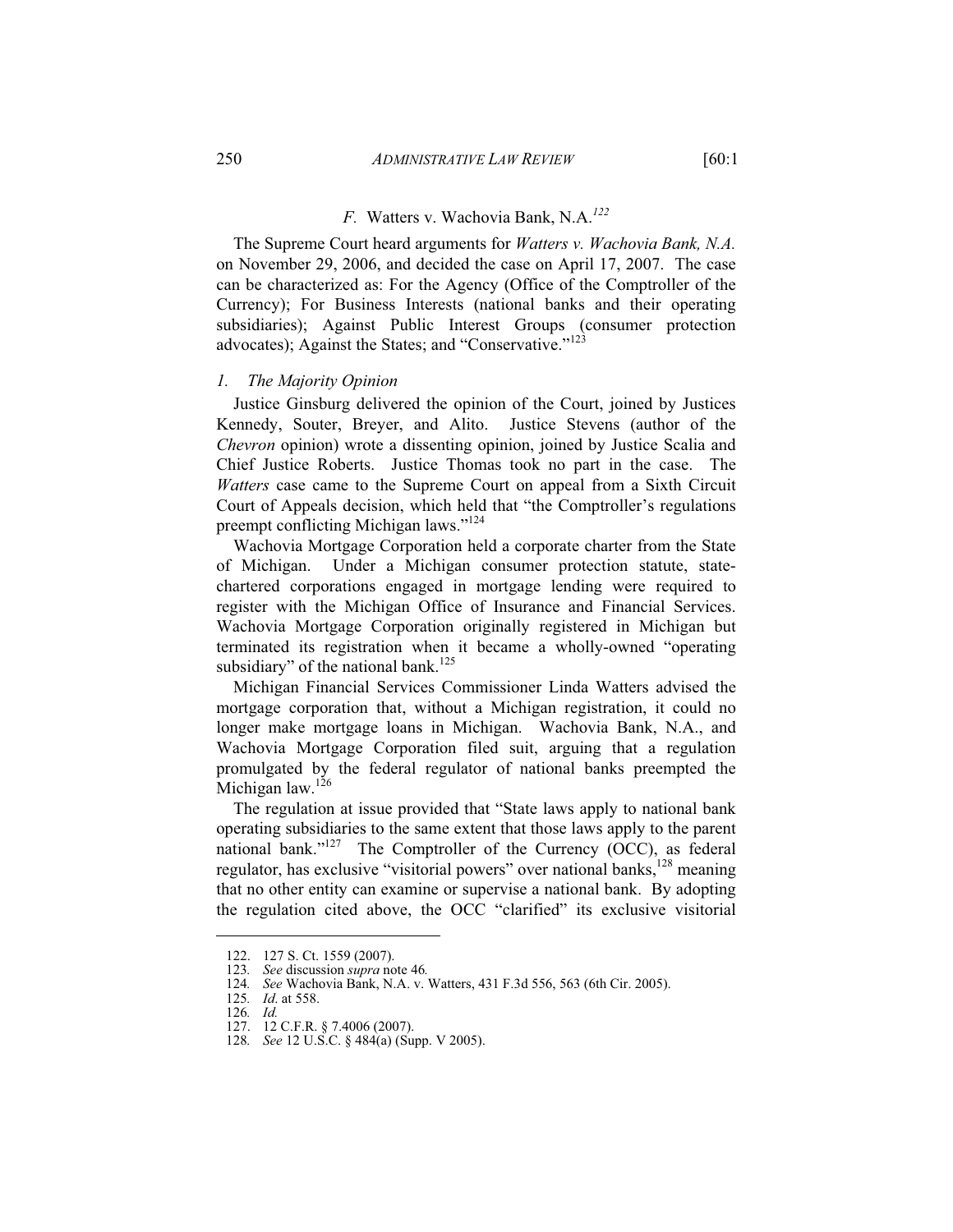### *F.* Watters v. Wachovia Bank, N.A.[122]

The Supreme Court heard arguments for *Watters v. Wachovia Bank, N.A.* on November 29, 2006, and decided the case on April 17, 2007. The case can be characterized as: For the Agency (Office of the Comptroller of the Currency); For Business Interests (national banks and their operating subsidiaries); Against Public Interest Groups (consumer protection advocates); Against the States; and "Conservative."[123]

#### *1. The Majority Opinion*

Justice Ginsburg delivered the opinion of the Court, joined by Justices Kennedy, Souter, Breyer, and Alito. Justice Stevens (author of the *Chevron* opinion) wrote a dissenting opinion, joined by Justice Scalia and Chief Justice Roberts. Justice Thomas took no part in the case. The *Watters* case came to the Supreme Court on appeal from a Sixth Circuit Court of Appeals decision, which held that "the Comptroller's regulations preempt conflicting Michigan laws."[124]

Wachovia Mortgage Corporation held a corporate charter from the State of Michigan. Under a Michigan consumer protection statute, state-chartered corporations engaged in mortgage lending were required to register with the Michigan Office of Insurance and Financial Services. Wachovia Mortgage Corporation originally registered in Michigan but terminated its registration when it became a wholly-owned "operating subsidiary" of the national bank.[125]

Michigan Financial Services Commissioner Linda Watters advised the mortgage corporation that, without a Michigan registration, it could no longer make mortgage loans in Michigan. Wachovia Bank, N.A., and Wachovia Mortgage Corporation filed suit, arguing that a regulation promulgated by the federal regulator of national banks preempted the Michigan law.[126]

The regulation at issue provided that "State laws apply to national bank operating subsidiaries to the same extent that those laws apply to the parent national bank."[127] The Comptroller of the Currency (OCC), as federal regulator, has exclusive "visitorial powers" over national banks,[128] meaning that no other entity can examine or supervise a national bank. By adopting the regulation cited above, the OCC "clarified" its exclusive visitorial

---

122. 127 S. Ct. 1559 (2007).
123. *See* discussion *supra* note 46*.*
124. *See* Wachovia Bank, N.A. v. Watters, 431 F.3d 556, 563 (6th Cir. 2005).
125. *Id*. at 558.
126. *Id.*
127. 12 C.F.R. § 7.4006 (2007).
128. *See* 12 U.S.C. § 484(a) (Supp. V 2005).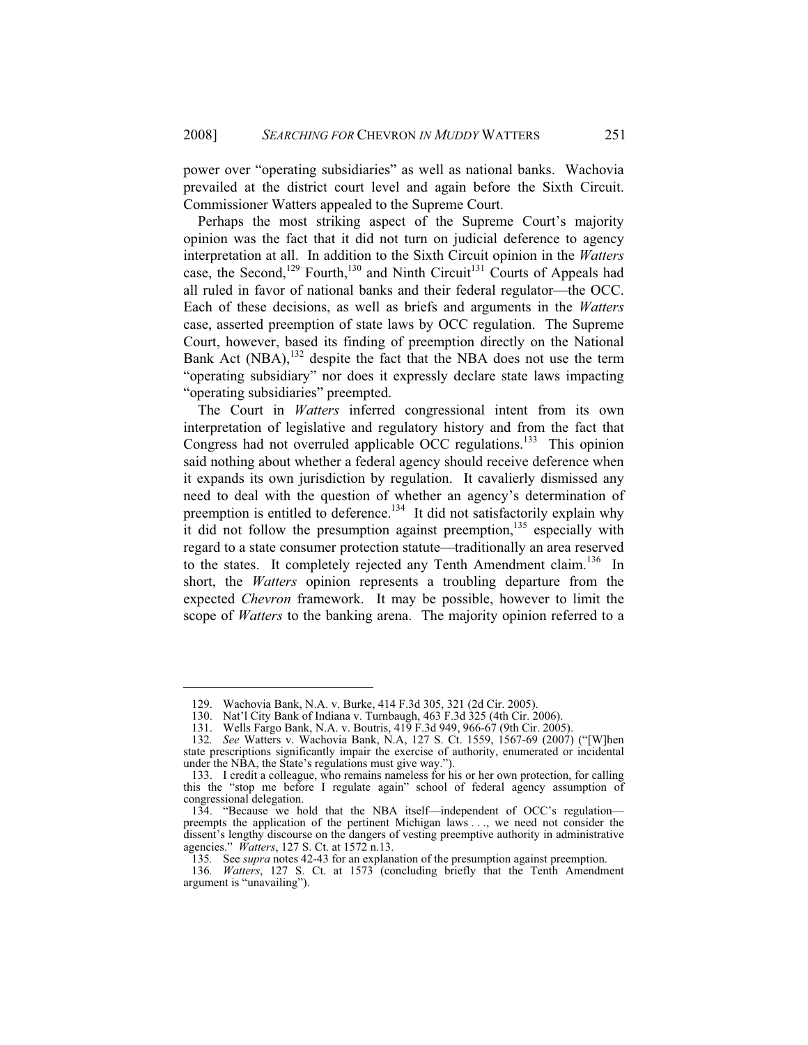power over "operating subsidiaries" as well as national banks. Wachovia prevailed at the district court level and again before the Sixth Circuit. Commissioner Watters appealed to the Supreme Court.

Perhaps the most striking aspect of the Supreme Court's majority opinion was the fact that it did not turn on judicial deference to agency interpretation at all. In addition to the Sixth Circuit opinion in the *Watters* case, the Second,[129] Fourth,[130] and Ninth Circuit[131] Courts of Appeals had all ruled in favor of national banks and their federal regulator—the OCC. Each of these decisions, as well as briefs and arguments in the *Watters* case, asserted preemption of state laws by OCC regulation. The Supreme Court, however, based its finding of preemption directly on the National Bank Act (NBA),[132] despite the fact that the NBA does not use the term "operating subsidiary" nor does it expressly declare state laws impacting "operating subsidiaries" preempted.

The Court in *Watters* inferred congressional intent from its own interpretation of legislative and regulatory history and from the fact that Congress had not overruled applicable OCC regulations.[133] This opinion said nothing about whether a federal agency should receive deference when it expands its own jurisdiction by regulation. It cavalierly dismissed any need to deal with the question of whether an agency's determination of preemption is entitled to deference.[134] It did not satisfactorily explain why it did not follow the presumption against preemption,[135] especially with regard to a state consumer protection statute—traditionally an area reserved to the states. It completely rejected any Tenth Amendment claim.[136] In short, the *Watters* opinion represents a troubling departure from the expected *Chevron* framework. It may be possible, however to limit the scope of *Watters* to the banking arena. The majority opinion referred to a

---

129. Wachovia Bank, N.A. v. Burke, 414 F.3d 305, 321 (2d Cir. 2005).

130. Nat'l City Bank of Indiana v. Turnbaugh, 463 F.3d 325 (4th Cir. 2006).

131. Wells Fargo Bank, N.A. v. Boutris, 419 F.3d 949, 966-67 (9th Cir. 2005).

132. *See* Watters v. Wachovia Bank, N.A, 127 S. Ct. 1559, 1567-69 (2007) ("[W]hen state prescriptions significantly impair the exercise of authority, enumerated or incidental under the NBA, the State's regulations must give way.").

133. I credit a colleague, who remains nameless for his or her own protection, for calling this the "stop me before I regulate again" school of federal agency assumption of congressional delegation.

134. "Because we hold that the NBA itself—independent of OCC's regulation—preempts the application of the pertinent Michigan laws . . ., we need not consider the dissent's lengthy discourse on the dangers of vesting preemptive authority in administrative agencies." *Watters*, 127 S. Ct. at 1572 n.13.

135. See *supra* notes 42-43 for an explanation of the presumption against preemption.

136. *Watters*, 127 S. Ct. at 1573 (concluding briefly that the Tenth Amendment argument is "unavailing").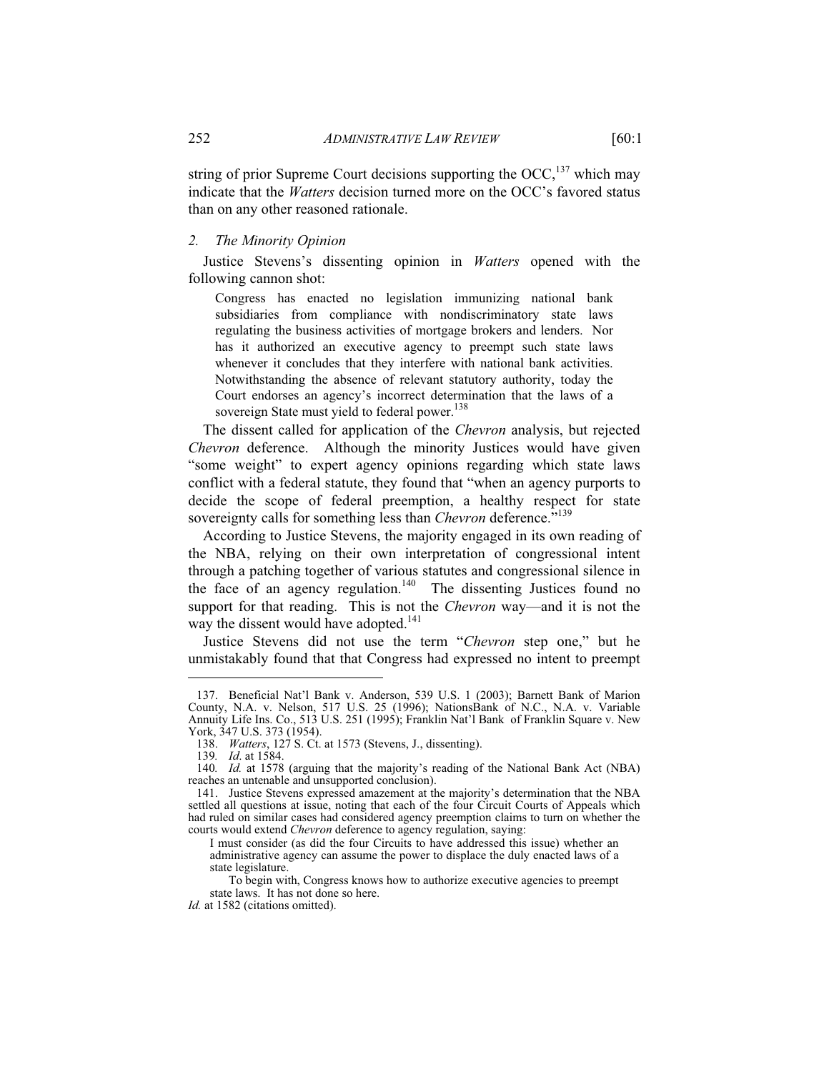string of prior Supreme Court decisions supporting the OCC,[137] which may indicate that the *Watters* decision turned more on the OCC's favored status than on any other reasoned rationale.

### *2. The Minority Opinion*

Justice Stevens's dissenting opinion in *Watters* opened with the following cannon shot:

> Congress has enacted no legislation immunizing national bank subsidiaries from compliance with nondiscriminatory state laws regulating the business activities of mortgage brokers and lenders. Nor has it authorized an executive agency to preempt such state laws whenever it concludes that they interfere with national bank activities. Notwithstanding the absence of relevant statutory authority, today the Court endorses an agency's incorrect determination that the laws of a sovereign State must yield to federal power.[138]

The dissent called for application of the *Chevron* analysis, but rejected *Chevron* deference. Although the minority Justices would have given "some weight" to expert agency opinions regarding which state laws conflict with a federal statute, they found that "when an agency purports to decide the scope of federal preemption, a healthy respect for state sovereignty calls for something less than *Chevron* deference."[139]

According to Justice Stevens, the majority engaged in its own reading of the NBA, relying on their own interpretation of congressional intent through a patching together of various statutes and congressional silence in the face of an agency regulation.[140] The dissenting Justices found no support for that reading. This is not the *Chevron* way—and it is not the way the dissent would have adopted.[141]

Justice Stevens did not use the term "*Chevron* step one," but he unmistakably found that that Congress had expressed no intent to preempt

---

137. Beneficial Nat'l Bank v. Anderson, 539 U.S. 1 (2003); Barnett Bank of Marion County, N.A. v. Nelson, 517 U.S. 25 (1996); NationsBank of N.C., N.A. v. Variable Annuity Life Ins. Co., 513 U.S. 251 (1995); Franklin Nat'l Bank of Franklin Square v. New York, 347 U.S. 373 (1954).

138. *Watters*, 127 S. Ct. at 1573 (Stevens, J., dissenting).

139. *Id*. at 1584.

140. *Id.* at 1578 (arguing that the majority's reading of the National Bank Act (NBA) reaches an untenable and unsupported conclusion).

141. Justice Stevens expressed amazement at the majority's determination that the NBA settled all questions at issue, noting that each of the four Circuit Courts of Appeals which had ruled on similar cases had considered agency preemption claims to turn on whether the courts would extend *Chevron* deference to agency regulation, saying:

> I must consider (as did the four Circuits to have addressed this issue) whether an administrative agency can assume the power to displace the duly enacted laws of a state legislature.
>
> To begin with, Congress knows how to authorize executive agencies to preempt state laws. It has not done so here.

*Id.* at 1582 (citations omitted).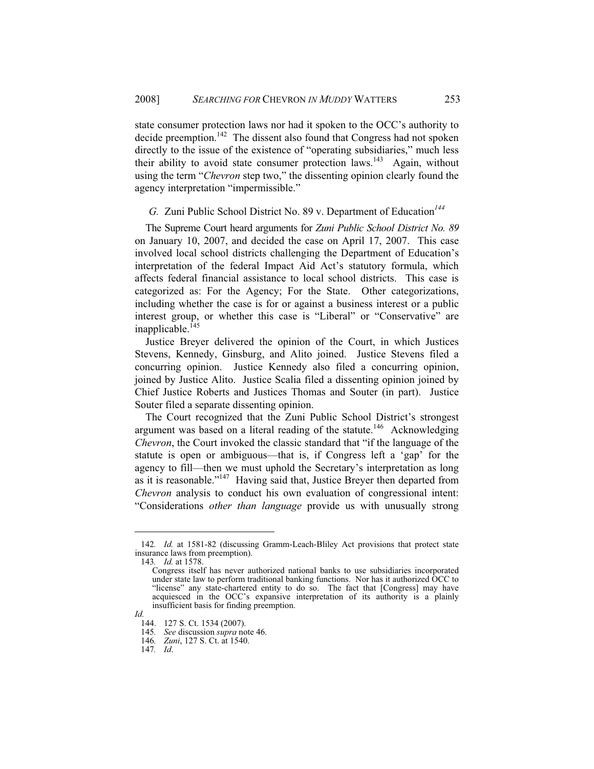state consumer protection laws nor had it spoken to the OCC's authority to decide preemption.[142] The dissent also found that Congress had not spoken directly to the issue of the existence of "operating subsidiaries," much less their ability to avoid state consumer protection laws.[143] Again, without using the term "*Chevron* step two," the dissenting opinion clearly found the agency interpretation "impermissible."

### *G.* Zuni Public School District No. 89 v. Department of Education[144]

The Supreme Court heard arguments for *Zuni Public School District No. 89* on January 10, 2007, and decided the case on April 17, 2007. This case involved local school districts challenging the Department of Education's interpretation of the federal Impact Aid Act's statutory formula, which affects federal financial assistance to local school districts. This case is categorized as: For the Agency; For the State. Other categorizations, including whether the case is for or against a business interest or a public interest group, or whether this case is "Liberal" or "Conservative" are inapplicable.[145]

Justice Breyer delivered the opinion of the Court, in which Justices Stevens, Kennedy, Ginsburg, and Alito joined. Justice Stevens filed a concurring opinion. Justice Kennedy also filed a concurring opinion, joined by Justice Alito. Justice Scalia filed a dissenting opinion joined by Chief Justice Roberts and Justices Thomas and Souter (in part). Justice Souter filed a separate dissenting opinion.

The Court recognized that the Zuni Public School District's strongest argument was based on a literal reading of the statute.[146] Acknowledging *Chevron*, the Court invoked the classic standard that "if the language of the statute is open or ambiguous—that is, if Congress left a 'gap' for the agency to fill—then we must uphold the Secretary's interpretation as long as it is reasonable."[147] Having said that, Justice Breyer then departed from *Chevron* analysis to conduct his own evaluation of congressional intent: "Considerations *other than language* provide us with unusually strong

---

142. *Id.* at 1581-82 (discussing Gramm-Leach-Bliley Act provisions that protect state insurance laws from preemption).

143. *Id.* at 1578.

> Congress itself has never authorized national banks to use subsidiaries incorporated under state law to perform traditional banking functions. Nor has it authorized OCC to "license" any state-chartered entity to do so. The fact that [Congress] may have acquiesced in the OCC's expansive interpretation of its authority is a plainly insufficient basis for finding preemption.

*Id.*

144. 127 S. Ct. 1534 (2007).

145. *See* discussion *supra* note 46.

146. *Zuni*, 127 S. Ct. at 1540.

147. *Id.*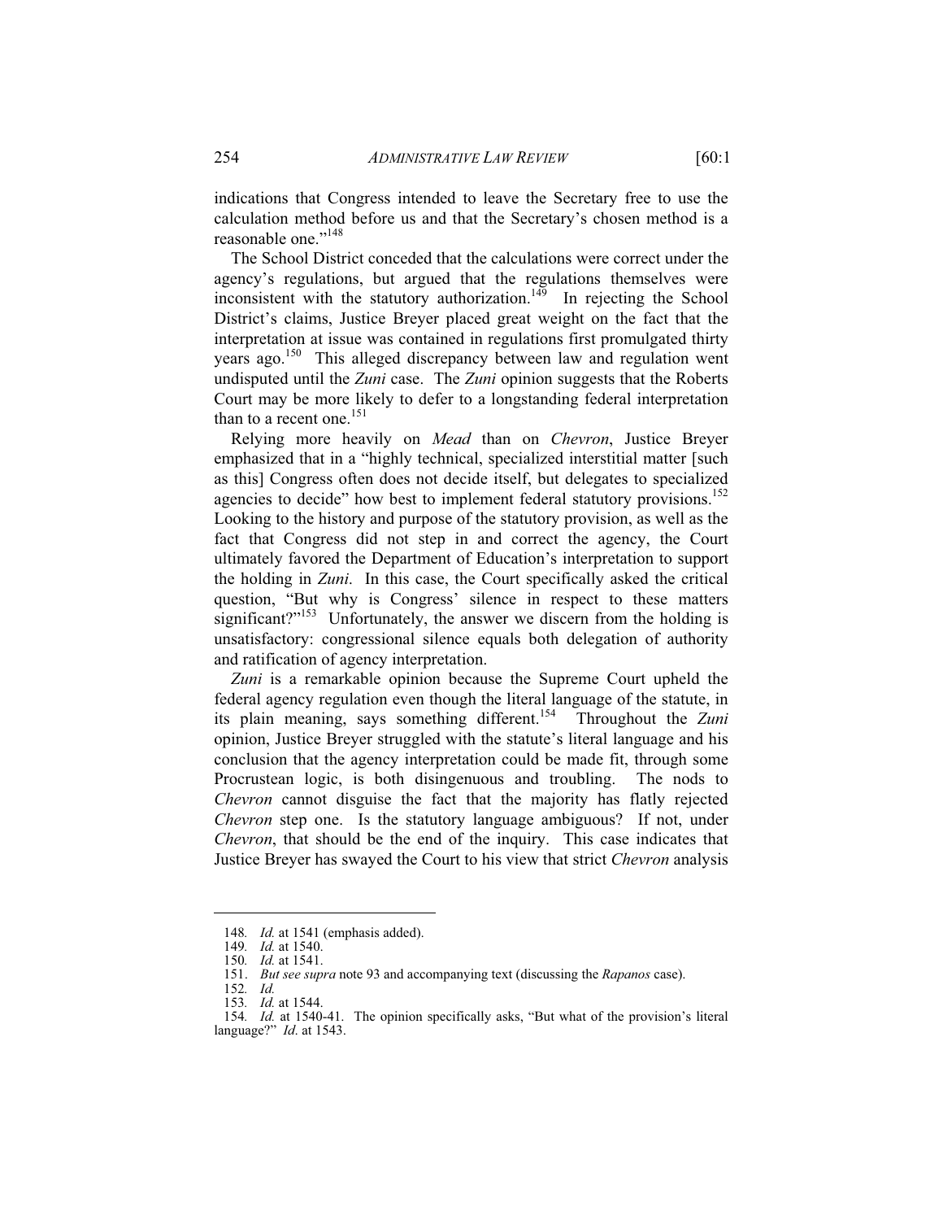indications that Congress intended to leave the Secretary free to use the calculation method before us and that the Secretary's chosen method is a reasonable one."[148]

The School District conceded that the calculations were correct under the agency's regulations, but argued that the regulations themselves were inconsistent with the statutory authorization.[149] In rejecting the School District's claims, Justice Breyer placed great weight on the fact that the interpretation at issue was contained in regulations first promulgated thirty years ago.[150] This alleged discrepancy between law and regulation went undisputed until the *Zuni* case. The *Zuni* opinion suggests that the Roberts Court may be more likely to defer to a longstanding federal interpretation than to a recent one.[151]

Relying more heavily on *Mead* than on *Chevron*, Justice Breyer emphasized that in a "highly technical, specialized interstitial matter [such as this] Congress often does not decide itself, but delegates to specialized agencies to decide" how best to implement federal statutory provisions.[152] Looking to the history and purpose of the statutory provision, as well as the fact that Congress did not step in and correct the agency, the Court ultimately favored the Department of Education's interpretation to support the holding in *Zuni*. In this case, the Court specifically asked the critical question, "But why is Congress' silence in respect to these matters significant?"[153] Unfortunately, the answer we discern from the holding is unsatisfactory: congressional silence equals both delegation of authority and ratification of agency interpretation.

*Zuni* is a remarkable opinion because the Supreme Court upheld the federal agency regulation even though the literal language of the statute, in its plain meaning, says something different.[154] Throughout the *Zuni* opinion, Justice Breyer struggled with the statute's literal language and his conclusion that the agency interpretation could be made fit, through some Procrustean logic, is both disingenuous and troubling. The nods to *Chevron* cannot disguise the fact that the majority has flatly rejected *Chevron* step one. Is the statutory language ambiguous? If not, under *Chevron*, that should be the end of the inquiry. This case indicates that Justice Breyer has swayed the Court to his view that strict *Chevron* analysis

---

148. *Id.* at 1541 (emphasis added).
149. *Id.* at 1540.
150. *Id.* at 1541.
151. *But see supra* note 93 and accompanying text (discussing the *Rapanos* case).
152. *Id.*
153. *Id.* at 1544.
154. *Id.* at 1540-41. The opinion specifically asks, "But what of the provision's literal language?" *Id*. at 1543.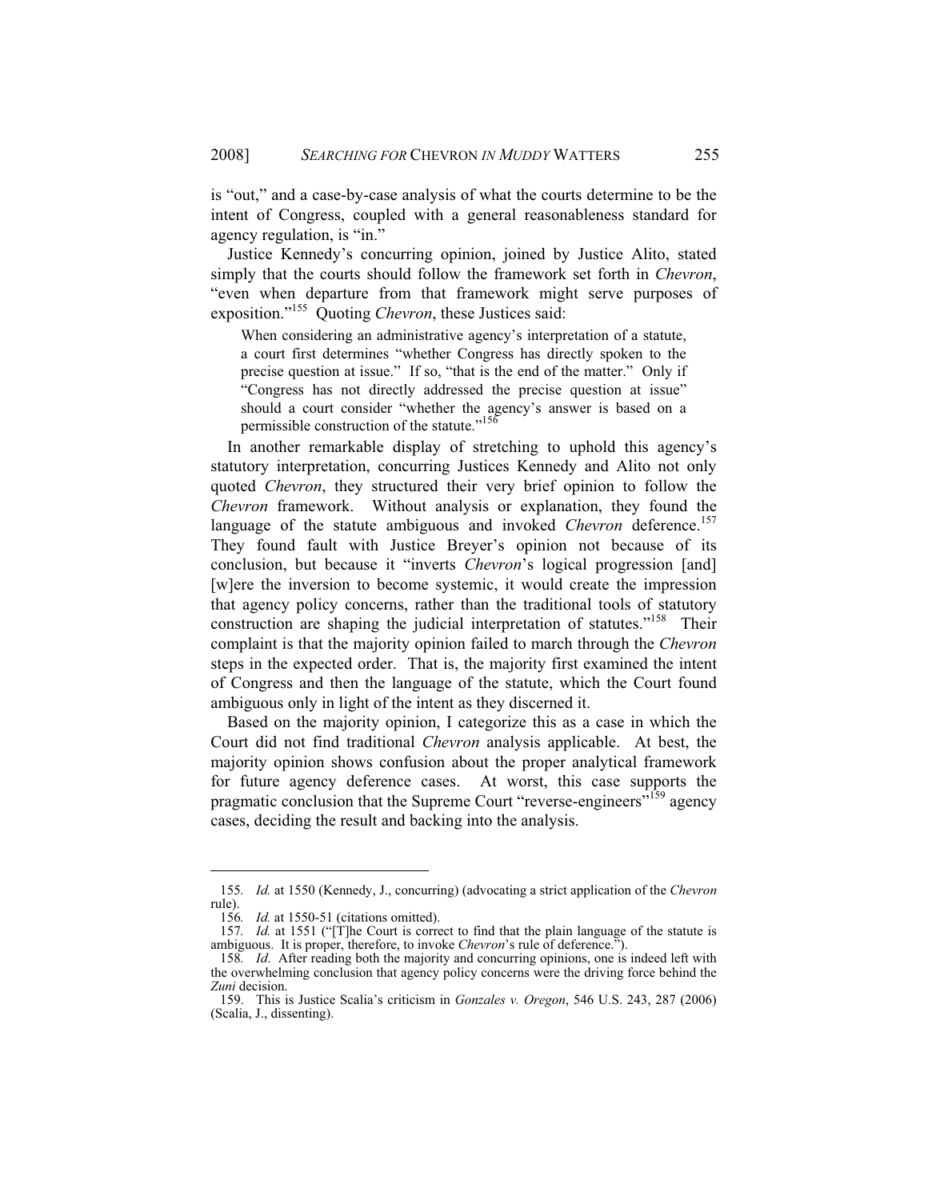is "out," and a case-by-case analysis of what the courts determine to be the intent of Congress, coupled with a general reasonableness standard for agency regulation, is "in."

Justice Kennedy's concurring opinion, joined by Justice Alito, stated simply that the courts should follow the framework set forth in *Chevron*, "even when departure from that framework might serve purposes of exposition."[155] Quoting *Chevron*, these Justices said:

> When considering an administrative agency's interpretation of a statute, a court first determines "whether Congress has directly spoken to the precise question at issue." If so, "that is the end of the matter." Only if "Congress has not directly addressed the precise question at issue" should a court consider "whether the agency's answer is based on a permissible construction of the statute."[156]

In another remarkable display of stretching to uphold this agency's statutory interpretation, concurring Justices Kennedy and Alito not only quoted *Chevron*, they structured their very brief opinion to follow the *Chevron* framework. Without analysis or explanation, they found the language of the statute ambiguous and invoked *Chevron* deference.[157] They found fault with Justice Breyer's opinion not because of its conclusion, but because it "inverts *Chevron*'s logical progression [and] [w]ere the inversion to become systemic, it would create the impression that agency policy concerns, rather than the traditional tools of statutory construction are shaping the judicial interpretation of statutes."[158] Their complaint is that the majority opinion failed to march through the *Chevron* steps in the expected order. That is, the majority first examined the intent of Congress and then the language of the statute, which the Court found ambiguous only in light of the intent as they discerned it.

Based on the majority opinion, I categorize this as a case in which the Court did not find traditional *Chevron* analysis applicable. At best, the majority opinion shows confusion about the proper analytical framework for future agency deference cases. At worst, this case supports the pragmatic conclusion that the Supreme Court "reverse-engineers"[159] agency cases, deciding the result and backing into the analysis.

---

155. *Id.* at 1550 (Kennedy, J., concurring) (advocating a strict application of the *Chevron* rule).

156. *Id.* at 1550-51 (citations omitted).

157. *Id.* at 1551 ("[T]he Court is correct to find that the plain language of the statute is ambiguous. It is proper, therefore, to invoke *Chevron*'s rule of deference.").

158. *Id.* After reading both the majority and concurring opinions, one is indeed left with the overwhelming conclusion that agency policy concerns were the driving force behind the *Zuni* decision.

159. This is Justice Scalia's criticism in *Gonzales v. Oregon*, 546 U.S. 243, 287 (2006) (Scalia, J., dissenting).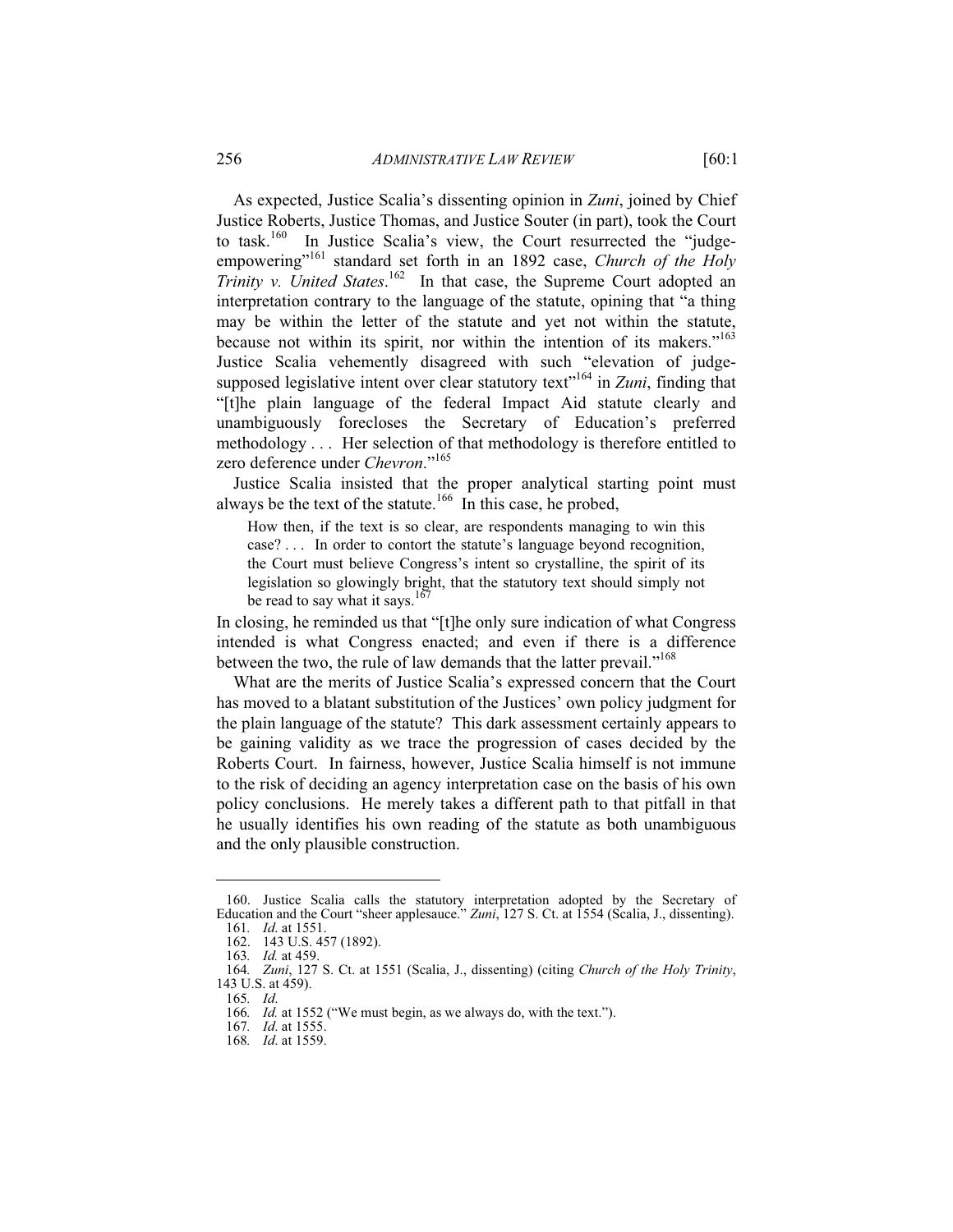As expected, Justice Scalia's dissenting opinion in *Zuni*, joined by Chief Justice Roberts, Justice Thomas, and Justice Souter (in part), took the Court to task.[160] In Justice Scalia's view, the Court resurrected the "judge-empowering"[161] standard set forth in an 1892 case, *Church of the Holy Trinity v. United States*.[162] In that case, the Supreme Court adopted an interpretation contrary to the language of the statute, opining that "a thing may be within the letter of the statute and yet not within the statute, because not within its spirit, nor within the intention of its makers."[163] Justice Scalia vehemently disagreed with such "elevation of judge-supposed legislative intent over clear statutory text"[164] in *Zuni*, finding that "[t]he plain language of the federal Impact Aid statute clearly and unambiguously forecloses the Secretary of Education's preferred methodology . . . Her selection of that methodology is therefore entitled to zero deference under *Chevron*."[165]

Justice Scalia insisted that the proper analytical starting point must always be the text of the statute.[166] In this case, he probed,

> How then, if the text is so clear, are respondents managing to win this case? . . . In order to contort the statute's language beyond recognition, the Court must believe Congress's intent so crystalline, the spirit of its legislation so glowingly bright, that the statutory text should simply not be read to say what it says.[167]

In closing, he reminded us that "[t]he only sure indication of what Congress intended is what Congress enacted; and even if there is a difference between the two, the rule of law demands that the latter prevail."[168]

What are the merits of Justice Scalia's expressed concern that the Court has moved to a blatant substitution of the Justices' own policy judgment for the plain language of the statute? This dark assessment certainly appears to be gaining validity as we trace the progression of cases decided by the Roberts Court. In fairness, however, Justice Scalia himself is not immune to the risk of deciding an agency interpretation case on the basis of his own policy conclusions. He merely takes a different path to that pitfall in that he usually identifies his own reading of the statute as both unambiguous and the only plausible construction.

---

160. Justice Scalia calls the statutory interpretation adopted by the Secretary of Education and the Court "sheer applesauce." *Zuni*, 127 S. Ct. at 1554 (Scalia, J., dissenting).

161. *Id*. at 1551.

162. 143 U.S. 457 (1892).

163. *Id.* at 459.

164. *Zuni*, 127 S. Ct. at 1551 (Scalia, J., dissenting) (citing *Church of the Holy Trinity*, 143 U.S. at 459).

165. *Id*.

166. *Id.* at 1552 ("We must begin, as we always do, with the text.").

167. *Id*. at 1555.

168. *Id*. at 1559.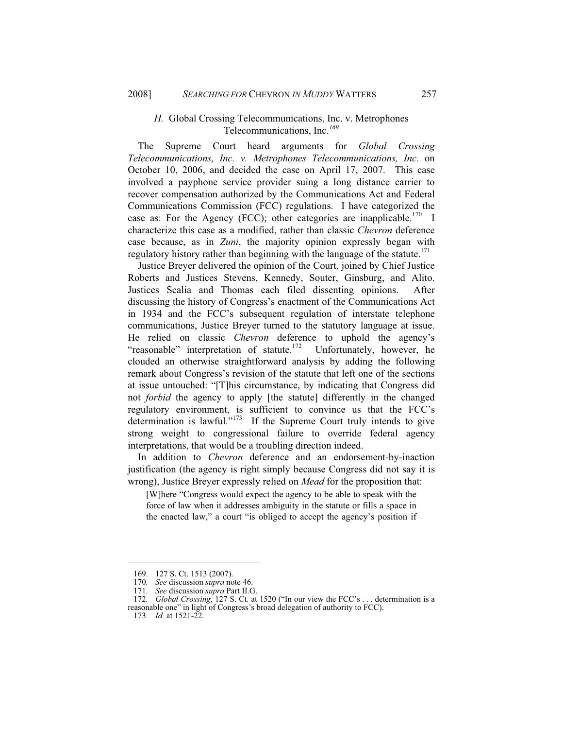### *H.* Global Crossing Telecommunications, Inc. v. Metrophones Telecommunications, Inc.[169]

The Supreme Court heard arguments for *Global Crossing Telecommunications, Inc. v. Metrophones Telecommunications, Inc.* on October 10, 2006, and decided the case on April 17, 2007. This case involved a payphone service provider suing a long distance carrier to recover compensation authorized by the Communications Act and Federal Communications Commission (FCC) regulations. I have categorized the case as: For the Agency (FCC); other categories are inapplicable.[170] I characterize this case as a modified, rather than classic *Chevron* deference case because, as in *Zuni*, the majority opinion expressly began with regulatory history rather than beginning with the language of the statute.[171]

Justice Breyer delivered the opinion of the Court, joined by Chief Justice Roberts and Justices Stevens, Kennedy, Souter, Ginsburg, and Alito. Justices Scalia and Thomas each filed dissenting opinions. After discussing the history of Congress's enactment of the Communications Act in 1934 and the FCC's subsequent regulation of interstate telephone communications, Justice Breyer turned to the statutory language at issue. He relied on classic *Chevron* deference to uphold the agency's "reasonable" interpretation of statute.[172] Unfortunately, however, he clouded an otherwise straightforward analysis by adding the following remark about Congress's revision of the statute that left one of the sections at issue untouched: "[T]his circumstance, by indicating that Congress did not *forbid* the agency to apply [the statute] differently in the changed regulatory environment, is sufficient to convince us that the FCC's determination is lawful."[173] If the Supreme Court truly intends to give strong weight to congressional failure to override federal agency interpretations, that would be a troubling direction indeed.

In addition to *Chevron* deference and an endorsement-by-inaction justification (the agency is right simply because Congress did not say it is wrong), Justice Breyer expressly relied on *Mead* for the proposition that:

> [W]here "Congress would expect the agency to be able to speak with the force of law when it addresses ambiguity in the statute or fills a space in the enacted law," a court "is obliged to accept the agency's position if

---

169. 127 S. Ct. 1513 (2007).

170. *See* discussion *supra* note 46.

171. *See* discussion *supra* Part II.G.

172. *Global Crossing*, 127 S. Ct. at 1520 ("In our view the FCC's . . . determination is a reasonable one" in light of Congress's broad delegation of authority to FCC).

173. *Id.* at 1521-22.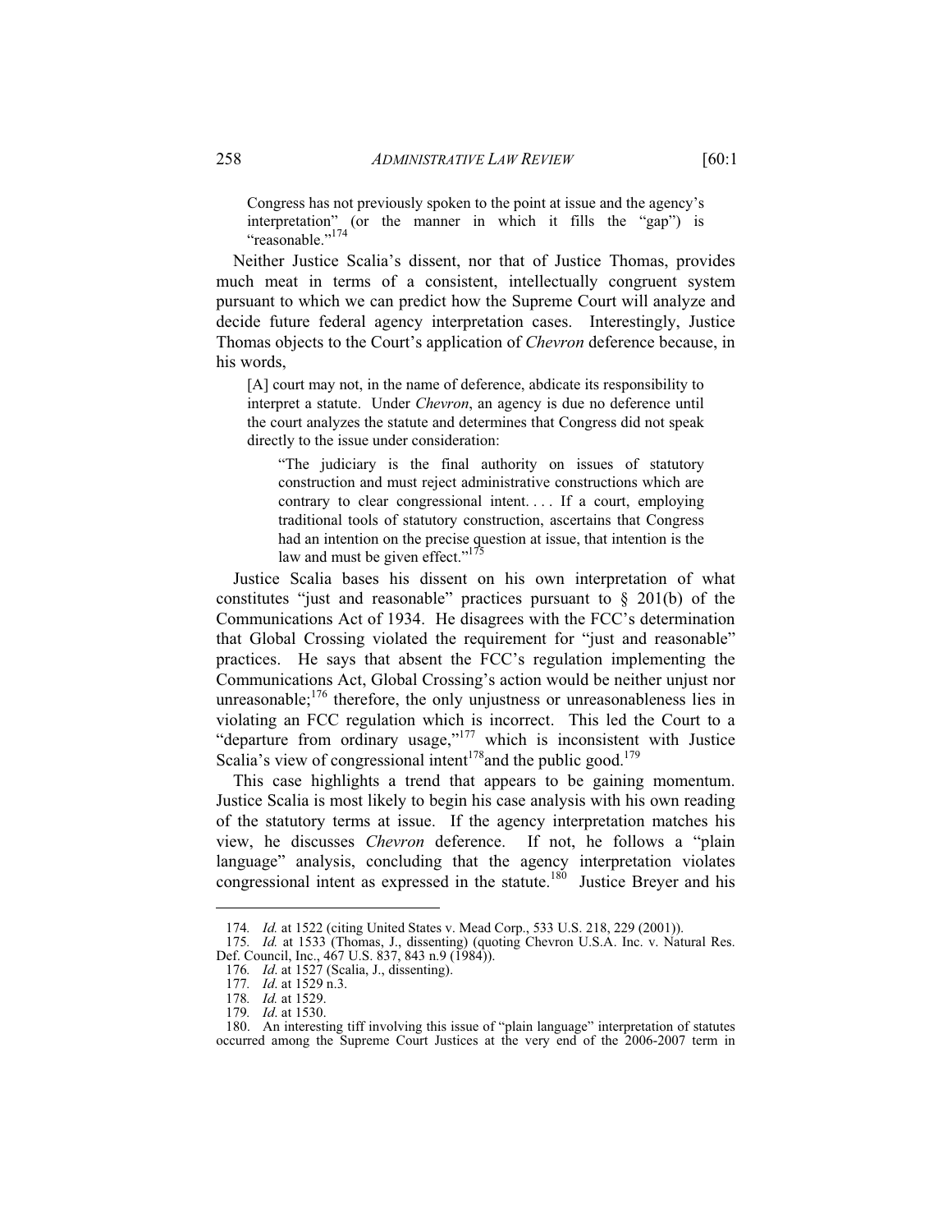> Congress has not previously spoken to the point at issue and the agency's interpretation" (or the manner in which it fills the "gap") is "reasonable."[174]

Neither Justice Scalia's dissent, nor that of Justice Thomas, provides much meat in terms of a consistent, intellectually congruent system pursuant to which we can predict how the Supreme Court will analyze and decide future federal agency interpretation cases. Interestingly, Justice Thomas objects to the Court's application of *Chevron* deference because, in his words,

> [A] court may not, in the name of deference, abdicate its responsibility to interpret a statute. Under *Chevron*, an agency is due no deference until the court analyzes the statute and determines that Congress did not speak directly to the issue under consideration:
>
> > "The judiciary is the final authority on issues of statutory construction and must reject administrative constructions which are contrary to clear congressional intent. . . . If a court, employing traditional tools of statutory construction, ascertains that Congress had an intention on the precise question at issue, that intention is the law and must be given effect."[175]

Justice Scalia bases his dissent on his own interpretation of what constitutes "just and reasonable" practices pursuant to § 201(b) of the Communications Act of 1934. He disagrees with the FCC's determination that Global Crossing violated the requirement for "just and reasonable" practices. He says that absent the FCC's regulation implementing the Communications Act, Global Crossing's action would be neither unjust nor unreasonable;[176] therefore, the only unjustness or unreasonableness lies in violating an FCC regulation which is incorrect. This led the Court to a "departure from ordinary usage,"[177] which is inconsistent with Justice Scalia's view of congressional intent[178] and the public good.[179]

This case highlights a trend that appears to be gaining momentum. Justice Scalia is most likely to begin his case analysis with his own reading of the statutory terms at issue. If the agency interpretation matches his view, he discusses *Chevron* deference. If not, he follows a "plain language" analysis, concluding that the agency interpretation violates congressional intent as expressed in the statute.[180] Justice Breyer and his

---

174. *Id.* at 1522 (citing United States v. Mead Corp., 533 U.S. 218, 229 (2001)).

175. *Id.* at 1533 (Thomas, J., dissenting) (quoting Chevron U.S.A. Inc. v. Natural Res. Def. Council, Inc., 467 U.S. 837, 843 n.9 (1984)).

176. *Id.* at 1527 (Scalia, J., dissenting).

177. *Id.* at 1529 n.3.

178. *Id.* at 1529.

179. *Id.* at 1530.

180. An interesting tiff involving this issue of "plain language" interpretation of statutes occurred among the Supreme Court Justices at the very end of the 2006-2007 term in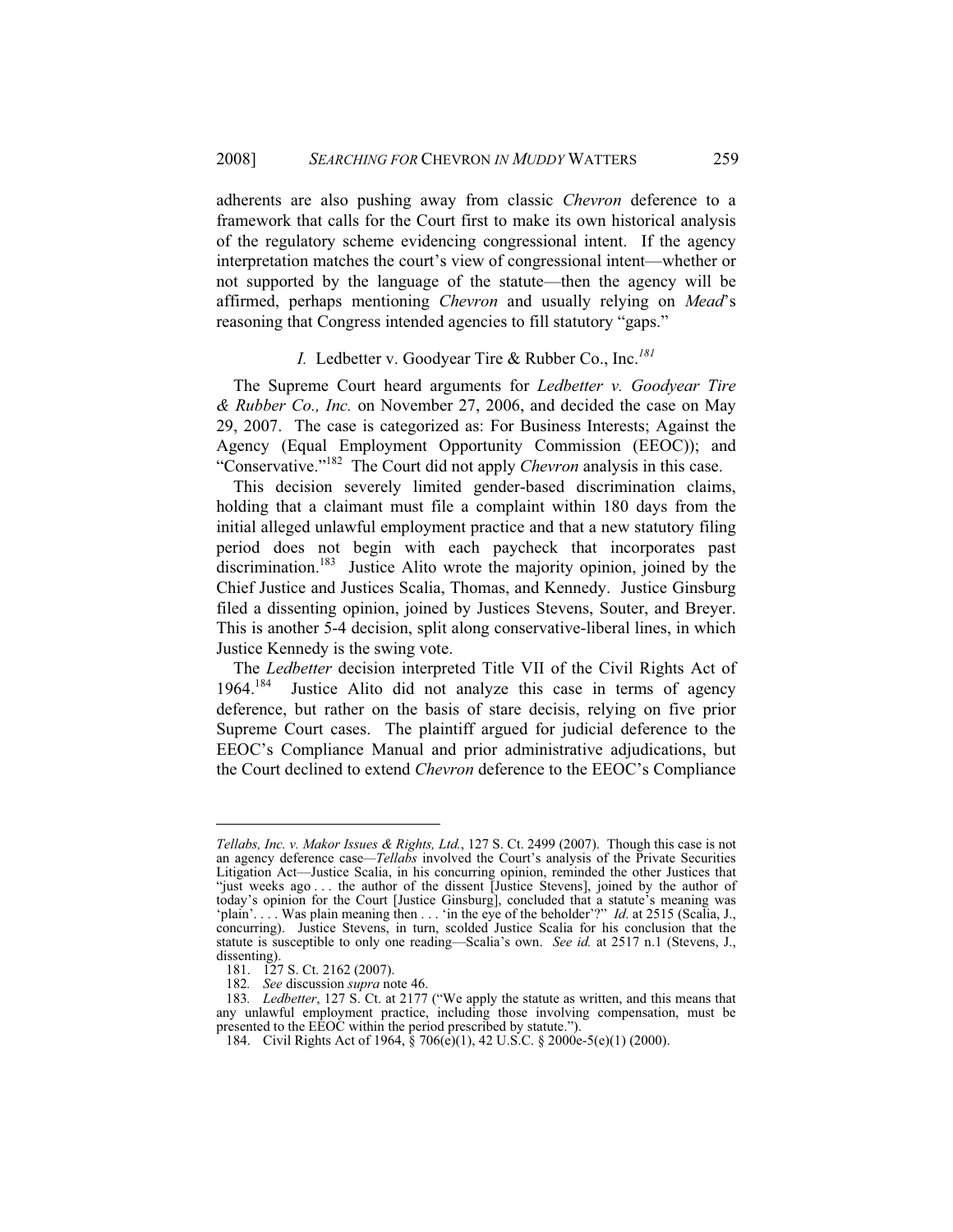adherents are also pushing away from classic *Chevron* deference to a framework that calls for the Court first to make its own historical analysis of the regulatory scheme evidencing congressional intent. If the agency interpretation matches the court's view of congressional intent—whether or not supported by the language of the statute—then the agency will be affirmed, perhaps mentioning *Chevron* and usually relying on *Mead*'s reasoning that Congress intended agencies to fill statutory "gaps."

### *I.* Ledbetter v. Goodyear Tire & Rubber Co., Inc.[181]

The Supreme Court heard arguments for *Ledbetter v. Goodyear Tire & Rubber Co., Inc.* on November 27, 2006, and decided the case on May 29, 2007. The case is categorized as: For Business Interests; Against the Agency (Equal Employment Opportunity Commission (EEOC)); and "Conservative."[182] The Court did not apply *Chevron* analysis in this case.

This decision severely limited gender-based discrimination claims, holding that a claimant must file a complaint within 180 days from the initial alleged unlawful employment practice and that a new statutory filing period does not begin with each paycheck that incorporates past discrimination.[183] Justice Alito wrote the majority opinion, joined by the Chief Justice and Justices Scalia, Thomas, and Kennedy. Justice Ginsburg filed a dissenting opinion, joined by Justices Stevens, Souter, and Breyer. This is another 5-4 decision, split along conservative-liberal lines, in which Justice Kennedy is the swing vote.

The *Ledbetter* decision interpreted Title VII of the Civil Rights Act of 1964.[184] Justice Alito did not analyze this case in terms of agency deference, but rather on the basis of stare decisis, relying on five prior Supreme Court cases. The plaintiff argued for judicial deference to the EEOC's Compliance Manual and prior administrative adjudications, but the Court declined to extend *Chevron* deference to the EEOC's Compliance

---

*Tellabs, Inc. v. Makor Issues & Rights, Ltd.*, 127 S. Ct. 2499 (2007). Though this case is not an agency deference case—*Tellabs* involved the Court's analysis of the Private Securities Litigation Act—Justice Scalia, in his concurring opinion, reminded the other Justices that "just weeks ago . . . the author of the dissent [Justice Stevens], joined by the author of today's opinion for the Court [Justice Ginsburg], concluded that a statute's meaning was 'plain'. . . . Was plain meaning then . . . 'in the eye of the beholder'?" *Id.* at 2515 (Scalia, J., concurring). Justice Stevens, in turn, scolded Justice Scalia for his conclusion that the statute is susceptible to only one reading—Scalia's own. *See id.* at 2517 n.1 (Stevens, J., dissenting).

181. 127 S. Ct. 2162 (2007).

182. *See* discussion *supra* note 46.

183. *Ledbetter*, 127 S. Ct. at 2177 ("We apply the statute as written, and this means that any unlawful employment practice, including those involving compensation, must be presented to the EEOC within the period prescribed by statute.").

184. Civil Rights Act of 1964, § 706(e)(1), 42 U.S.C. § 2000e-5(e)(1) (2000).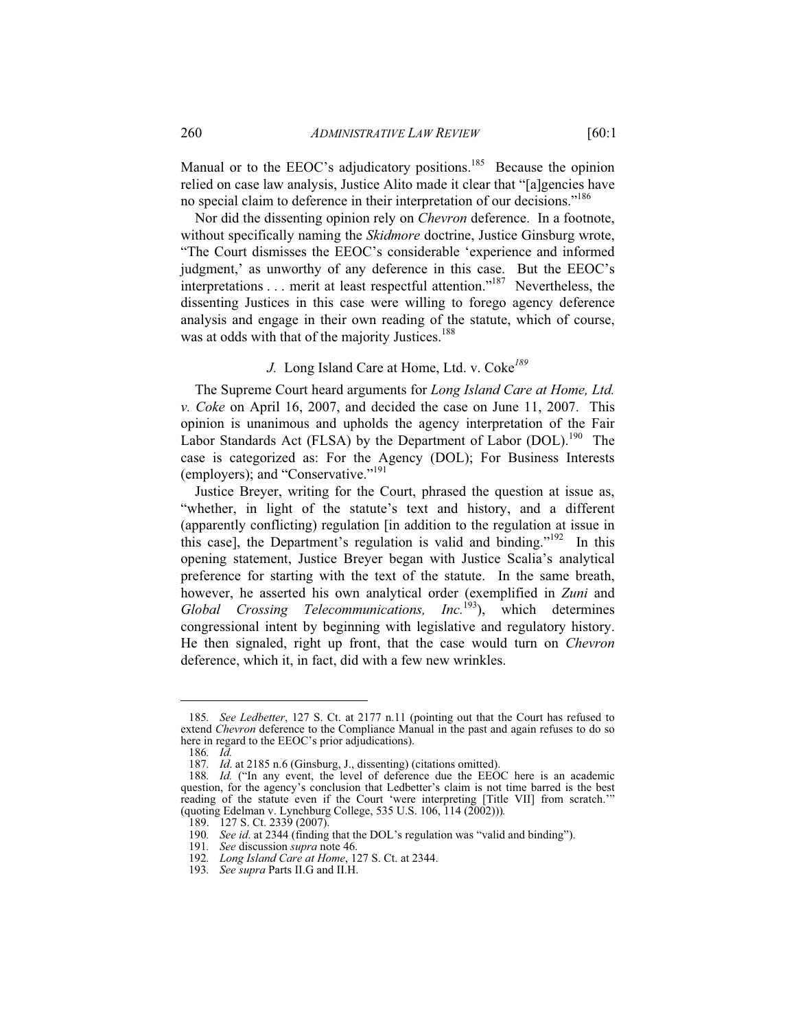Manual or to the EEOC's adjudicatory positions.[185] Because the opinion relied on case law analysis, Justice Alito made it clear that "[a]gencies have no special claim to deference in their interpretation of our decisions."[186]

Nor did the dissenting opinion rely on *Chevron* deference. In a footnote, without specifically naming the *Skidmore* doctrine, Justice Ginsburg wrote, "The Court dismisses the EEOC's considerable 'experience and informed judgment,' as unworthy of any deference in this case. But the EEOC's interpretations . . . merit at least respectful attention."[187] Nevertheless, the dissenting Justices in this case were willing to forego agency deference analysis and engage in their own reading of the statute, which of course, was at odds with that of the majority Justices.[188]

### *J.* Long Island Care at Home, Ltd. v. Coke[189]

The Supreme Court heard arguments for *Long Island Care at Home, Ltd. v. Coke* on April 16, 2007, and decided the case on June 11, 2007. This opinion is unanimous and upholds the agency interpretation of the Fair Labor Standards Act (FLSA) by the Department of Labor (DOL).[190] The case is categorized as: For the Agency (DOL); For Business Interests (employers); and "Conservative."[191]

Justice Breyer, writing for the Court, phrased the question at issue as, "whether, in light of the statute's text and history, and a different (apparently conflicting) regulation [in addition to the regulation at issue in this case], the Department's regulation is valid and binding."[192] In this opening statement, Justice Breyer began with Justice Scalia's analytical preference for starting with the text of the statute. In the same breath, however, he asserted his own analytical order (exemplified in *Zuni* and *Global Crossing Telecommunications, Inc.*[193]), which determines congressional intent by beginning with legislative and regulatory history. He then signaled, right up front, that the case would turn on *Chevron* deference, which it, in fact, did with a few new wrinkles.

---

185. *See Ledbetter*, 127 S. Ct. at 2177 n.11 (pointing out that the Court has refused to extend *Chevron* deference to the Compliance Manual in the past and again refuses to do so here in regard to the EEOC's prior adjudications).

186. *Id.*

187. *Id.* at 2185 n.6 (Ginsburg, J., dissenting) (citations omitted).

188. *Id.* ("In any event, the level of deference due the EEOC here is an academic question, for the agency's conclusion that Ledbetter's claim is not time barred is the best reading of the statute even if the Court 'were interpreting [Title VII] from scratch.'" (quoting Edelman v. Lynchburg College, 535 U.S. 106, 114 (2002))).

189. 127 S. Ct. 2339 (2007).

190. *See id.* at 2344 (finding that the DOL's regulation was "valid and binding").

191. *See* discussion *supra* note 46.

192. *Long Island Care at Home*, 127 S. Ct. at 2344.

193. *See supra* Parts II.G and II.H.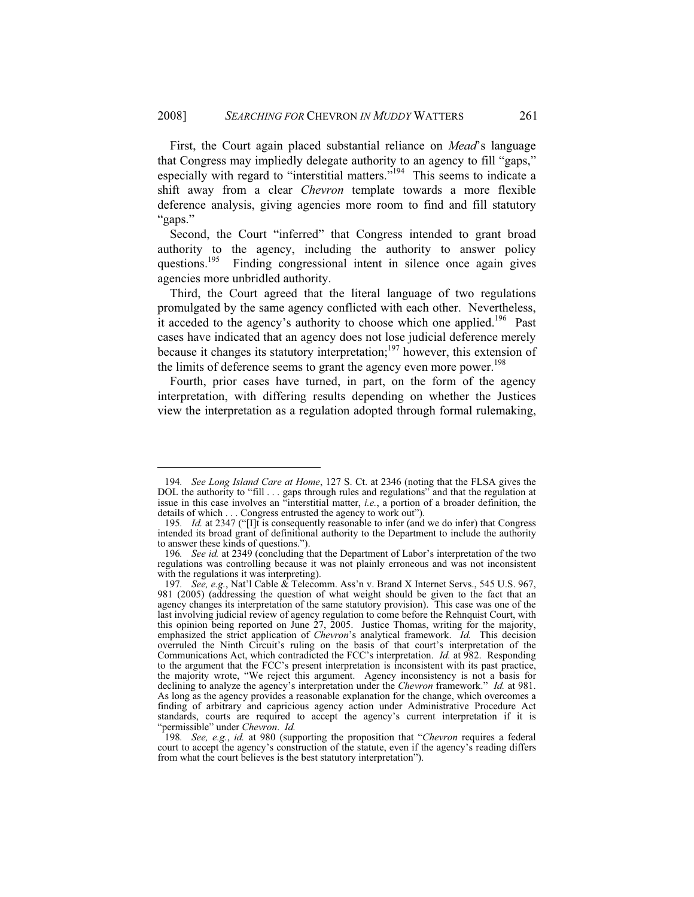First, the Court again placed substantial reliance on *Mead*'s language that Congress may impliedly delegate authority to an agency to fill "gaps," especially with regard to "interstitial matters."[194] This seems to indicate a shift away from a clear *Chevron* template towards a more flexible deference analysis, giving agencies more room to find and fill statutory "gaps."

Second, the Court "inferred" that Congress intended to grant broad authority to the agency, including the authority to answer policy questions.[195] Finding congressional intent in silence once again gives agencies more unbridled authority.

Third, the Court agreed that the literal language of two regulations promulgated by the same agency conflicted with each other. Nevertheless, it acceded to the agency's authority to choose which one applied.[196] Past cases have indicated that an agency does not lose judicial deference merely because it changes its statutory interpretation;[197] however, this extension of the limits of deference seems to grant the agency even more power.[198]

Fourth, prior cases have turned, in part, on the form of the agency interpretation, with differing results depending on whether the Justices view the interpretation as a regulation adopted through formal rulemaking,

---

194. *See Long Island Care at Home*, 127 S. Ct. at 2346 (noting that the FLSA gives the DOL the authority to "fill . . . gaps through rules and regulations" and that the regulation at issue in this case involves an "interstitial matter, *i.e.*, a portion of a broader definition, the details of which . . . Congress entrusted the agency to work out").

195. *Id.* at 2347 ("[I]t is consequently reasonable to infer (and we do infer) that Congress intended its broad grant of definitional authority to the Department to include the authority to answer these kinds of questions.").

196. *See id.* at 2349 (concluding that the Department of Labor's interpretation of the two regulations was controlling because it was not plainly erroneous and was not inconsistent with the regulations it was interpreting).

197. *See, e.g.*, Nat'l Cable & Telecomm. Ass'n v. Brand X Internet Servs., 545 U.S. 967, 981 (2005) (addressing the question of what weight should be given to the fact that an agency changes its interpretation of the same statutory provision). This case was one of the last involving judicial review of agency regulation to come before the Rehnquist Court, with this opinion being reported on June 27, 2005. Justice Thomas, writing for the majority, emphasized the strict application of *Chevron*'s analytical framework. *Id.* This decision overruled the Ninth Circuit's ruling on the basis of that court's interpretation of the Communications Act, which contradicted the FCC's interpretation. *Id.* at 982. Responding to the argument that the FCC's present interpretation is inconsistent with its past practice, the majority wrote, "We reject this argument. Agency inconsistency is not a basis for declining to analyze the agency's interpretation under the *Chevron* framework." *Id.* at 981. As long as the agency provides a reasonable explanation for the change, which overcomes a finding of arbitrary and capricious agency action under Administrative Procedure Act standards, courts are required to accept the agency's current interpretation if it is "permissible" under *Chevron*. *Id.*

198. *See, e.g.*, *id.* at 980 (supporting the proposition that "*Chevron* requires a federal court to accept the agency's construction of the statute, even if the agency's reading differs from what the court believes is the best statutory interpretation").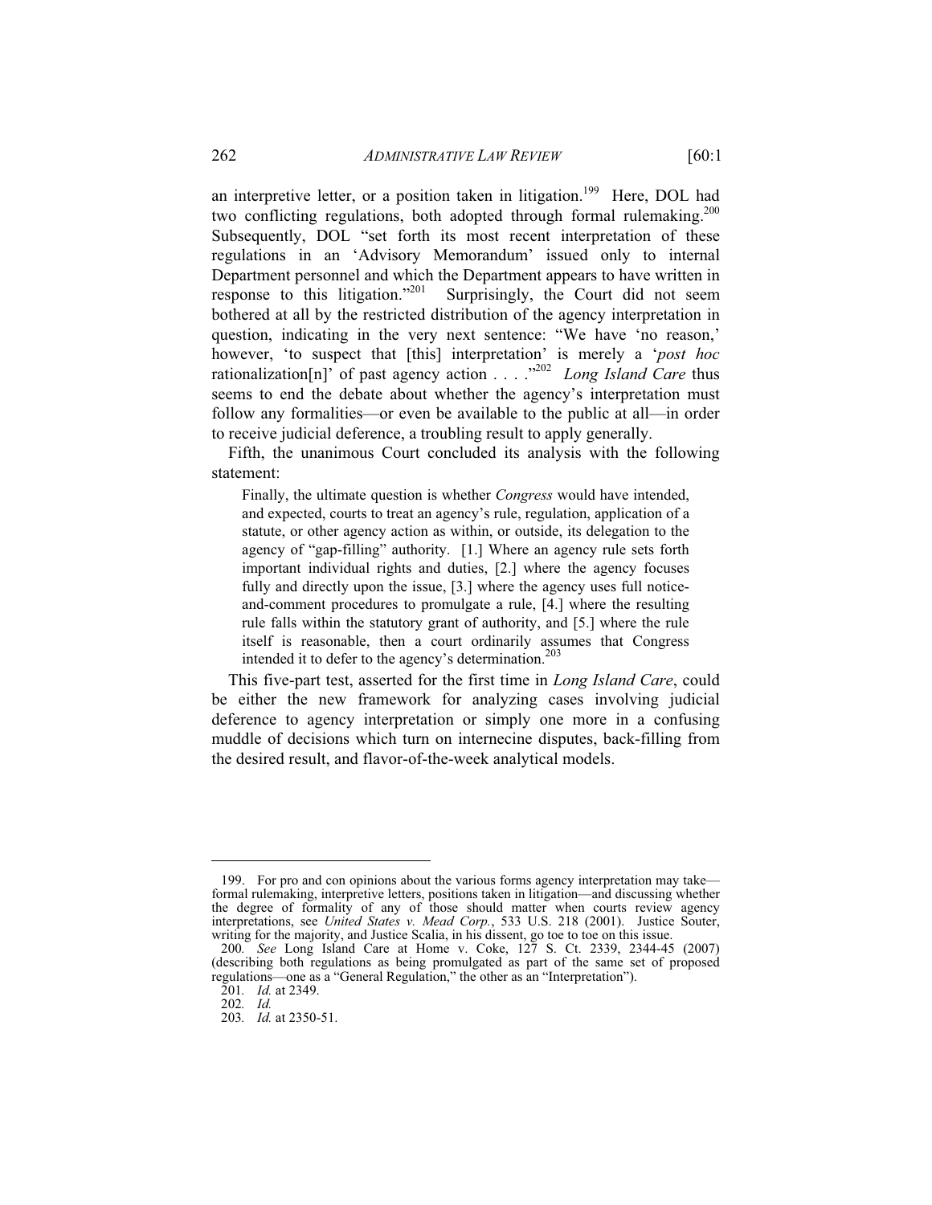an interpretive letter, or a position taken in litigation.[199] Here, DOL had two conflicting regulations, both adopted through formal rulemaking.[200] Subsequently, DOL "set forth its most recent interpretation of these regulations in an 'Advisory Memorandum' issued only to internal Department personnel and which the Department appears to have written in response to this litigation."[201] Surprisingly, the Court did not seem bothered at all by the restricted distribution of the agency interpretation in question, indicating in the very next sentence: "We have 'no reason,' however, 'to suspect that [this] interpretation' is merely a '*post hoc* rationalization[n]' of past agency action . . . ."[202] *Long Island Care* thus seems to end the debate about whether the agency's interpretation must follow any formalities—or even be available to the public at all—in order to receive judicial deference, a troubling result to apply generally.

Fifth, the unanimous Court concluded its analysis with the following statement:

> Finally, the ultimate question is whether *Congress* would have intended, and expected, courts to treat an agency's rule, regulation, application of a statute, or other agency action as within, or outside, its delegation to the agency of "gap-filling" authority. [1.] Where an agency rule sets forth important individual rights and duties, [2.] where the agency focuses fully and directly upon the issue, [3.] where the agency uses full notice-and-comment procedures to promulgate a rule, [4.] where the resulting rule falls within the statutory grant of authority, and [5.] where the rule itself is reasonable, then a court ordinarily assumes that Congress intended it to defer to the agency's determination.[203]

This five-part test, asserted for the first time in *Long Island Care*, could be either the new framework for analyzing cases involving judicial deference to agency interpretation or simply one more in a confusing muddle of decisions which turn on internecine disputes, back-filling from the desired result, and flavor-of-the-week analytical models.

---

199. For pro and con opinions about the various forms agency interpretation may take—formal rulemaking, interpretive letters, positions taken in litigation—and discussing whether the degree of formality of any of those should matter when courts review agency interpretations, see *United States v. Mead Corp.*, 533 U.S. 218 (2001). Justice Souter, writing for the majority, and Justice Scalia, in his dissent, go toe to toe on this issue.

200. *See* Long Island Care at Home v. Coke, 127 S. Ct. 2339, 2344-45 (2007) (describing both regulations as being promulgated as part of the same set of proposed regulations—one as a "General Regulation," the other as an "Interpretation").

201. *Id.* at 2349.

202. *Id.*

203. *Id.* at 2350-51.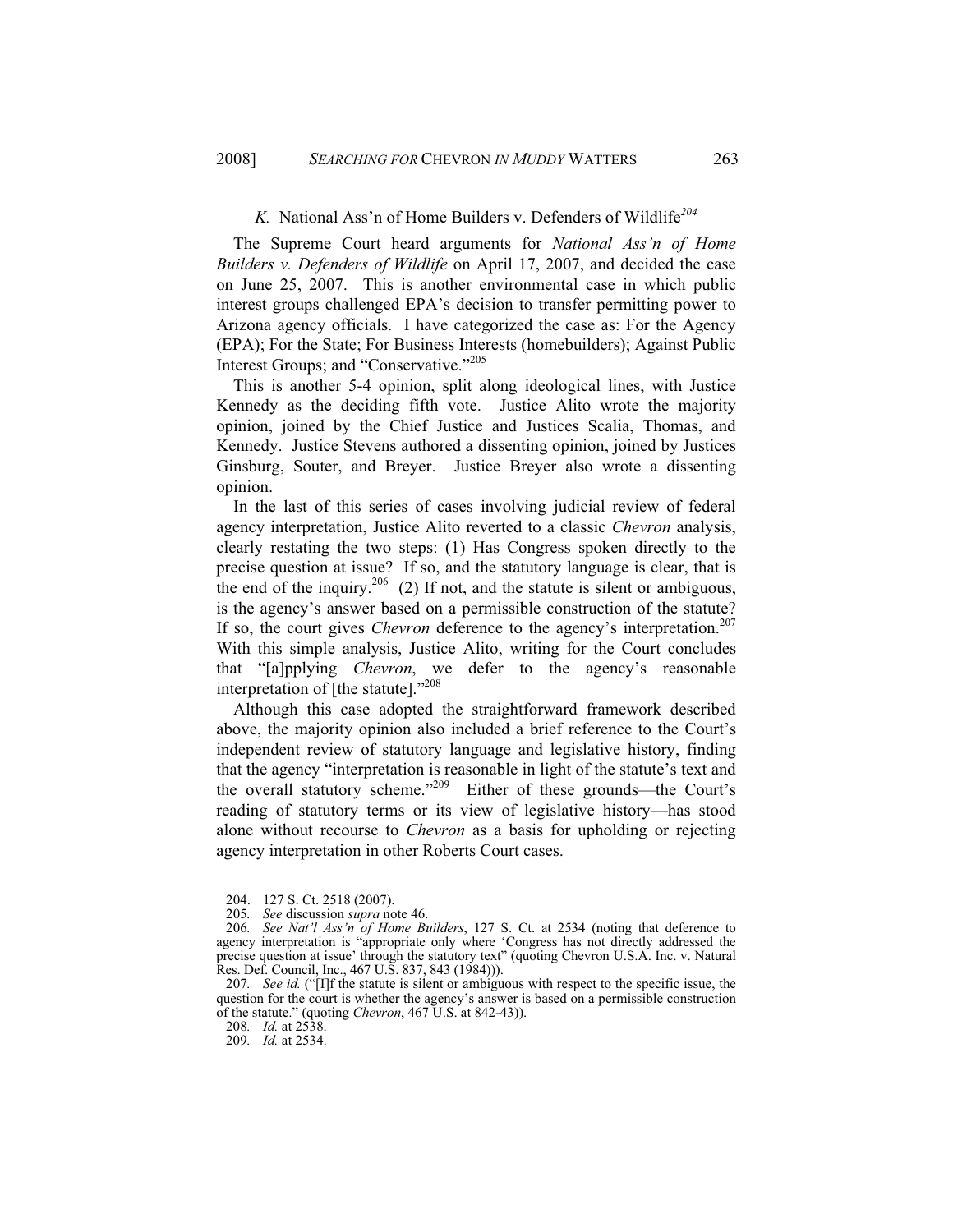### *K.* National Ass'n of Home Builders v. Defenders of Wildlife[204]

The Supreme Court heard arguments for *National Ass'n of Home Builders v. Defenders of Wildlife* on April 17, 2007, and decided the case on June 25, 2007. This is another environmental case in which public interest groups challenged EPA's decision to transfer permitting power to Arizona agency officials. I have categorized the case as: For the Agency (EPA); For the State; For Business Interests (homebuilders); Against Public Interest Groups; and "Conservative."[205]

This is another 5-4 opinion, split along ideological lines, with Justice Kennedy as the deciding fifth vote. Justice Alito wrote the majority opinion, joined by the Chief Justice and Justices Scalia, Thomas, and Kennedy. Justice Stevens authored a dissenting opinion, joined by Justices Ginsburg, Souter, and Breyer. Justice Breyer also wrote a dissenting opinion.

In the last of this series of cases involving judicial review of federal agency interpretation, Justice Alito reverted to a classic *Chevron* analysis, clearly restating the two steps: (1) Has Congress spoken directly to the precise question at issue? If so, and the statutory language is clear, that is the end of the inquiry.[206] (2) If not, and the statute is silent or ambiguous, is the agency's answer based on a permissible construction of the statute? If so, the court gives *Chevron* deference to the agency's interpretation.[207] With this simple analysis, Justice Alito, writing for the Court concludes that "[a]pplying *Chevron*, we defer to the agency's reasonable interpretation of [the statute]."[208]

Although this case adopted the straightforward framework described above, the majority opinion also included a brief reference to the Court's independent review of statutory language and legislative history, finding that the agency "interpretation is reasonable in light of the statute's text and the overall statutory scheme."[209] Either of these grounds—the Court's reading of statutory terms or its view of legislative history—has stood alone without recourse to *Chevron* as a basis for upholding or rejecting agency interpretation in other Roberts Court cases.

---

204. 127 S. Ct. 2518 (2007).

205. *See* discussion *supra* note 46.

206. *See Nat'l Ass'n of Home Builders*, 127 S. Ct. at 2534 (noting that deference to agency interpretation is "appropriate only where 'Congress has not directly addressed the precise question at issue' through the statutory text" (quoting Chevron U.S.A. Inc. v. Natural Res. Def. Council, Inc., 467 U.S. 837, 843 (1984))).

207. *See id.* ("[I]f the statute is silent or ambiguous with respect to the specific issue, the question for the court is whether the agency's answer is based on a permissible construction of the statute." (quoting *Chevron*, 467 U.S. at 842-43)).

208. *Id.* at 2538.

209. *Id.* at 2534.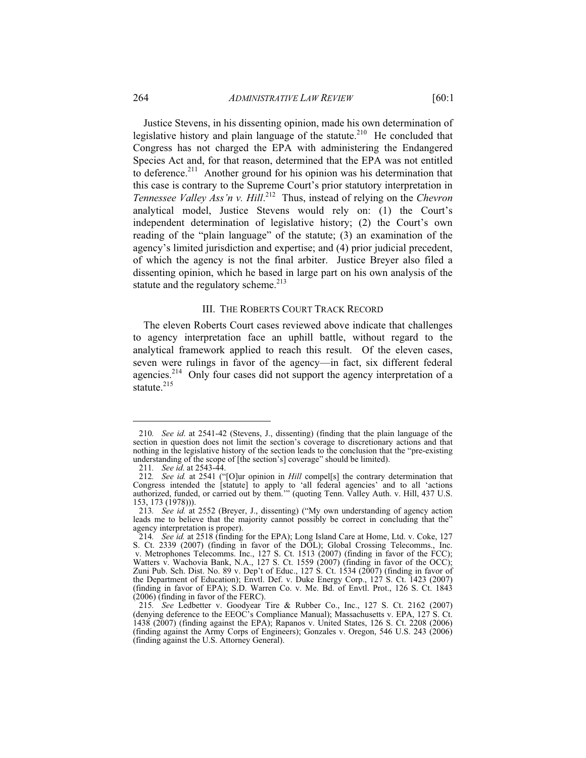Justice Stevens, in his dissenting opinion, made his own determination of legislative history and plain language of the statute.[210] He concluded that Congress has not charged the EPA with administering the Endangered Species Act and, for that reason, determined that the EPA was not entitled to deference.[211] Another ground for his opinion was his determination that this case is contrary to the Supreme Court's prior statutory interpretation in *Tennessee Valley Ass'n v. Hill*.[212] Thus, instead of relying on the *Chevron* analytical model, Justice Stevens would rely on: (1) the Court's independent determination of legislative history; (2) the Court's own reading of the "plain language" of the statute; (3) an examination of the agency's limited jurisdiction and expertise; and (4) prior judicial precedent, of which the agency is not the final arbiter. Justice Breyer also filed a dissenting opinion, which he based in large part on his own analysis of the statute and the regulatory scheme.[213]

## III. THE ROBERTS COURT TRACK RECORD

The eleven Roberts Court cases reviewed above indicate that challenges to agency interpretation face an uphill battle, without regard to the analytical framework applied to reach this result. Of the eleven cases, seven were rulings in favor of the agency—in fact, six different federal agencies.[214] Only four cases did not support the agency interpretation of a statute.[215]

---

210. *See id.* at 2541-42 (Stevens, J., dissenting) (finding that the plain language of the section in question does not limit the section's coverage to discretionary actions and that nothing in the legislative history of the section leads to the conclusion that the "pre-existing understanding of the scope of [the section's] coverage" should be limited).

211. *See id.* at 2543-44.

212. *See id.* at 2541 ("[O]ur opinion in *Hill* compel[s] the contrary determination that Congress intended the [statute] to apply to 'all federal agencies' and to all 'actions authorized, funded, or carried out by them.'" (quoting Tenn. Valley Auth. v. Hill, 437 U.S. 153, 173 (1978))).

213. *See id.* at 2552 (Breyer, J., dissenting) ("My own understanding of agency action leads me to believe that the majority cannot possibly be correct in concluding that the" agency interpretation is proper).

214. *See id.* at 2518 (finding for the EPA); Long Island Care at Home, Ltd. v. Coke, 127 S. Ct. 2339 (2007) (finding in favor of the DOL); Global Crossing Telecomms., Inc. v. Metrophones Telecomms. Inc., 127 S. Ct. 1513 (2007) (finding in favor of the FCC); Watters v. Wachovia Bank, N.A., 127 S. Ct. 1559 (2007) (finding in favor of the OCC); Zuni Pub. Sch. Dist. No. 89 v. Dep't of Educ., 127 S. Ct. 1534 (2007) (finding in favor of the Department of Education); Envtl. Def. v. Duke Energy Corp., 127 S. Ct. 1423 (2007) (finding in favor of EPA); S.D. Warren Co. v. Me. Bd. of Envtl. Prot., 126 S. Ct. 1843 (2006) (finding in favor of the FERC).

215. *See* Ledbetter v. Goodyear Tire & Rubber Co., Inc., 127 S. Ct. 2162 (2007) (denying deference to the EEOC's Compliance Manual); Massachusetts v. EPA, 127 S. Ct. 1438 (2007) (finding against the EPA); Rapanos v. United States, 126 S. Ct. 2208 (2006) (finding against the Army Corps of Engineers); Gonzales v. Oregon, 546 U.S. 243 (2006) (finding against the U.S. Attorney General).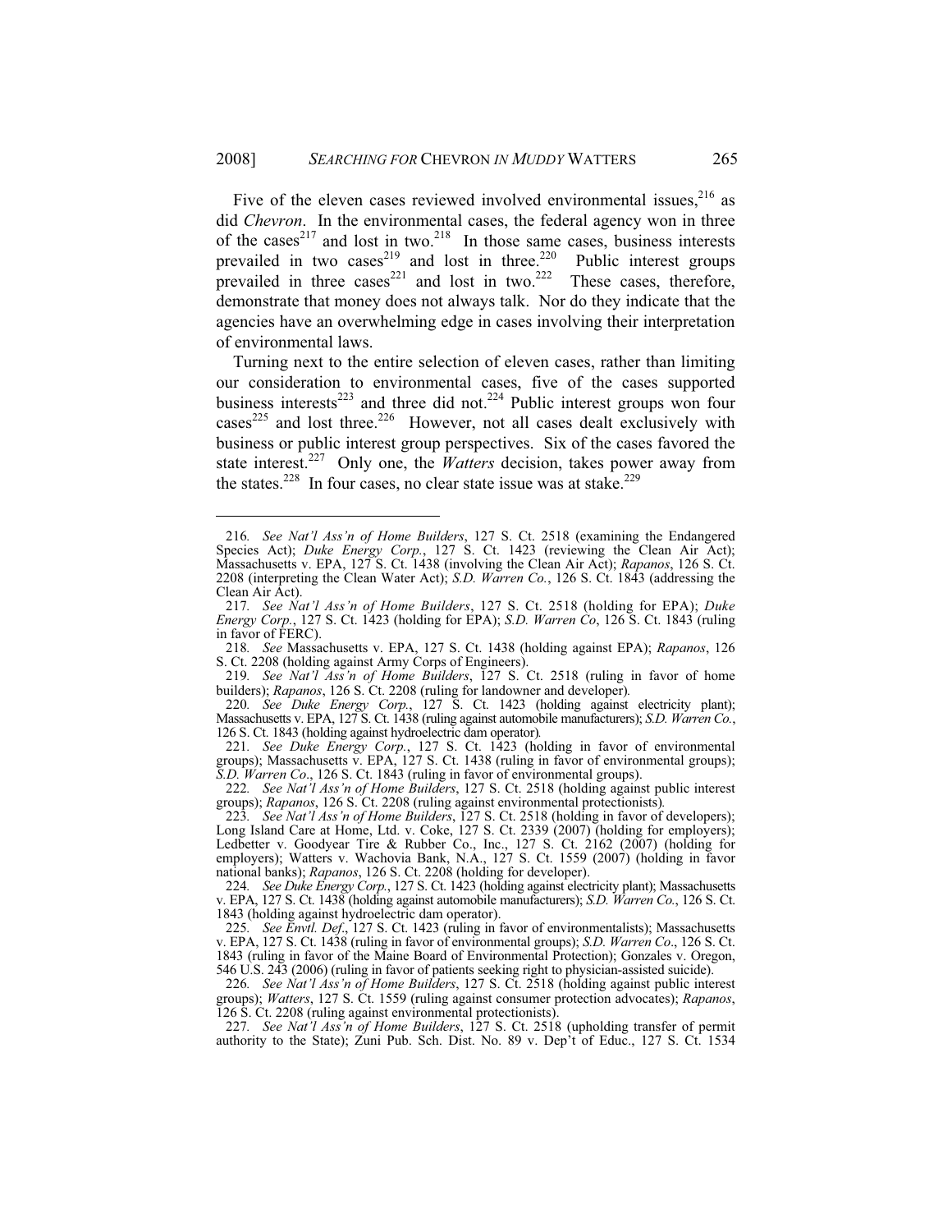Five of the eleven cases reviewed involved environmental issues,[216] as did *Chevron*. In the environmental cases, the federal agency won in three of the cases[217] and lost in two.[218] In those same cases, business interests prevailed in two cases[219] and lost in three.[220] Public interest groups prevailed in three cases[221] and lost in two.[222] These cases, therefore, demonstrate that money does not always talk. Nor do they indicate that the agencies have an overwhelming edge in cases involving their interpretation of environmental laws.

Turning next to the entire selection of eleven cases, rather than limiting our consideration to environmental cases, five of the cases supported business interests[223] and three did not.[224] Public interest groups won four cases[225] and lost three.[226] However, not all cases dealt exclusively with business or public interest group perspectives. Six of the cases favored the state interest.[227] Only one, the *Watters* decision, takes power away from the states.[228] In four cases, no clear state issue was at stake.[229]

---

216. *See Nat'l Ass'n of Home Builders*, 127 S. Ct. 2518 (examining the Endangered Species Act); *Duke Energy Corp.*, 127 S. Ct. 1423 (reviewing the Clean Air Act); Massachusetts v. EPA, 127 S. Ct. 1438 (involving the Clean Air Act); *Rapanos*, 126 S. Ct. 2208 (interpreting the Clean Water Act); *S.D. Warren Co.*, 126 S. Ct. 1843 (addressing the Clean Air Act).

217. *See Nat'l Ass'n of Home Builders*, 127 S. Ct. 2518 (holding for EPA); *Duke Energy Corp.*, 127 S. Ct. 1423 (holding for EPA); *S.D. Warren Co*, 126 S. Ct. 1843 (ruling in favor of FERC).

218. *See* Massachusetts v. EPA, 127 S. Ct. 1438 (holding against EPA); *Rapanos*, 126 S. Ct. 2208 (holding against Army Corps of Engineers).

219. *See Nat'l Ass'n of Home Builders*, 127 S. Ct. 2518 (ruling in favor of home builders); *Rapanos*, 126 S. Ct. 2208 (ruling for landowner and developer).

220. *See Duke Energy Corp.*, 127 S. Ct. 1423 (holding against electricity plant); Massachusetts v. EPA, 127 S. Ct. 1438 (ruling against automobile manufacturers); *S.D. Warren Co.*, 126 S. Ct. 1843 (holding against hydroelectric dam operator).

221. *See Duke Energy Corp.*, 127 S. Ct. 1423 (holding in favor of environmental groups); Massachusetts v. EPA, 127 S. Ct. 1438 (ruling in favor of environmental groups); *S.D. Warren Co*., 126 S. Ct. 1843 (ruling in favor of environmental groups).

222. *See Nat'l Ass'n of Home Builders*, 127 S. Ct. 2518 (holding against public interest groups); *Rapanos*, 126 S. Ct. 2208 (ruling against environmental protectionists).

223. *See Nat'l Ass'n of Home Builders*, 127 S. Ct. 2518 (holding in favor of developers); Long Island Care at Home, Ltd. v. Coke, 127 S. Ct. 2339 (2007) (holding for employers); Ledbetter v. Goodyear Tire & Rubber Co., Inc., 127 S. Ct. 2162 (2007) (holding for employers); Watters v. Wachovia Bank, N.A., 127 S. Ct. 1559 (2007) (holding in favor national banks); *Rapanos*, 126 S. Ct. 2208 (holding for developer).

224. *See Duke Energy Corp.*, 127 S. Ct. 1423 (holding against electricity plant); Massachusetts v. EPA, 127 S. Ct. 1438 (holding against automobile manufacturers); *S.D. Warren Co.*, 126 S. Ct. 1843 (holding against hydroelectric dam operator).

225. *See Envtl. Def.*, 127 S. Ct. 1423 (ruling in favor of environmentalists); Massachusetts v. EPA, 127 S. Ct. 1438 (ruling in favor of environmental groups); *S.D. Warren Co*., 126 S. Ct. 1843 (ruling in favor of the Maine Board of Environmental Protection); Gonzales v. Oregon, 546 U.S. 243 (2006) (ruling in favor of patients seeking right to physician-assisted suicide).

226. *See Nat'l Ass'n of Home Builders*, 127 S. Ct. 2518 (holding against public interest groups); *Watters*, 127 S. Ct. 1559 (ruling against consumer protection advocates); *Rapanos*, 126 S. Ct. 2208 (ruling against environmental protectionists).

227. *See Nat'l Ass'n of Home Builders*, 127 S. Ct. 2518 (upholding transfer of permit authority to the State); Zuni Pub. Sch. Dist. No. 89 v. Dep't of Educ., 127 S. Ct. 1534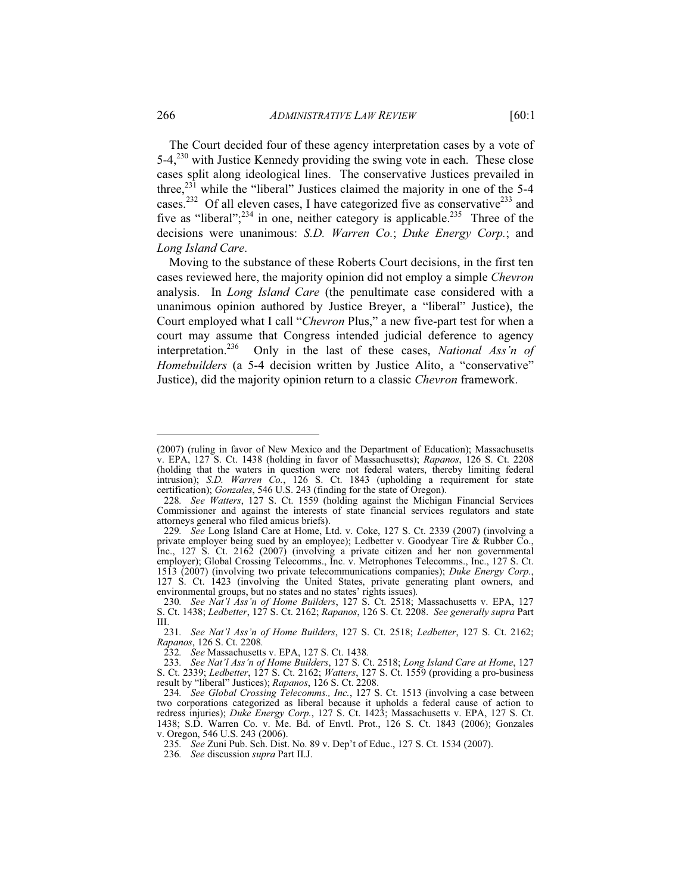The Court decided four of these agency interpretation cases by a vote of 5-4,[230] with Justice Kennedy providing the swing vote in each. These close cases split along ideological lines. The conservative Justices prevailed in three,[231] while the "liberal" Justices claimed the majority in one of the 5-4 cases.[232] Of all eleven cases, I have categorized five as conservative[233] and five as "liberal";[234] in one, neither category is applicable.[235] Three of the decisions were unanimous: *S.D. Warren Co.*; *Duke Energy Corp.*; and *Long Island Care*.

Moving to the substance of these Roberts Court decisions, in the first ten cases reviewed here, the majority opinion did not employ a simple *Chevron* analysis. In *Long Island Care* (the penultimate case considered with a unanimous opinion authored by Justice Breyer, a "liberal" Justice), the Court employed what I call "*Chevron* Plus," a new five-part test for when a court may assume that Congress intended judicial deference to agency interpretation.[236] Only in the last of these cases, *National Ass'n of Homebuilders* (a 5-4 decision written by Justice Alito, a "conservative" Justice), did the majority opinion return to a classic *Chevron* framework.

---

(2007) (ruling in favor of New Mexico and the Department of Education); Massachusetts v. EPA, 127 S. Ct. 1438 (holding in favor of Massachusetts); *Rapanos*, 126 S. Ct. 2208 (holding that the waters in question were not federal waters, thereby limiting federal intrusion); *S.D. Warren Co.*, 126 S. Ct. 1843 (upholding a requirement for state certification); *Gonzales*, 546 U.S. 243 (finding for the state of Oregon).

228. *See Watters*, 127 S. Ct. 1559 (holding against the Michigan Financial Services Commissioner and against the interests of state financial services regulators and state attorneys general who filed amicus briefs).

229. *See* Long Island Care at Home, Ltd. v. Coke, 127 S. Ct. 2339 (2007) (involving a private employer being sued by an employee); Ledbetter v. Goodyear Tire & Rubber Co., Inc., 127 S. Ct. 2162 (2007) (involving a private citizen and her non governmental employer); Global Crossing Telecomms., Inc. v. Metrophones Telecomms., Inc., 127 S. Ct. 1513 (2007) (involving two private telecommunications companies); *Duke Energy Corp.*, 127 S. Ct. 1423 (involving the United States, private generating plant owners, and environmental groups, but no states and no states' rights issues).

230. *See Nat'l Ass'n of Home Builders*, 127 S. Ct. 2518; Massachusetts v. EPA, 127 S. Ct. 1438; *Ledbetter*, 127 S. Ct. 2162; *Rapanos*, 126 S. Ct. 2208. *See generally supra* Part III.

231. *See Nat'l Ass'n of Home Builders*, 127 S. Ct. 2518; *Ledbetter*, 127 S. Ct. 2162; *Rapanos*, 126 S. Ct. 2208.

232. *See* Massachusetts v. EPA, 127 S. Ct. 1438.

233. *See Nat'l Ass'n of Home Builders*, 127 S. Ct. 2518; *Long Island Care at Home*, 127 S. Ct. 2339; *Ledbetter*, 127 S. Ct. 2162; *Watters*, 127 S. Ct. 1559 (providing a pro-business result by "liberal" Justices); *Rapanos*, 126 S. Ct. 2208.

234. *See Global Crossing Telecomms., Inc.*, 127 S. Ct. 1513 (involving a case between two corporations categorized as liberal because it upholds a federal cause of action to redress injuries); *Duke Energy Corp.*, 127 S. Ct. 1423; Massachusetts v. EPA, 127 S. Ct. 1438; S.D. Warren Co. v. Me. Bd. of Envtl. Prot., 126 S. Ct. 1843 (2006); Gonzales v. Oregon, 546 U.S. 243 (2006).

235. *See* Zuni Pub. Sch. Dist. No. 89 v. Dep't of Educ., 127 S. Ct. 1534 (2007).

236. *See* discussion *supra* Part II.J.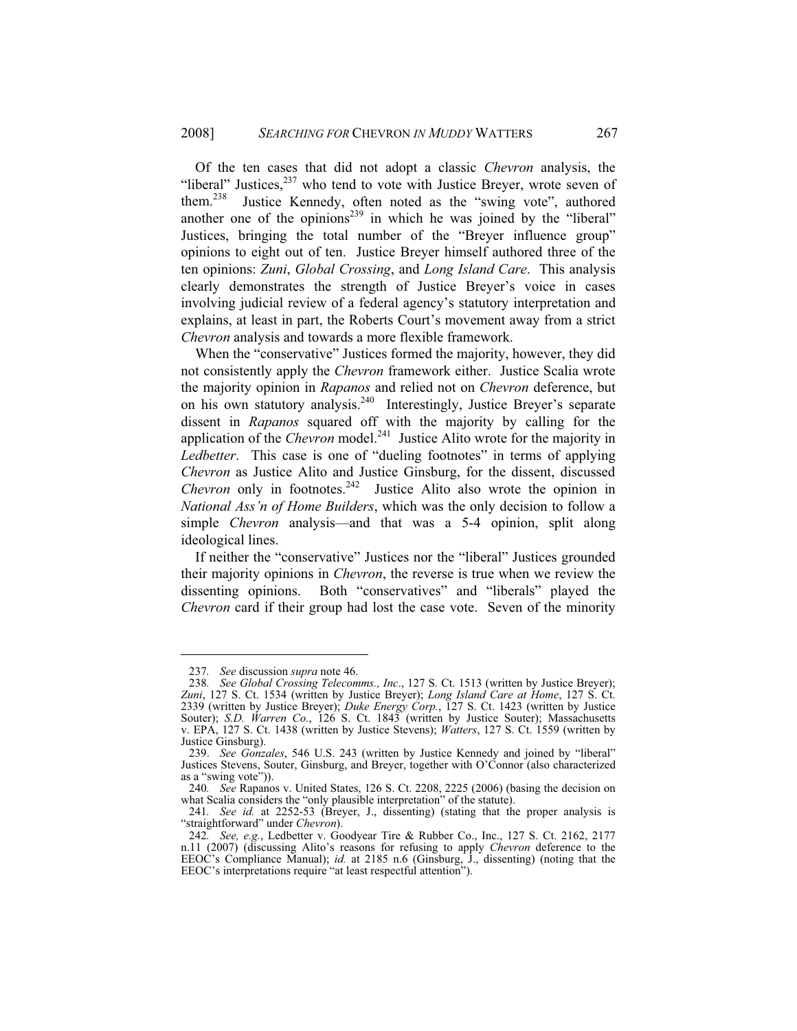Of the ten cases that did not adopt a classic *Chevron* analysis, the "liberal" Justices,[237] who tend to vote with Justice Breyer, wrote seven of them.[238] Justice Kennedy, often noted as the "swing vote", authored another one of the opinions[239] in which he was joined by the "liberal" Justices, bringing the total number of the "Breyer influence group" opinions to eight out of ten. Justice Breyer himself authored three of the ten opinions: *Zuni*, *Global Crossing*, and *Long Island Care*. This analysis clearly demonstrates the strength of Justice Breyer's voice in cases involving judicial review of a federal agency's statutory interpretation and explains, at least in part, the Roberts Court's movement away from a strict *Chevron* analysis and towards a more flexible framework.

When the "conservative" Justices formed the majority, however, they did not consistently apply the *Chevron* framework either. Justice Scalia wrote the majority opinion in *Rapanos* and relied not on *Chevron* deference, but on his own statutory analysis.[240] Interestingly, Justice Breyer's separate dissent in *Rapanos* squared off with the majority by calling for the application of the *Chevron* model.[241] Justice Alito wrote for the majority in *Ledbetter*. This case is one of "dueling footnotes" in terms of applying *Chevron* as Justice Alito and Justice Ginsburg, for the dissent, discussed *Chevron* only in footnotes.[242] Justice Alito also wrote the opinion in *National Ass'n of Home Builders*, which was the only decision to follow a simple *Chevron* analysis—and that was a 5-4 opinion, split along ideological lines.

If neither the "conservative" Justices nor the "liberal" Justices grounded their majority opinions in *Chevron*, the reverse is true when we review the dissenting opinions. Both "conservatives" and "liberals" played the *Chevron* card if their group had lost the case vote. Seven of the minority

---

237. *See* discussion *supra* note 46.

238. *See Global Crossing Telecomms., Inc.*, 127 S. Ct. 1513 (written by Justice Breyer); *Zuni*, 127 S. Ct. 1534 (written by Justice Breyer); *Long Island Care at Home*, 127 S. Ct. 2339 (written by Justice Breyer); *Duke Energy Corp.*, 127 S. Ct. 1423 (written by Justice Souter); *S.D. Warren Co.*, 126 S. Ct. 1843 (written by Justice Souter); Massachusetts v. EPA, 127 S. Ct. 1438 (written by Justice Stevens); *Watters*, 127 S. Ct. 1559 (written by Justice Ginsburg).

239. *See Gonzales*, 546 U.S. 243 (written by Justice Kennedy and joined by "liberal" Justices Stevens, Souter, Ginsburg, and Breyer, together with O'Connor (also characterized as a "swing vote")).

240. *See* Rapanos v. United States, 126 S. Ct. 2208, 2225 (2006) (basing the decision on what Scalia considers the "only plausible interpretation" of the statute).

241. *See id.* at 2252-53 (Breyer, J., dissenting) (stating that the proper analysis is "straightforward" under *Chevron*).

242. *See, e.g.*, Ledbetter v. Goodyear Tire & Rubber Co., Inc., 127 S. Ct. 2162, 2177 n.11 (2007) (discussing Alito's reasons for refusing to apply *Chevron* deference to the EEOC's Compliance Manual); *id.* at 2185 n.6 (Ginsburg, J., dissenting) (noting that the EEOC's interpretations require "at least respectful attention").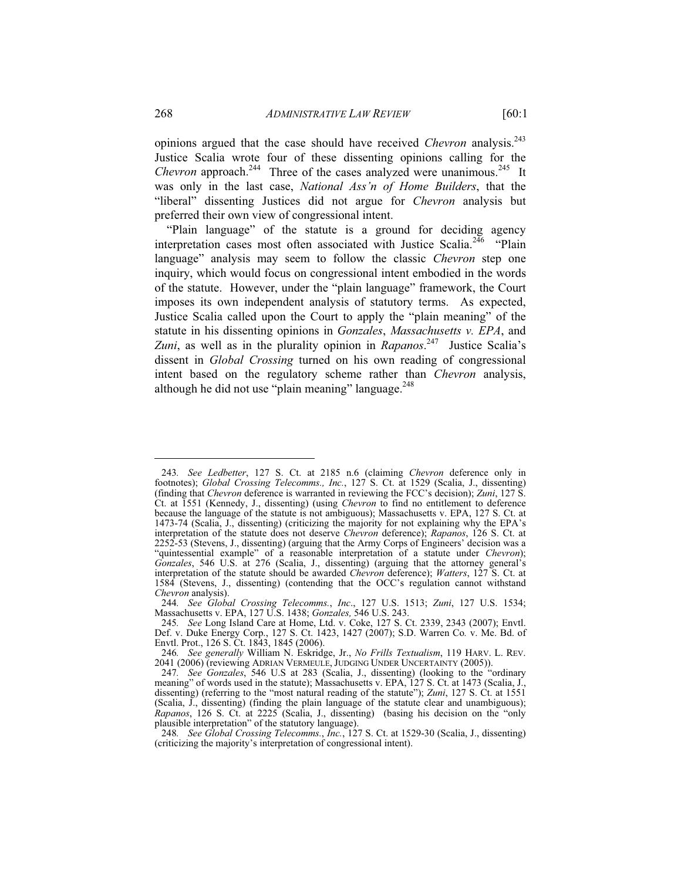opinions argued that the case should have received *Chevron* analysis.[243] Justice Scalia wrote four of these dissenting opinions calling for the *Chevron* approach.[244] Three of the cases analyzed were unanimous.[245] It was only in the last case, *National Ass'n of Home Builders*, that the "liberal" dissenting Justices did not argue for *Chevron* analysis but preferred their own view of congressional intent.

"Plain language" of the statute is a ground for deciding agency interpretation cases most often associated with Justice Scalia.[246] "Plain language" analysis may seem to follow the classic *Chevron* step one inquiry, which would focus on congressional intent embodied in the words of the statute. However, under the "plain language" framework, the Court imposes its own independent analysis of statutory terms. As expected, Justice Scalia called upon the Court to apply the "plain meaning" of the statute in his dissenting opinions in *Gonzales*, *Massachusetts v. EPA*, and *Zuni*, as well as in the plurality opinion in *Rapanos*.[247] Justice Scalia's dissent in *Global Crossing* turned on his own reading of congressional intent based on the regulatory scheme rather than *Chevron* analysis, although he did not use "plain meaning" language.[248]

---

243. *See Ledbetter*, 127 S. Ct. at 2185 n.6 (claiming *Chevron* deference only in footnotes); *Global Crossing Telecomms., Inc.*, 127 S. Ct. at 1529 (Scalia, J., dissenting) (finding that *Chevron* deference is warranted in reviewing the FCC's decision); *Zuni*, 127 S. Ct. at 1551 (Kennedy, J., dissenting) (using *Chevron* to find no entitlement to deference because the language of the statute is not ambiguous); Massachusetts v. EPA, 127 S. Ct. at 1473-74 (Scalia, J., dissenting) (criticizing the majority for not explaining why the EPA's interpretation of the statute does not deserve *Chevron* deference); *Rapanos*, 126 S. Ct. at 2252-53 (Stevens, J., dissenting) (arguing that the Army Corps of Engineers' decision was a "quintessential example" of a reasonable interpretation of a statute under *Chevron*); *Gonzales*, 546 U.S. at 276 (Scalia, J., dissenting) (arguing that the attorney general's interpretation of the statute should be awarded *Chevron* deference); *Watters*, 127 S. Ct. at 1584 (Stevens, J., dissenting) (contending that the OCC's regulation cannot withstand *Chevron* analysis).

244. *See Global Crossing Telecomms.*, *Inc*., 127 U.S. 1513; *Zuni*, 127 U.S. 1534; Massachusetts v. EPA, 127 U.S. 1438; *Gonzales,* 546 U.S. 243.

245. *See* Long Island Care at Home, Ltd. v. Coke, 127 S. Ct. 2339, 2343 (2007); Envtl. Def. v. Duke Energy Corp., 127 S. Ct. 1423, 1427 (2007); S.D. Warren Co. v. Me. Bd. of Envtl. Prot., 126 S. Ct. 1843, 1845 (2006).

246. *See generally* William N. Eskridge, Jr., *No Frills Textualism*, 119 HARV. L. REV. 2041 (2006) (reviewing ADRIAN VERMEULE, JUDGING UNDER UNCERTAINTY (2005)).

247. *See Gonzales*, 546 U.S at 283 (Scalia, J., dissenting) (looking to the "ordinary meaning" of words used in the statute); Massachusetts v. EPA, 127 S. Ct. at 1473 (Scalia, J., dissenting) (referring to the "most natural reading of the statute"); *Zuni*, 127 S. Ct. at 1551 (Scalia, J., dissenting) (finding the plain language of the statute clear and unambiguous); *Rapanos*, 126 S. Ct. at 2225 (Scalia, J., dissenting) (basing his decision on the "only plausible interpretation" of the statutory language).

248. *See Global Crossing Telecomms.*, *Inc.*, 127 S. Ct. at 1529-30 (Scalia, J., dissenting) (criticizing the majority's interpretation of congressional intent).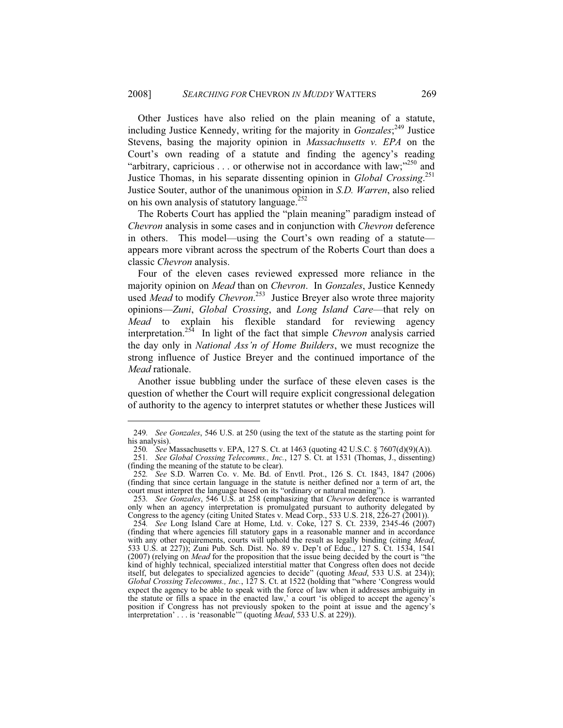Other Justices have also relied on the plain meaning of a statute, including Justice Kennedy, writing for the majority in *Gonzales*;[249] Justice Stevens, basing the majority opinion in *Massachusetts v. EPA* on the Court's own reading of a statute and finding the agency's reading "arbitrary, capricious . . . or otherwise not in accordance with law;"[250] and Justice Thomas, in his separate dissenting opinion in *Global Crossing*.[251] Justice Souter, author of the unanimous opinion in *S.D. Warren*, also relied on his own analysis of statutory language.[252]

The Roberts Court has applied the "plain meaning" paradigm instead of *Chevron* analysis in some cases and in conjunction with *Chevron* deference in others. This model—using the Court's own reading of a statute—appears more vibrant across the spectrum of the Roberts Court than does a classic *Chevron* analysis.

Four of the eleven cases reviewed expressed more reliance in the majority opinion on *Mead* than on *Chevron*. In *Gonzales*, Justice Kennedy used *Mead* to modify *Chevron*.[253] Justice Breyer also wrote three majority opinions—*Zuni*, *Global Crossing*, and *Long Island Care*—that rely on *Mead* to explain his flexible standard for reviewing agency interpretation.[254] In light of the fact that simple *Chevron* analysis carried the day only in *National Ass'n of Home Builders*, we must recognize the strong influence of Justice Breyer and the continued importance of the *Mead* rationale.

Another issue bubbling under the surface of these eleven cases is the question of whether the Court will require explicit congressional delegation of authority to the agency to interpret statutes or whether these Justices will

---

249. *See Gonzales*, 546 U.S. at 250 (using the text of the statute as the starting point for his analysis).

250. *See* Massachusetts v. EPA, 127 S. Ct. at 1463 (quoting 42 U.S.C. § 7607(d)(9)(A)).

251. *See Global Crossing Telecomms., Inc.*, 127 S. Ct. at 1531 (Thomas, J., dissenting) (finding the meaning of the statute to be clear).

252. *See* S.D. Warren Co. v. Me. Bd. of Envtl. Prot., 126 S. Ct. 1843, 1847 (2006) (finding that since certain language in the statute is neither defined nor a term of art, the court must interpret the language based on its "ordinary or natural meaning").

253. *See Gonzales*, 546 U.S. at 258 (emphasizing that *Chevron* deference is warranted only when an agency interpretation is promulgated pursuant to authority delegated by Congress to the agency (citing United States v. Mead Corp., 533 U.S. 218, 226-27 (2001)).

254. *See* Long Island Care at Home, Ltd. v. Coke, 127 S. Ct. 2339, 2345-46 (2007) (finding that where agencies fill statutory gaps in a reasonable manner and in accordance with any other requirements, courts will uphold the result as legally binding (citing *Mead*, 533 U.S. at 227)); Zuni Pub. Sch. Dist. No. 89 v. Dep't of Educ., 127 S. Ct. 1534, 1541 (2007) (relying on *Mead* for the proposition that the issue being decided by the court is "the kind of highly technical, specialized interstitial matter that Congress often does not decide itself, but delegates to specialized agencies to decide" (quoting *Mead*, 533 U.S. at 234)); *Global Crossing Telecomms., Inc.*, 127 S. Ct. at 1522 (holding that "where 'Congress would expect the agency to be able to speak with the force of law when it addresses ambiguity in the statute or fills a space in the enacted law,' a court 'is obliged to accept the agency's position if Congress has not previously spoken to the point at issue and the agency's interpretation' . . . is 'reasonable'" (quoting *Mead*, 533 U.S. at 229)).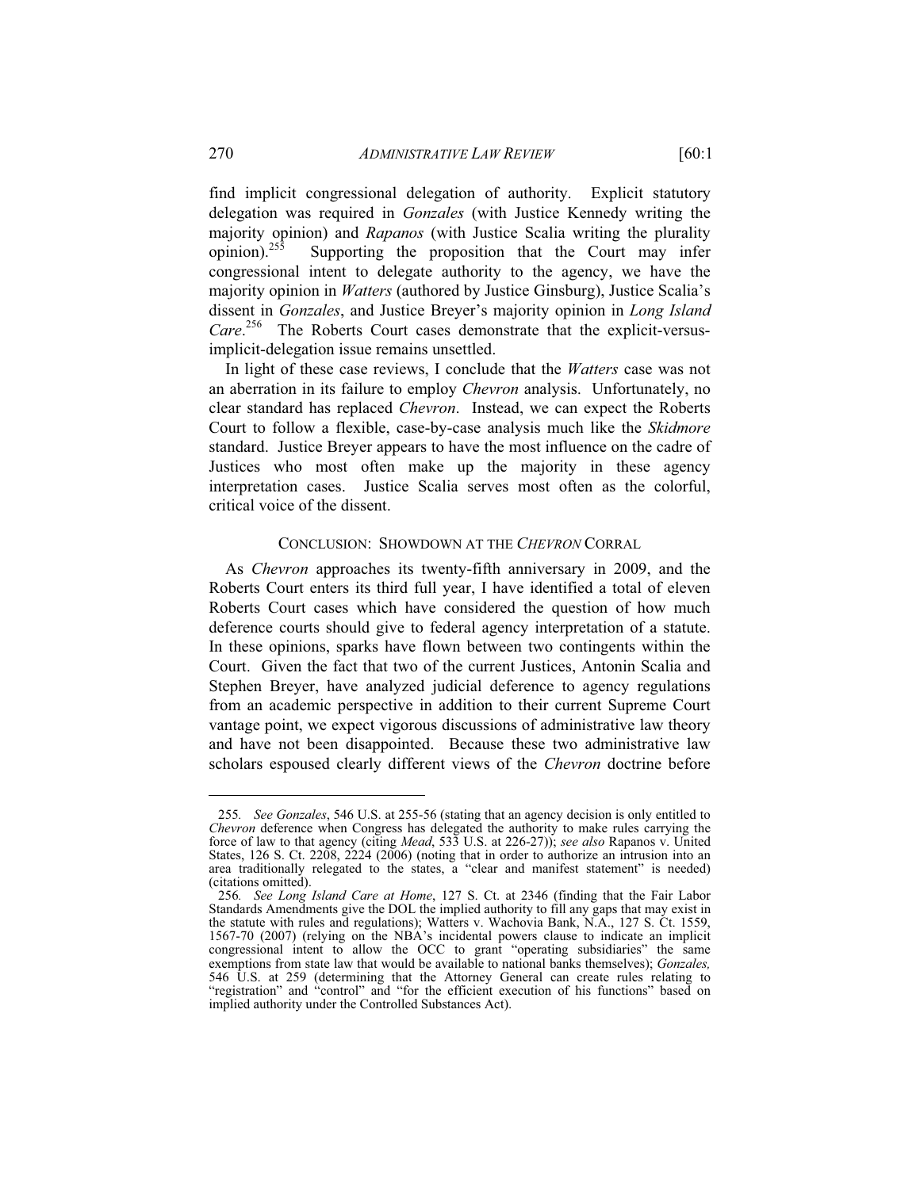find implicit congressional delegation of authority. Explicit statutory delegation was required in *Gonzales* (with Justice Kennedy writing the majority opinion) and *Rapanos* (with Justice Scalia writing the plurality opinion).[255] Supporting the proposition that the Court may infer congressional intent to delegate authority to the agency, we have the majority opinion in *Watters* (authored by Justice Ginsburg), Justice Scalia's dissent in *Gonzales*, and Justice Breyer's majority opinion in *Long Island Care*.[256] The Roberts Court cases demonstrate that the explicit-versus-implicit-delegation issue remains unsettled.

In light of these case reviews, I conclude that the *Watters* case was not an aberration in its failure to employ *Chevron* analysis. Unfortunately, no clear standard has replaced *Chevron*. Instead, we can expect the Roberts Court to follow a flexible, case-by-case analysis much like the *Skidmore* standard. Justice Breyer appears to have the most influence on the cadre of Justices who most often make up the majority in these agency interpretation cases. Justice Scalia serves most often as the colorful, critical voice of the dissent.

## CONCLUSION: SHOWDOWN AT THE *CHEVRON* CORRAL

As *Chevron* approaches its twenty-fifth anniversary in 2009, and the Roberts Court enters its third full year, I have identified a total of eleven Roberts Court cases which have considered the question of how much deference courts should give to federal agency interpretation of a statute. In these opinions, sparks have flown between two contingents within the Court. Given the fact that two of the current Justices, Antonin Scalia and Stephen Breyer, have analyzed judicial deference to agency regulations from an academic perspective in addition to their current Supreme Court vantage point, we expect vigorous discussions of administrative law theory and have not been disappointed. Because these two administrative law scholars espoused clearly different views of the *Chevron* doctrine before

---

255. *See Gonzales*, 546 U.S. at 255-56 (stating that an agency decision is only entitled to *Chevron* deference when Congress has delegated the authority to make rules carrying the force of law to that agency (citing *Mead*, 533 U.S. at 226-27)); *see also* Rapanos v. United States, 126 S. Ct. 2208, 2224 (2006) (noting that in order to authorize an intrusion into an area traditionally relegated to the states, a "clear and manifest statement" is needed) (citations omitted).

256. *See Long Island Care at Home*, 127 S. Ct. at 2346 (finding that the Fair Labor Standards Amendments give the DOL the implied authority to fill any gaps that may exist in the statute with rules and regulations); Watters v. Wachovia Bank, N.A., 127 S. Ct. 1559, 1567-70 (2007) (relying on the NBA's incidental powers clause to indicate an implicit congressional intent to allow the OCC to grant "operating subsidiaries" the same exemptions from state law that would be available to national banks themselves); *Gonzales,* 546 U.S. at 259 (determining that the Attorney General can create rules relating to "registration" and "control" and "for the efficient execution of his functions" based on implied authority under the Controlled Substances Act).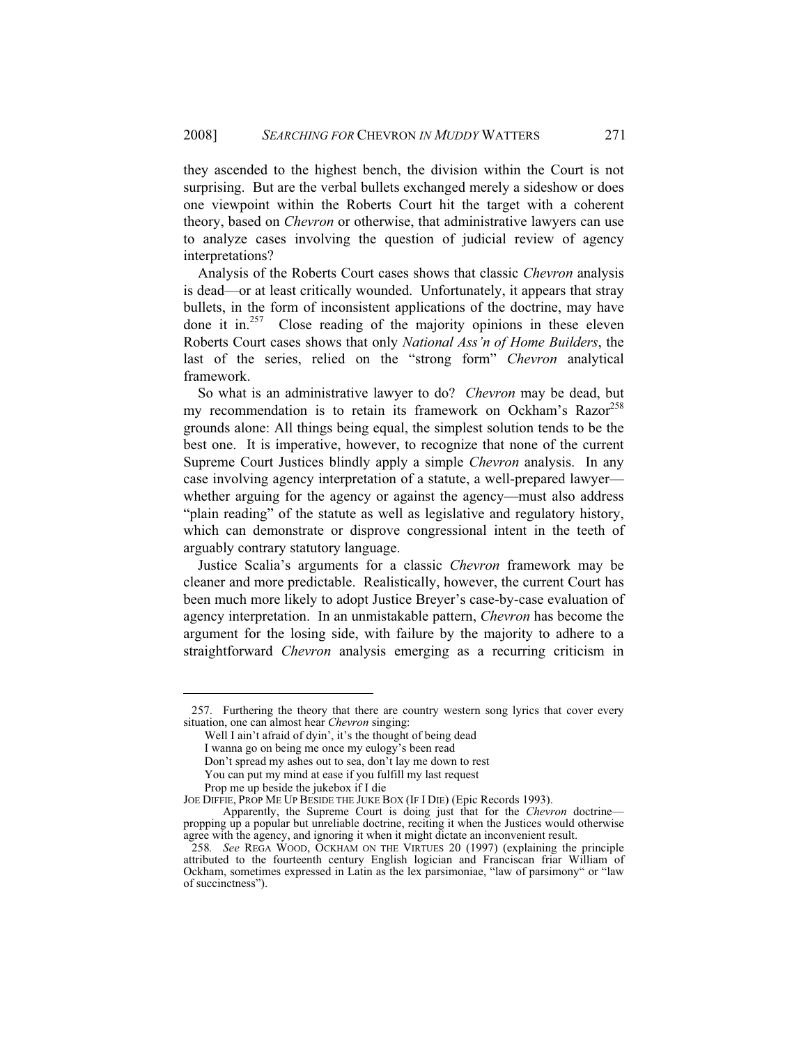they ascended to the highest bench, the division within the Court is not surprising. But are the verbal bullets exchanged merely a sideshow or does one viewpoint within the Roberts Court hit the target with a coherent theory, based on *Chevron* or otherwise, that administrative lawyers can use to analyze cases involving the question of judicial review of agency interpretations?

Analysis of the Roberts Court cases shows that classic *Chevron* analysis is dead—or at least critically wounded. Unfortunately, it appears that stray bullets, in the form of inconsistent applications of the doctrine, may have done it in.[257] Close reading of the majority opinions in these eleven Roberts Court cases shows that only *National Ass'n of Home Builders*, the last of the series, relied on the "strong form" *Chevron* analytical framework.

So what is an administrative lawyer to do? *Chevron* may be dead, but my recommendation is to retain its framework on Ockham's Razor[258] grounds alone: All things being equal, the simplest solution tends to be the best one. It is imperative, however, to recognize that none of the current Supreme Court Justices blindly apply a simple *Chevron* analysis. In any case involving agency interpretation of a statute, a well-prepared lawyer—whether arguing for the agency or against the agency—must also address "plain reading" of the statute as well as legislative and regulatory history, which can demonstrate or disprove congressional intent in the teeth of arguably contrary statutory language.

Justice Scalia's arguments for a classic *Chevron* framework may be cleaner and more predictable. Realistically, however, the current Court has been much more likely to adopt Justice Breyer's case-by-case evaluation of agency interpretation. In an unmistakable pattern, *Chevron* has become the argument for the losing side, with failure by the majority to adhere to a straightforward *Chevron* analysis emerging as a recurring criticism in

---

257. Furthering the theory that there are country western song lyrics that cover every situation, one can almost hear *Chevron* singing:

> Well I ain't afraid of dyin', it's the thought of being dead
> I wanna go on being me once my eulogy's been read
> Don't spread my ashes out to sea, don't lay me down to rest
> You can put my mind at ease if you fulfill my last request
> Prop me up beside the jukebox if I die

JOE DIFFIE, PROP ME UP BESIDE THE JUKE BOX (IF I DIE) (Epic Records 1993).

Apparently, the Supreme Court is doing just that for the *Chevron* doctrine—propping up a popular but unreliable doctrine, reciting it when the Justices would otherwise agree with the agency, and ignoring it when it might dictate an inconvenient result.

258. *See* REGA WOOD, OCKHAM ON THE VIRTUES 20 (1997) (explaining the principle attributed to the fourteenth century English logician and Franciscan friar William of Ockham, sometimes expressed in Latin as the lex parsimoniae, "law of parsimony" or "law of succinctness").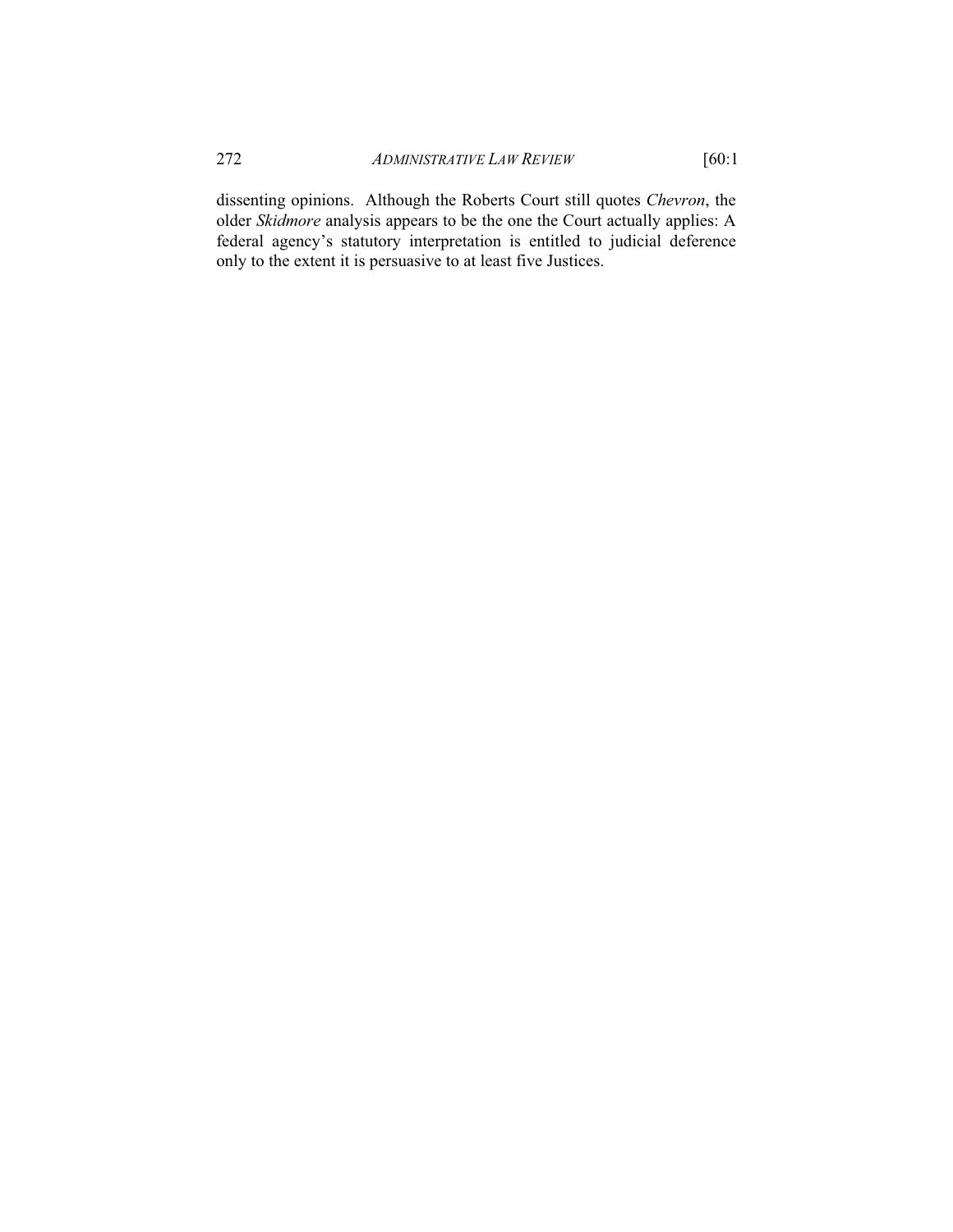dissenting opinions. Although the Roberts Court still quotes *Chevron*, the older *Skidmore* analysis appears to be the one the Court actually applies: A federal agency's statutory interpretation is entitled to judicial deference only to the extent it is persuasive to at least five Justices.